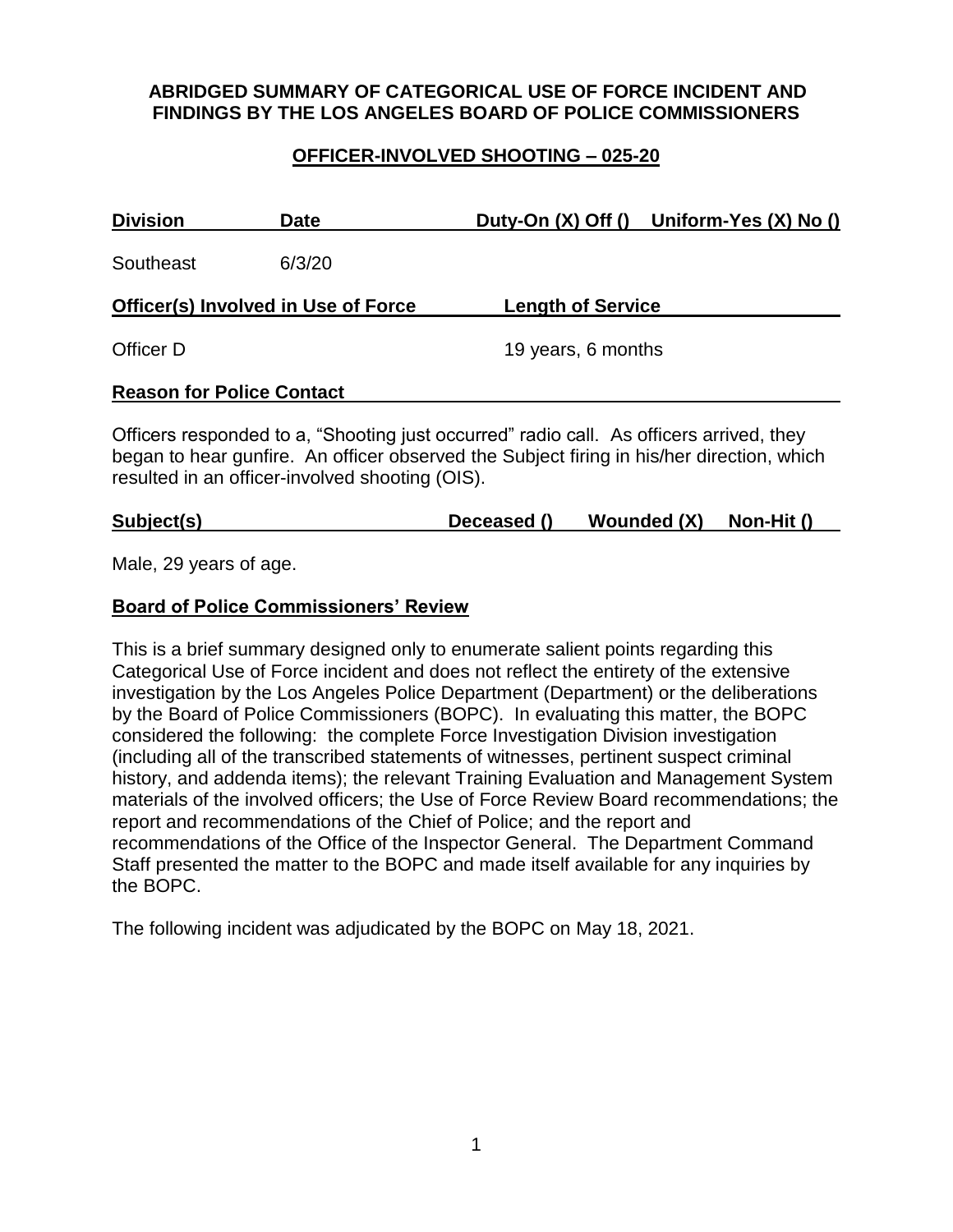# ABRIDGED SUMMARY OF CATEGORICAL USE OF FORCE INCIDENT AND FINDINGS BY THE LOS ANGELES BOARD OF POLICE COMMISSIONERS

## OFFICER-INVOLVED SHOOTING – 025-20

| Division | Date | Duty-On (X) Off () | Uniform-Yes (X) No () |
|---|---|---|---|
| Southeast | 6/3/20 | | |

| Officer(s) Involved in Use of Force | Length of Service |
|---|---|
| Officer D | 19 years, 6 months |

**Reason for Police Contact**

Officers responded to a, "Shooting just occurred" radio call. As officers arrived, they began to hear gunfire. An officer observed the Subject firing in his/her direction, which resulted in an officer-involved shooting (OIS).

| Subject(s) | Deceased () | Wounded (X) | Non-Hit () |
|---|---|---|---|

Male, 29 years of age.

**Board of Police Commissioners' Review**

This is a brief summary designed only to enumerate salient points regarding this Categorical Use of Force incident and does not reflect the entirety of the extensive investigation by the Los Angeles Police Department (Department) or the deliberations by the Board of Police Commissioners (BOPC). In evaluating this matter, the BOPC considered the following: the complete Force Investigation Division investigation (including all of the transcribed statements of witnesses, pertinent suspect criminal history, and addenda items); the relevant Training Evaluation and Management System materials of the involved officers; the Use of Force Review Board recommendations; the report and recommendations of the Chief of Police; and the report and recommendations of the Office of the Inspector General. The Department Command Staff presented the matter to the BOPC and made itself available for any inquiries by the BOPC.

The following incident was adjudicated by the BOPC on May 18, 2021.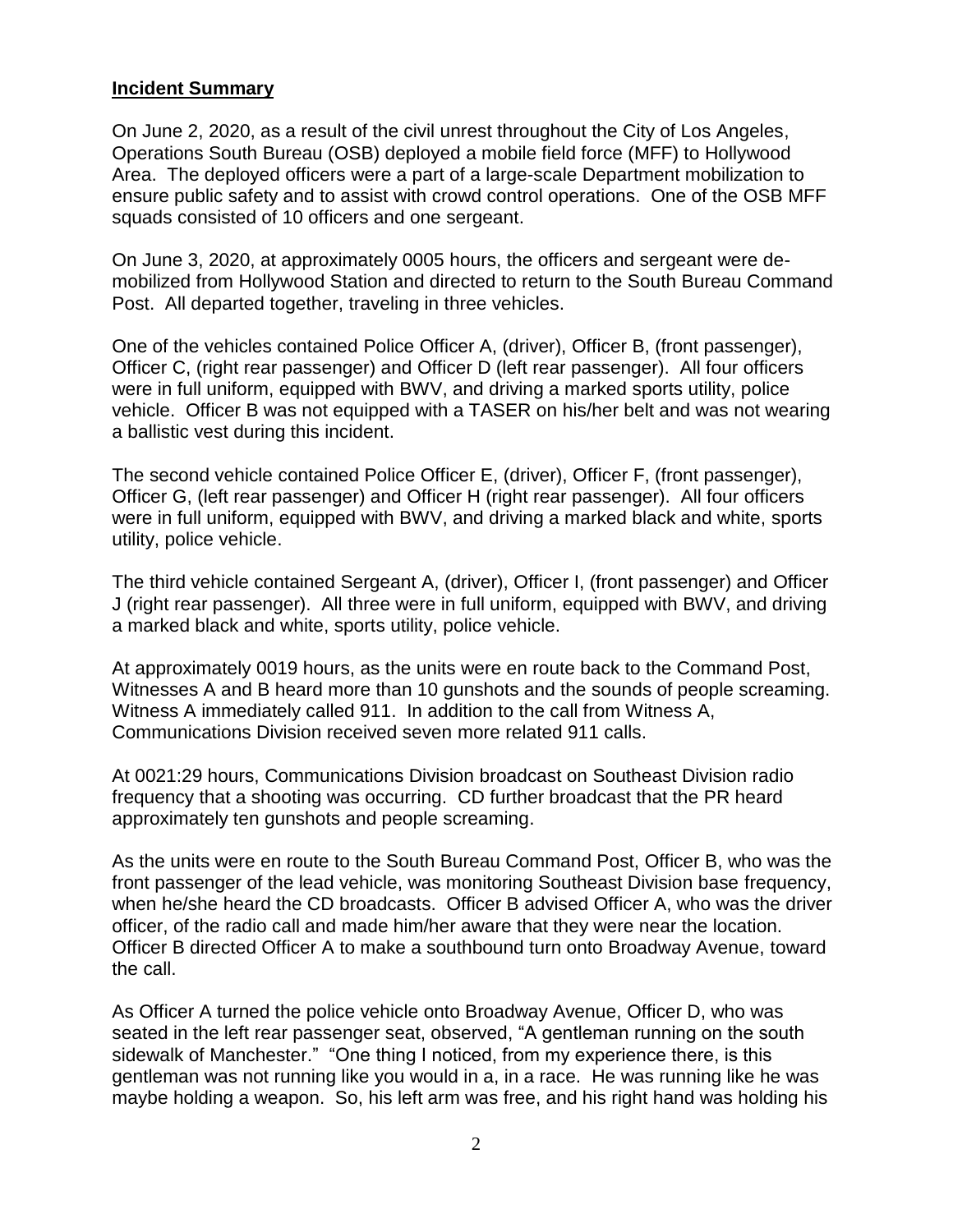**Incident Summary**

On June 2, 2020, as a result of the civil unrest throughout the City of Los Angeles, Operations South Bureau (OSB) deployed a mobile field force (MFF) to Hollywood Area. The deployed officers were a part of a large-scale Department mobilization to ensure public safety and to assist with crowd control operations. One of the OSB MFF squads consisted of 10 officers and one sergeant.

On June 3, 2020, at approximately 0005 hours, the officers and sergeant were de-mobilized from Hollywood Station and directed to return to the South Bureau Command Post. All departed together, traveling in three vehicles.

One of the vehicles contained Police Officer A, (driver), Officer B, (front passenger), Officer C, (right rear passenger) and Officer D (left rear passenger). All four officers were in full uniform, equipped with BWV, and driving a marked sports utility, police vehicle. Officer B was not equipped with a TASER on his/her belt and was not wearing a ballistic vest during this incident.

The second vehicle contained Police Officer E, (driver), Officer F, (front passenger), Officer G, (left rear passenger) and Officer H (right rear passenger). All four officers were in full uniform, equipped with BWV, and driving a marked black and white, sports utility, police vehicle.

The third vehicle contained Sergeant A, (driver), Officer I, (front passenger) and Officer J (right rear passenger). All three were in full uniform, equipped with BWV, and driving a marked black and white, sports utility, police vehicle.

At approximately 0019 hours, as the units were en route back to the Command Post, Witnesses A and B heard more than 10 gunshots and the sounds of people screaming. Witness A immediately called 911. In addition to the call from Witness A, Communications Division received seven more related 911 calls.

At 0021:29 hours, Communications Division broadcast on Southeast Division radio frequency that a shooting was occurring. CD further broadcast that the PR heard approximately ten gunshots and people screaming.

As the units were en route to the South Bureau Command Post, Officer B, who was the front passenger of the lead vehicle, was monitoring Southeast Division base frequency, when he/she heard the CD broadcasts. Officer B advised Officer A, who was the driver officer, of the radio call and made him/her aware that they were near the location. Officer B directed Officer A to make a southbound turn onto Broadway Avenue, toward the call.

As Officer A turned the police vehicle onto Broadway Avenue, Officer D, who was seated in the left rear passenger seat, observed, "A gentleman running on the south sidewalk of Manchester." "One thing I noticed, from my experience there, is this gentleman was not running like you would in a, in a race. He was running like he was maybe holding a weapon. So, his left arm was free, and his right hand was holding his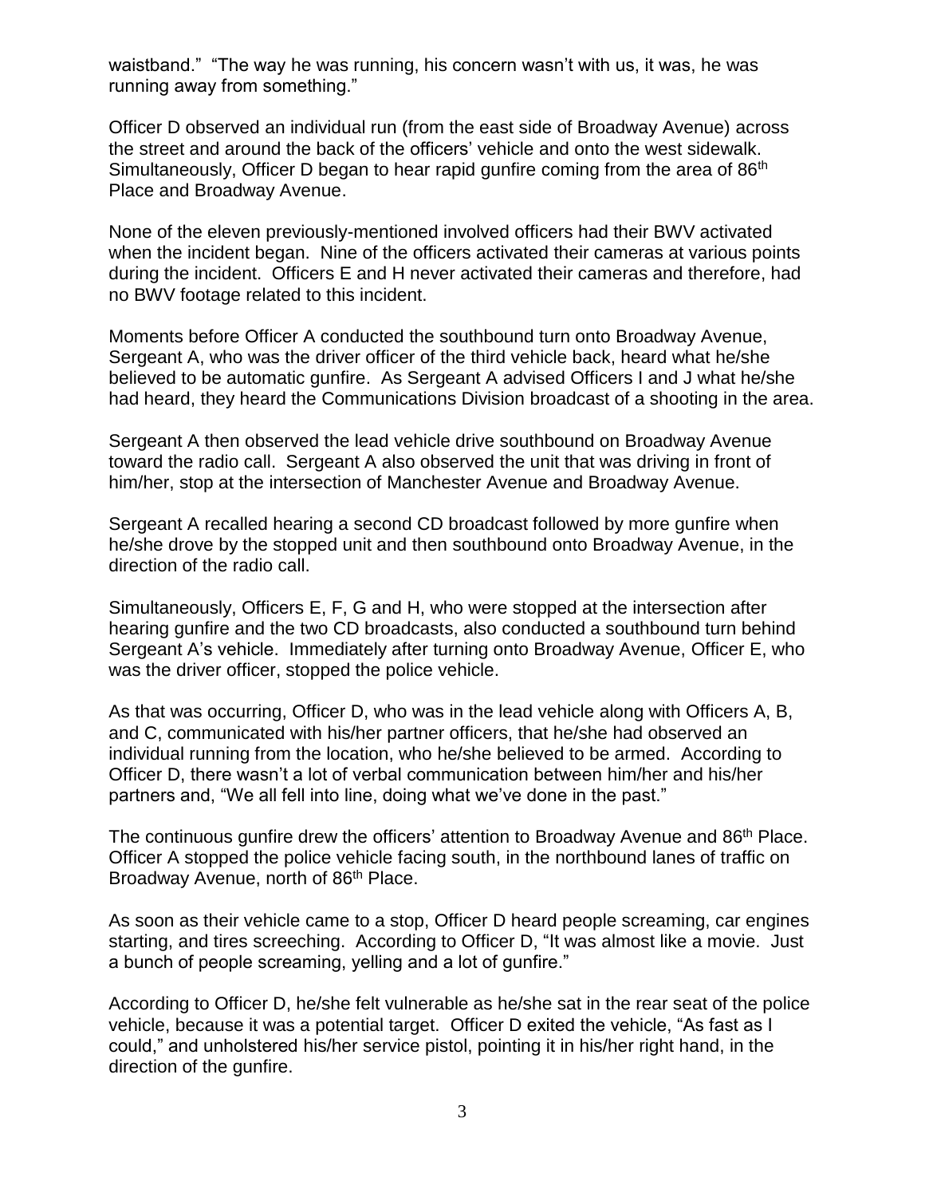waistband." "The way he was running, his concern wasn't with us, it was, he was running away from something."

Officer D observed an individual run (from the east side of Broadway Avenue) across the street and around the back of the officers' vehicle and onto the west sidewalk. Simultaneously, Officer D began to hear rapid gunfire coming from the area of 86th Place and Broadway Avenue.

None of the eleven previously-mentioned involved officers had their BWV activated when the incident began. Nine of the officers activated their cameras at various points during the incident. Officers E and H never activated their cameras and therefore, had no BWV footage related to this incident.

Moments before Officer A conducted the southbound turn onto Broadway Avenue, Sergeant A, who was the driver officer of the third vehicle back, heard what he/she believed to be automatic gunfire. As Sergeant A advised Officers I and J what he/she had heard, they heard the Communications Division broadcast of a shooting in the area.

Sergeant A then observed the lead vehicle drive southbound on Broadway Avenue toward the radio call. Sergeant A also observed the unit that was driving in front of him/her, stop at the intersection of Manchester Avenue and Broadway Avenue.

Sergeant A recalled hearing a second CD broadcast followed by more gunfire when he/she drove by the stopped unit and then southbound onto Broadway Avenue, in the direction of the radio call.

Simultaneously, Officers E, F, G and H, who were stopped at the intersection after hearing gunfire and the two CD broadcasts, also conducted a southbound turn behind Sergeant A's vehicle. Immediately after turning onto Broadway Avenue, Officer E, who was the driver officer, stopped the police vehicle.

As that was occurring, Officer D, who was in the lead vehicle along with Officers A, B, and C, communicated with his/her partner officers, that he/she had observed an individual running from the location, who he/she believed to be armed. According to Officer D, there wasn't a lot of verbal communication between him/her and his/her partners and, "We all fell into line, doing what we've done in the past."

The continuous gunfire drew the officers' attention to Broadway Avenue and 86th Place. Officer A stopped the police vehicle facing south, in the northbound lanes of traffic on Broadway Avenue, north of 86th Place.

As soon as their vehicle came to a stop, Officer D heard people screaming, car engines starting, and tires screeching. According to Officer D, "It was almost like a movie. Just a bunch of people screaming, yelling and a lot of gunfire."

According to Officer D, he/she felt vulnerable as he/she sat in the rear seat of the police vehicle, because it was a potential target. Officer D exited the vehicle, "As fast as I could," and unholstered his/her service pistol, pointing it in his/her right hand, in the direction of the gunfire.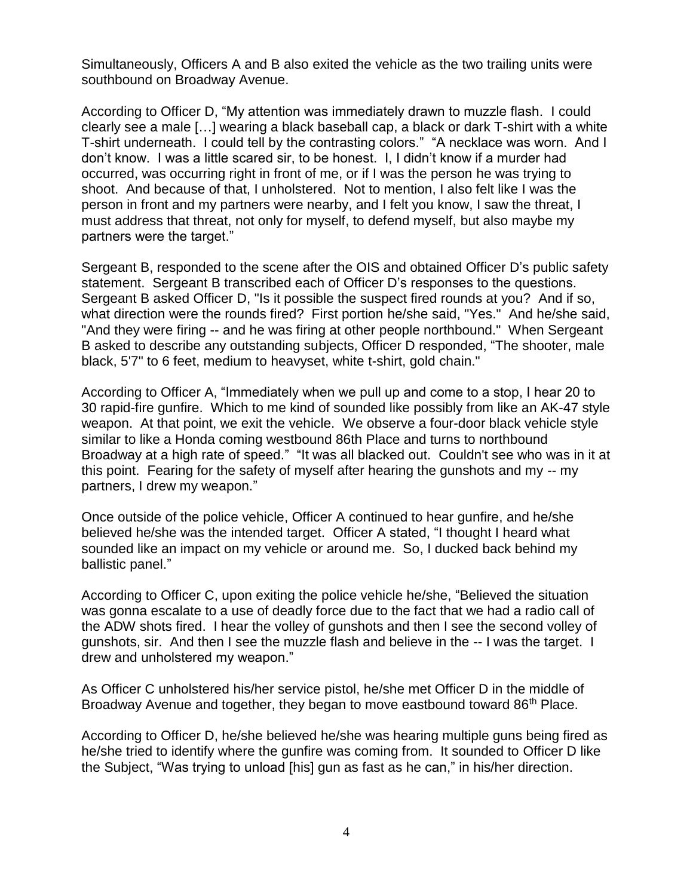Simultaneously, Officers A and B also exited the vehicle as the two trailing units were southbound on Broadway Avenue.

According to Officer D, "My attention was immediately drawn to muzzle flash. I could clearly see a male […] wearing a black baseball cap, a black or dark T-shirt with a white T-shirt underneath. I could tell by the contrasting colors." "A necklace was worn. And I don't know. I was a little scared sir, to be honest. I, I didn't know if a murder had occurred, was occurring right in front of me, or if I was the person he was trying to shoot. And because of that, I unholstered. Not to mention, I also felt like I was the person in front and my partners were nearby, and I felt you know, I saw the threat, I must address that threat, not only for myself, to defend myself, but also maybe my partners were the target."

Sergeant B, responded to the scene after the OIS and obtained Officer D's public safety statement. Sergeant B transcribed each of Officer D's responses to the questions. Sergeant B asked Officer D, "Is it possible the suspect fired rounds at you? And if so, what direction were the rounds fired? First portion he/she said, "Yes." And he/she said, "And they were firing -- and he was firing at other people northbound." When Sergeant B asked to describe any outstanding subjects, Officer D responded, "The shooter, male black, 5'7" to 6 feet, medium to heavyset, white t-shirt, gold chain."

According to Officer A, "Immediately when we pull up and come to a stop, I hear 20 to 30 rapid-fire gunfire. Which to me kind of sounded like possibly from like an AK-47 style weapon. At that point, we exit the vehicle. We observe a four-door black vehicle style similar to like a Honda coming westbound 86th Place and turns to northbound Broadway at a high rate of speed." "It was all blacked out. Couldn't see who was in it at this point. Fearing for the safety of myself after hearing the gunshots and my -- my partners, I drew my weapon."

Once outside of the police vehicle, Officer A continued to hear gunfire, and he/she believed he/she was the intended target. Officer A stated, "I thought I heard what sounded like an impact on my vehicle or around me. So, I ducked back behind my ballistic panel."

According to Officer C, upon exiting the police vehicle he/she, "Believed the situation was gonna escalate to a use of deadly force due to the fact that we had a radio call of the ADW shots fired. I hear the volley of gunshots and then I see the second volley of gunshots, sir. And then I see the muzzle flash and believe in the -- I was the target. I drew and unholstered my weapon."

As Officer C unholstered his/her service pistol, he/she met Officer D in the middle of Broadway Avenue and together, they began to move eastbound toward 86th Place.

According to Officer D, he/she believed he/she was hearing multiple guns being fired as he/she tried to identify where the gunfire was coming from. It sounded to Officer D like the Subject, "Was trying to unload [his] gun as fast as he can," in his/her direction.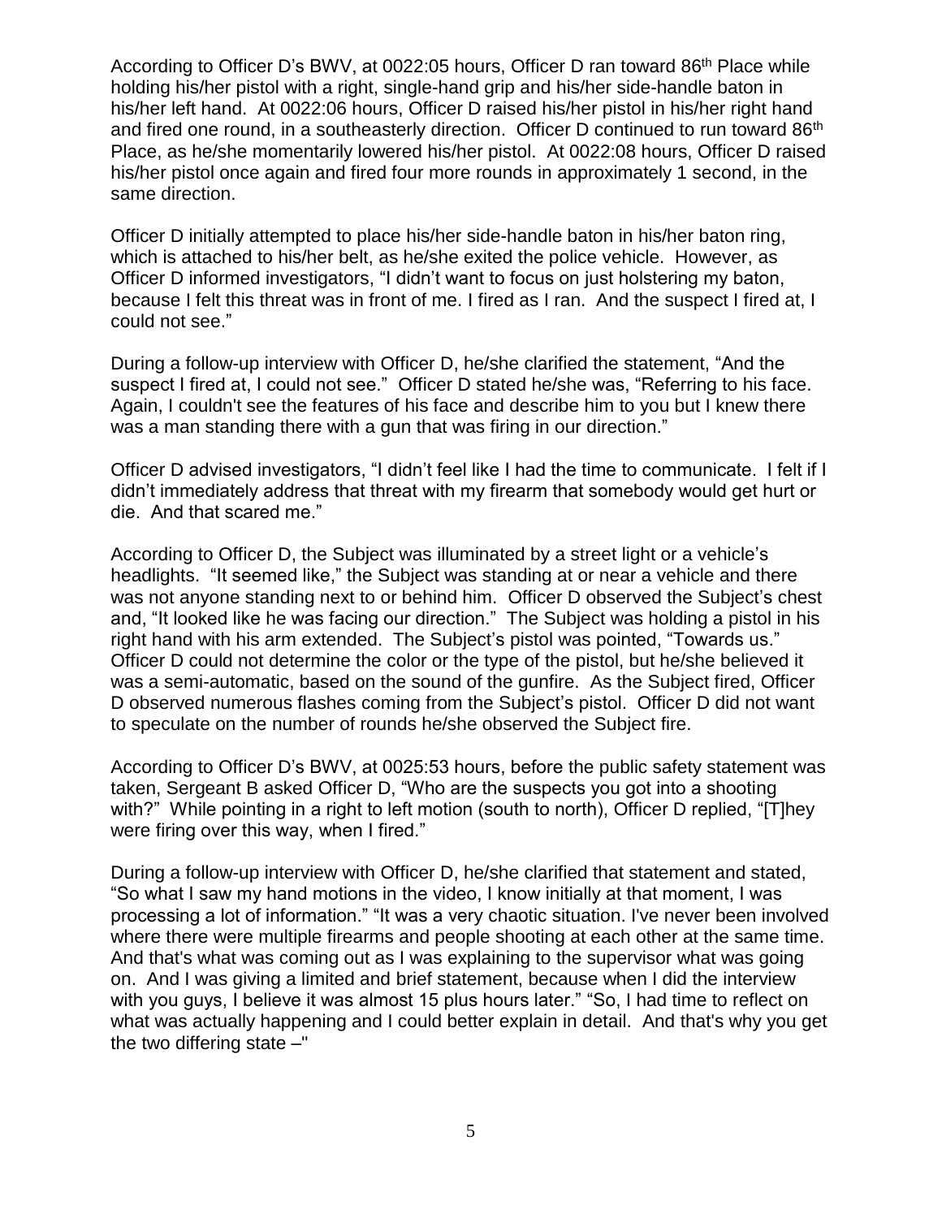According to Officer D's BWV, at 0022:05 hours, Officer D ran toward 86th Place while holding his/her pistol with a right, single-hand grip and his/her side-handle baton in his/her left hand. At 0022:06 hours, Officer D raised his/her pistol in his/her right hand and fired one round, in a southeasterly direction. Officer D continued to run toward 86th Place, as he/she momentarily lowered his/her pistol. At 0022:08 hours, Officer D raised his/her pistol once again and fired four more rounds in approximately 1 second, in the same direction.

Officer D initially attempted to place his/her side-handle baton in his/her baton ring, which is attached to his/her belt, as he/she exited the police vehicle. However, as Officer D informed investigators, "I didn't want to focus on just holstering my baton, because I felt this threat was in front of me. I fired as I ran. And the suspect I fired at, I could not see."

During a follow-up interview with Officer D, he/she clarified the statement, "And the suspect I fired at, I could not see." Officer D stated he/she was, "Referring to his face. Again, I couldn't see the features of his face and describe him to you but I knew there was a man standing there with a gun that was firing in our direction."

Officer D advised investigators, "I didn't feel like I had the time to communicate. I felt if I didn't immediately address that threat with my firearm that somebody would get hurt or die. And that scared me."

According to Officer D, the Subject was illuminated by a street light or a vehicle's headlights. "It seemed like," the Subject was standing at or near a vehicle and there was not anyone standing next to or behind him. Officer D observed the Subject's chest and, "It looked like he was facing our direction." The Subject was holding a pistol in his right hand with his arm extended. The Subject's pistol was pointed, "Towards us." Officer D could not determine the color or the type of the pistol, but he/she believed it was a semi-automatic, based on the sound of the gunfire. As the Subject fired, Officer D observed numerous flashes coming from the Subject's pistol. Officer D did not want to speculate on the number of rounds he/she observed the Subject fire.

According to Officer D's BWV, at 0025:53 hours, before the public safety statement was taken, Sergeant B asked Officer D, "Who are the suspects you got into a shooting with?" While pointing in a right to left motion (south to north), Officer D replied, "[T]hey were firing over this way, when I fired."

During a follow-up interview with Officer D, he/she clarified that statement and stated, "So what I saw my hand motions in the video, I know initially at that moment, I was processing a lot of information." "It was a very chaotic situation. I've never been involved where there were multiple firearms and people shooting at each other at the same time. And that's what was coming out as I was explaining to the supervisor what was going on. And I was giving a limited and brief statement, because when I did the interview with you guys, I believe it was almost 15 plus hours later." "So, I had time to reflect on what was actually happening and I could better explain in detail. And that's why you get the two differing state –"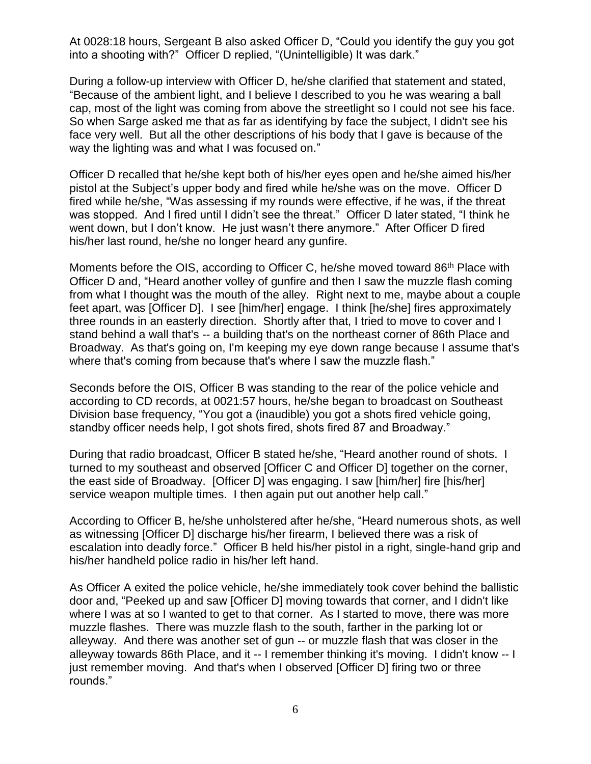At 0028:18 hours, Sergeant B also asked Officer D, "Could you identify the guy you got into a shooting with?" Officer D replied, "(Unintelligible) It was dark."

During a follow-up interview with Officer D, he/she clarified that statement and stated, "Because of the ambient light, and I believe I described to you he was wearing a ball cap, most of the light was coming from above the streetlight so I could not see his face. So when Sarge asked me that as far as identifying by face the subject, I didn't see his face very well. But all the other descriptions of his body that I gave is because of the way the lighting was and what I was focused on."

Officer D recalled that he/she kept both of his/her eyes open and he/she aimed his/her pistol at the Subject's upper body and fired while he/she was on the move. Officer D fired while he/she, "Was assessing if my rounds were effective, if he was, if the threat was stopped. And I fired until I didn't see the threat." Officer D later stated, "I think he went down, but I don't know. He just wasn't there anymore." After Officer D fired his/her last round, he/she no longer heard any gunfire.

Moments before the OIS, according to Officer C, he/she moved toward 86th Place with Officer D and, "Heard another volley of gunfire and then I saw the muzzle flash coming from what I thought was the mouth of the alley. Right next to me, maybe about a couple feet apart, was [Officer D]. I see [him/her] engage. I think [he/she] fires approximately three rounds in an easterly direction. Shortly after that, I tried to move to cover and I stand behind a wall that's -- a building that's on the northeast corner of 86th Place and Broadway. As that's going on, I'm keeping my eye down range because I assume that's where that's coming from because that's where I saw the muzzle flash."

Seconds before the OIS, Officer B was standing to the rear of the police vehicle and according to CD records, at 0021:57 hours, he/she began to broadcast on Southeast Division base frequency, "You got a (inaudible) you got a shots fired vehicle going, standby officer needs help, I got shots fired, shots fired 87 and Broadway."

During that radio broadcast, Officer B stated he/she, "Heard another round of shots. I turned to my southeast and observed [Officer C and Officer D] together on the corner, the east side of Broadway. [Officer D] was engaging. I saw [him/her] fire [his/her] service weapon multiple times. I then again put out another help call."

According to Officer B, he/she unholstered after he/she, "Heard numerous shots, as well as witnessing [Officer D] discharge his/her firearm, I believed there was a risk of escalation into deadly force." Officer B held his/her pistol in a right, single-hand grip and his/her handheld police radio in his/her left hand.

As Officer A exited the police vehicle, he/she immediately took cover behind the ballistic door and, "Peeked up and saw [Officer D] moving towards that corner, and I didn't like where I was at so I wanted to get to that corner. As I started to move, there was more muzzle flashes. There was muzzle flash to the south, farther in the parking lot or alleyway. And there was another set of gun -- or muzzle flash that was closer in the alleyway towards 86th Place, and it -- I remember thinking it's moving. I didn't know -- I just remember moving. And that's when I observed [Officer D] firing two or three rounds."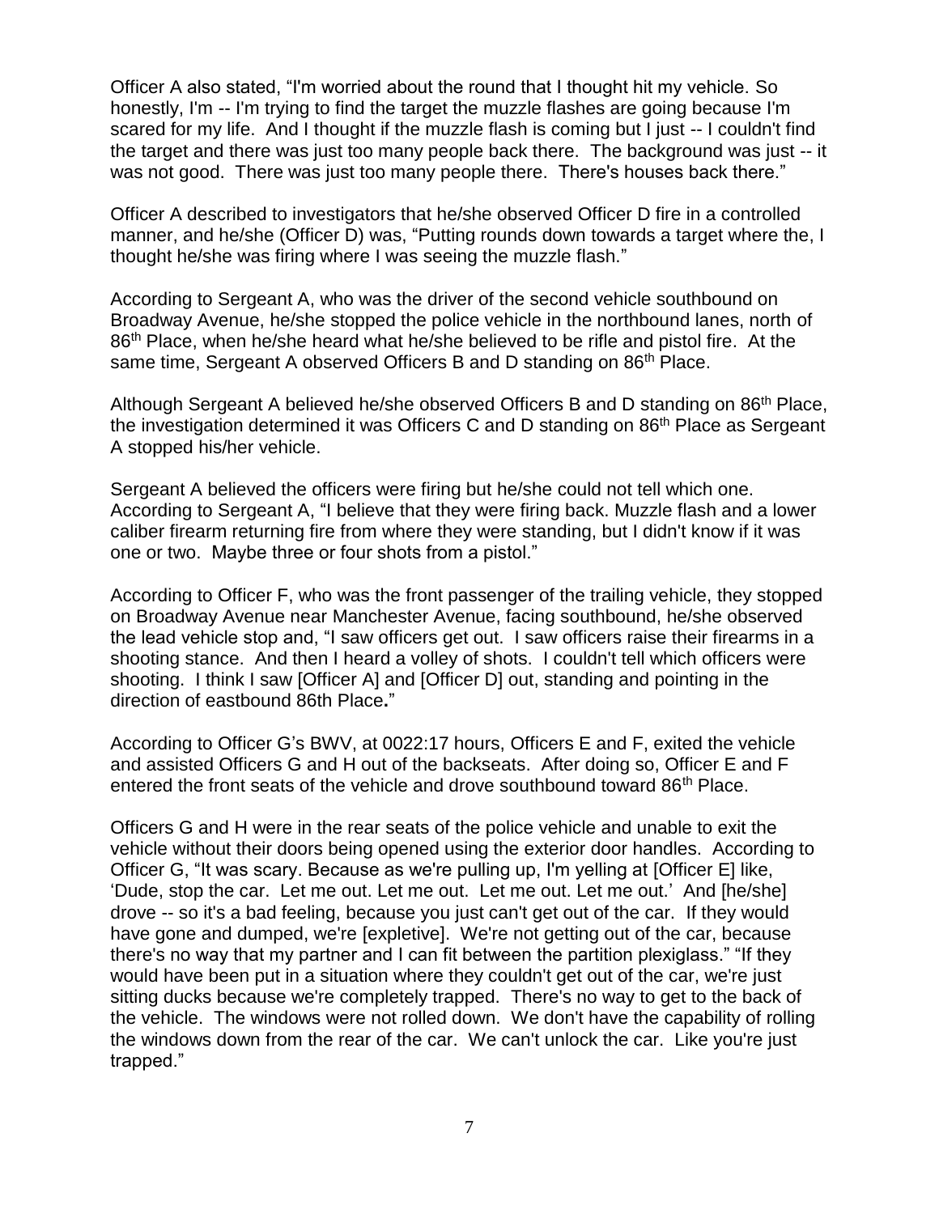Officer A also stated, "I'm worried about the round that I thought hit my vehicle. So honestly, I'm -- I'm trying to find the target the muzzle flashes are going because I'm scared for my life. And I thought if the muzzle flash is coming but I just -- I couldn't find the target and there was just too many people back there. The background was just -- it was not good. There was just too many people there. There's houses back there."

Officer A described to investigators that he/she observed Officer D fire in a controlled manner, and he/she (Officer D) was, "Putting rounds down towards a target where the, I thought he/she was firing where I was seeing the muzzle flash."

According to Sergeant A, who was the driver of the second vehicle southbound on Broadway Avenue, he/she stopped the police vehicle in the northbound lanes, north of 86th Place, when he/she heard what he/she believed to be rifle and pistol fire. At the same time, Sergeant A observed Officers B and D standing on 86th Place.

Although Sergeant A believed he/she observed Officers B and D standing on 86th Place, the investigation determined it was Officers C and D standing on 86th Place as Sergeant A stopped his/her vehicle.

Sergeant A believed the officers were firing but he/she could not tell which one. According to Sergeant A, "I believe that they were firing back. Muzzle flash and a lower caliber firearm returning fire from where they were standing, but I didn't know if it was one or two. Maybe three or four shots from a pistol."

According to Officer F, who was the front passenger of the trailing vehicle, they stopped on Broadway Avenue near Manchester Avenue, facing southbound, he/she observed the lead vehicle stop and, "I saw officers get out. I saw officers raise their firearms in a shooting stance. And then I heard a volley of shots. I couldn't tell which officers were shooting. I think I saw [Officer A] and [Officer D] out, standing and pointing in the direction of eastbound 86th Place**.**"

According to Officer G's BWV, at 0022:17 hours, Officers E and F, exited the vehicle and assisted Officers G and H out of the backseats. After doing so, Officer E and F entered the front seats of the vehicle and drove southbound toward 86th Place.

Officers G and H were in the rear seats of the police vehicle and unable to exit the vehicle without their doors being opened using the exterior door handles. According to Officer G, "It was scary. Because as we're pulling up, I'm yelling at [Officer E] like, 'Dude, stop the car. Let me out. Let me out. Let me out. Let me out.' And [he/she] drove -- so it's a bad feeling, because you just can't get out of the car. If they would have gone and dumped, we're [expletive]. We're not getting out of the car, because there's no way that my partner and I can fit between the partition plexiglass." "If they would have been put in a situation where they couldn't get out of the car, we're just sitting ducks because we're completely trapped. There's no way to get to the back of the vehicle. The windows were not rolled down. We don't have the capability of rolling the windows down from the rear of the car. We can't unlock the car. Like you're just trapped."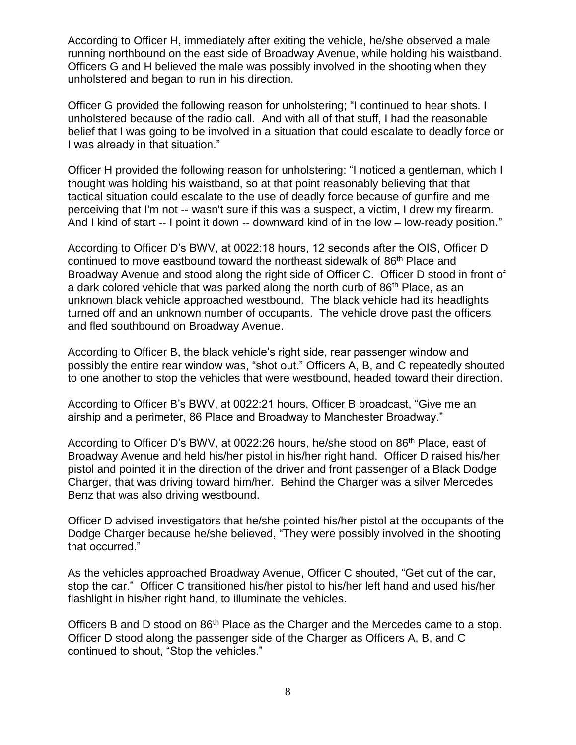According to Officer H, immediately after exiting the vehicle, he/she observed a male running northbound on the east side of Broadway Avenue, while holding his waistband. Officers G and H believed the male was possibly involved in the shooting when they unholstered and began to run in his direction.

Officer G provided the following reason for unholstering; "I continued to hear shots. I unholstered because of the radio call. And with all of that stuff, I had the reasonable belief that I was going to be involved in a situation that could escalate to deadly force or I was already in that situation."

Officer H provided the following reason for unholstering: "I noticed a gentleman, which I thought was holding his waistband, so at that point reasonably believing that that tactical situation could escalate to the use of deadly force because of gunfire and me perceiving that I'm not -- wasn't sure if this was a suspect, a victim, I drew my firearm. And I kind of start -- I point it down -- downward kind of in the low – low-ready position."

According to Officer D's BWV, at 0022:18 hours, 12 seconds after the OIS, Officer D continued to move eastbound toward the northeast sidewalk of 86th Place and Broadway Avenue and stood along the right side of Officer C. Officer D stood in front of a dark colored vehicle that was parked along the north curb of 86th Place, as an unknown black vehicle approached westbound. The black vehicle had its headlights turned off and an unknown number of occupants. The vehicle drove past the officers and fled southbound on Broadway Avenue.

According to Officer B, the black vehicle's right side, rear passenger window and possibly the entire rear window was, "shot out." Officers A, B, and C repeatedly shouted to one another to stop the vehicles that were westbound, headed toward their direction.

According to Officer B's BWV, at 0022:21 hours, Officer B broadcast, "Give me an airship and a perimeter, 86 Place and Broadway to Manchester Broadway."

According to Officer D's BWV, at 0022:26 hours, he/she stood on 86th Place, east of Broadway Avenue and held his/her pistol in his/her right hand. Officer D raised his/her pistol and pointed it in the direction of the driver and front passenger of a Black Dodge Charger, that was driving toward him/her. Behind the Charger was a silver Mercedes Benz that was also driving westbound.

Officer D advised investigators that he/she pointed his/her pistol at the occupants of the Dodge Charger because he/she believed, "They were possibly involved in the shooting that occurred."

As the vehicles approached Broadway Avenue, Officer C shouted, "Get out of the car, stop the car." Officer C transitioned his/her pistol to his/her left hand and used his/her flashlight in his/her right hand, to illuminate the vehicles.

Officers B and D stood on 86th Place as the Charger and the Mercedes came to a stop. Officer D stood along the passenger side of the Charger as Officers A, B, and C continued to shout, "Stop the vehicles."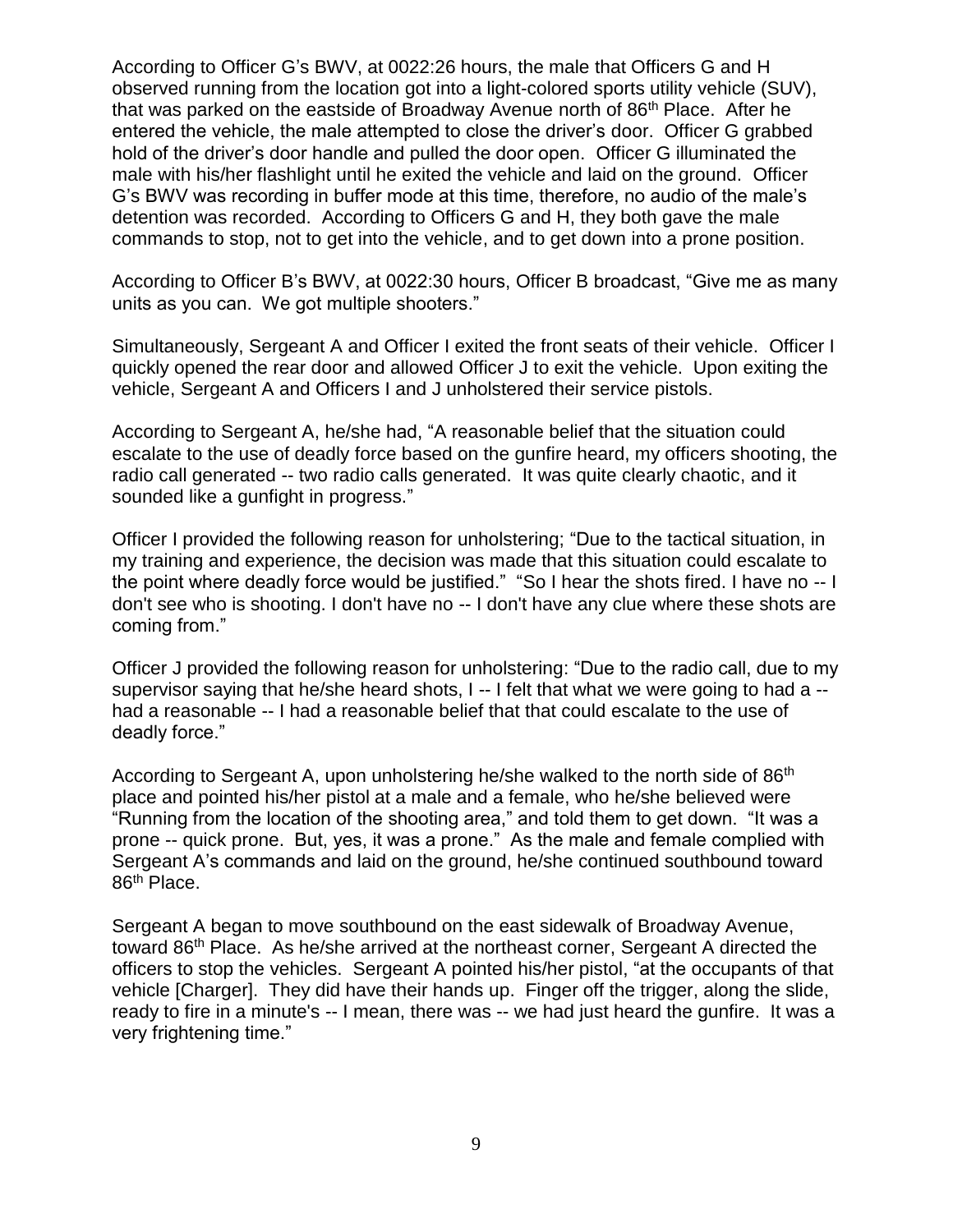According to Officer G's BWV, at 0022:26 hours, the male that Officers G and H observed running from the location got into a light-colored sports utility vehicle (SUV), that was parked on the eastside of Broadway Avenue north of 86th Place. After he entered the vehicle, the male attempted to close the driver's door. Officer G grabbed hold of the driver's door handle and pulled the door open. Officer G illuminated the male with his/her flashlight until he exited the vehicle and laid on the ground. Officer G's BWV was recording in buffer mode at this time, therefore, no audio of the male's detention was recorded. According to Officers G and H, they both gave the male commands to stop, not to get into the vehicle, and to get down into a prone position.

According to Officer B's BWV, at 0022:30 hours, Officer B broadcast, "Give me as many units as you can. We got multiple shooters."

Simultaneously, Sergeant A and Officer I exited the front seats of their vehicle. Officer I quickly opened the rear door and allowed Officer J to exit the vehicle. Upon exiting the vehicle, Sergeant A and Officers I and J unholstered their service pistols.

According to Sergeant A, he/she had, "A reasonable belief that the situation could escalate to the use of deadly force based on the gunfire heard, my officers shooting, the radio call generated -- two radio calls generated. It was quite clearly chaotic, and it sounded like a gunfight in progress."

Officer I provided the following reason for unholstering; "Due to the tactical situation, in my training and experience, the decision was made that this situation could escalate to the point where deadly force would be justified." "So I hear the shots fired. I have no -- I don't see who is shooting. I don't have no -- I don't have any clue where these shots are coming from."

Officer J provided the following reason for unholstering: "Due to the radio call, due to my supervisor saying that he/she heard shots, I -- I felt that what we were going to had a -- had a reasonable -- I had a reasonable belief that that could escalate to the use of deadly force."

According to Sergeant A, upon unholstering he/she walked to the north side of 86th place and pointed his/her pistol at a male and a female, who he/she believed were "Running from the location of the shooting area," and told them to get down. "It was a prone -- quick prone. But, yes, it was a prone." As the male and female complied with Sergeant A's commands and laid on the ground, he/she continued southbound toward 86th Place.

Sergeant A began to move southbound on the east sidewalk of Broadway Avenue, toward 86th Place. As he/she arrived at the northeast corner, Sergeant A directed the officers to stop the vehicles. Sergeant A pointed his/her pistol, "at the occupants of that vehicle [Charger]. They did have their hands up. Finger off the trigger, along the slide, ready to fire in a minute's -- I mean, there was -- we had just heard the gunfire. It was a very frightening time."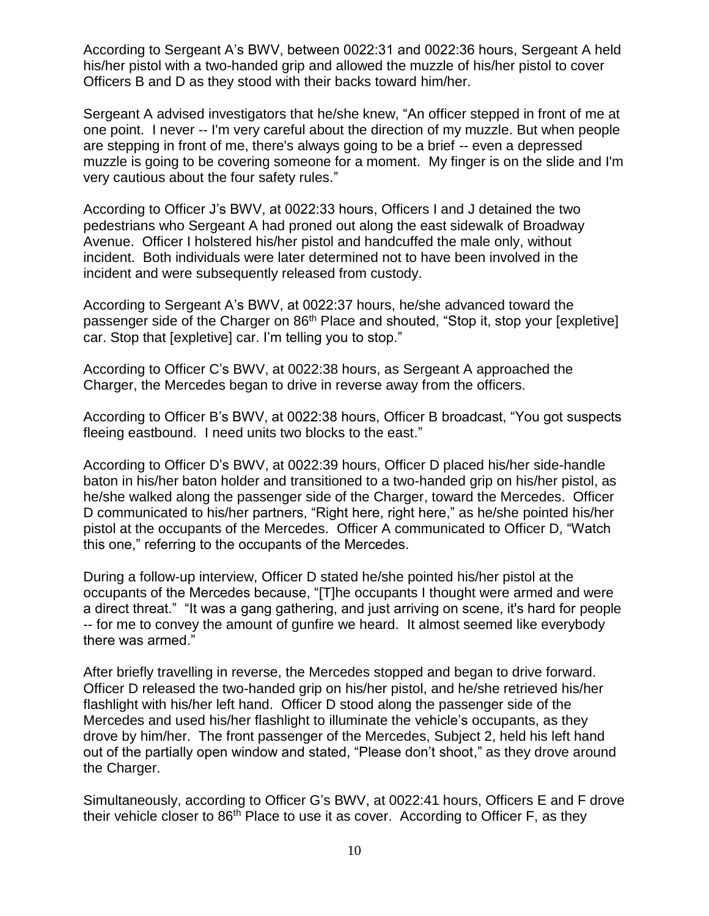According to Sergeant A's BWV, between 0022:31 and 0022:36 hours, Sergeant A held his/her pistol with a two-handed grip and allowed the muzzle of his/her pistol to cover Officers B and D as they stood with their backs toward him/her.

Sergeant A advised investigators that he/she knew, "An officer stepped in front of me at one point. I never -- I'm very careful about the direction of my muzzle. But when people are stepping in front of me, there's always going to be a brief -- even a depressed muzzle is going to be covering someone for a moment. My finger is on the slide and I'm very cautious about the four safety rules."

According to Officer J's BWV, at 0022:33 hours, Officers I and J detained the two pedestrians who Sergeant A had proned out along the east sidewalk of Broadway Avenue. Officer I holstered his/her pistol and handcuffed the male only, without incident. Both individuals were later determined not to have been involved in the incident and were subsequently released from custody.

According to Sergeant A's BWV, at 0022:37 hours, he/she advanced toward the passenger side of the Charger on 86th Place and shouted, "Stop it, stop your [expletive] car. Stop that [expletive] car. I'm telling you to stop."

According to Officer C's BWV, at 0022:38 hours, as Sergeant A approached the Charger, the Mercedes began to drive in reverse away from the officers.

According to Officer B's BWV, at 0022:38 hours, Officer B broadcast, "You got suspects fleeing eastbound. I need units two blocks to the east."

According to Officer D's BWV, at 0022:39 hours, Officer D placed his/her side-handle baton in his/her baton holder and transitioned to a two-handed grip on his/her pistol, as he/she walked along the passenger side of the Charger, toward the Mercedes. Officer D communicated to his/her partners, "Right here, right here," as he/she pointed his/her pistol at the occupants of the Mercedes. Officer A communicated to Officer D, "Watch this one," referring to the occupants of the Mercedes.

During a follow-up interview, Officer D stated he/she pointed his/her pistol at the occupants of the Mercedes because, "[T]he occupants I thought were armed and were a direct threat." "It was a gang gathering, and just arriving on scene, it's hard for people -- for me to convey the amount of gunfire we heard. It almost seemed like everybody there was armed."

After briefly travelling in reverse, the Mercedes stopped and began to drive forward. Officer D released the two-handed grip on his/her pistol, and he/she retrieved his/her flashlight with his/her left hand. Officer D stood along the passenger side of the Mercedes and used his/her flashlight to illuminate the vehicle's occupants, as they drove by him/her. The front passenger of the Mercedes, Subject 2, held his left hand out of the partially open window and stated, "Please don't shoot," as they drove around the Charger.

Simultaneously, according to Officer G's BWV, at 0022:41 hours, Officers E and F drove their vehicle closer to 86th Place to use it as cover. According to Officer F, as they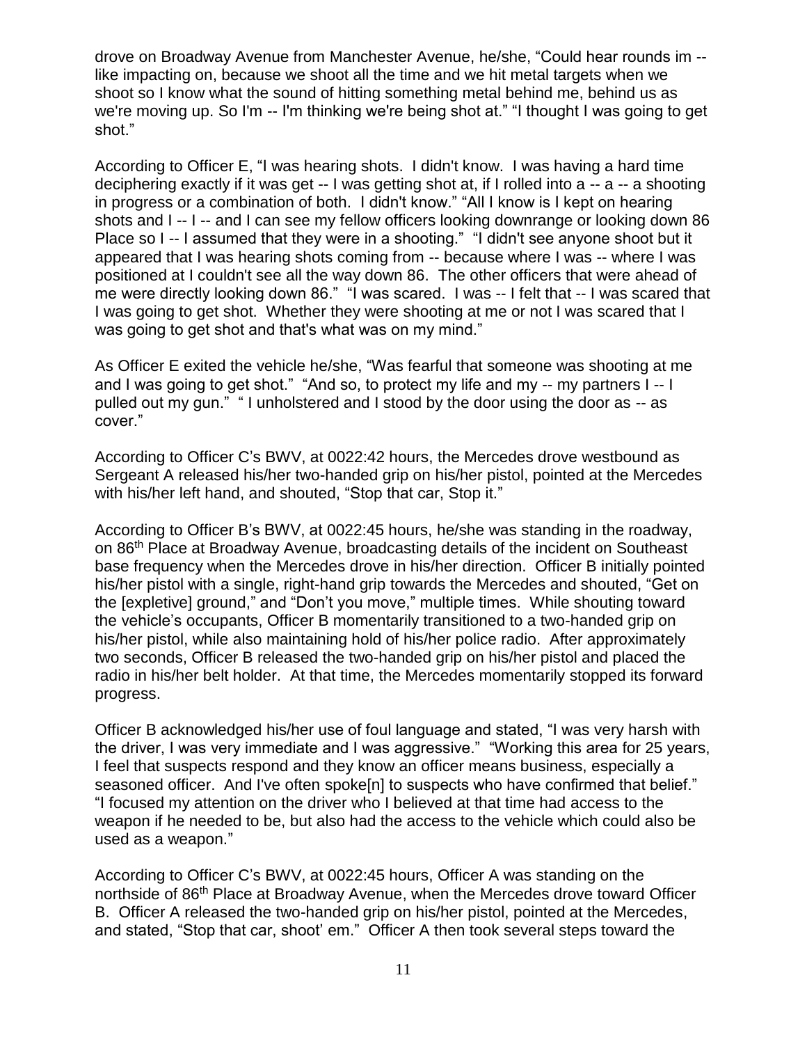drove on Broadway Avenue from Manchester Avenue, he/she, "Could hear rounds im -- like impacting on, because we shoot all the time and we hit metal targets when we shoot so I know what the sound of hitting something metal behind me, behind us as we're moving up. So I'm -- I'm thinking we're being shot at." "I thought I was going to get shot."

According to Officer E, "I was hearing shots. I didn't know. I was having a hard time deciphering exactly if it was get -- I was getting shot at, if I rolled into a -- a -- a shooting in progress or a combination of both. I didn't know." "All I know is I kept on hearing shots and I -- I -- and I can see my fellow officers looking downrange or looking down 86 Place so I -- I assumed that they were in a shooting." "I didn't see anyone shoot but it appeared that I was hearing shots coming from -- because where I was -- where I was positioned at I couldn't see all the way down 86. The other officers that were ahead of me were directly looking down 86." "I was scared. I was -- I felt that -- I was scared that I was going to get shot. Whether they were shooting at me or not I was scared that I was going to get shot and that's what was on my mind."

As Officer E exited the vehicle he/she, "Was fearful that someone was shooting at me and I was going to get shot." "And so, to protect my life and my -- my partners I -- I pulled out my gun." " I unholstered and I stood by the door using the door as -- as cover."

According to Officer C's BWV, at 0022:42 hours, the Mercedes drove westbound as Sergeant A released his/her two-handed grip on his/her pistol, pointed at the Mercedes with his/her left hand, and shouted, "Stop that car, Stop it."

According to Officer B's BWV, at 0022:45 hours, he/she was standing in the roadway, on 86th Place at Broadway Avenue, broadcasting details of the incident on Southeast base frequency when the Mercedes drove in his/her direction. Officer B initially pointed his/her pistol with a single, right-hand grip towards the Mercedes and shouted, "Get on the [expletive] ground," and "Don't you move," multiple times. While shouting toward the vehicle's occupants, Officer B momentarily transitioned to a two-handed grip on his/her pistol, while also maintaining hold of his/her police radio. After approximately two seconds, Officer B released the two-handed grip on his/her pistol and placed the radio in his/her belt holder. At that time, the Mercedes momentarily stopped its forward progress.

Officer B acknowledged his/her use of foul language and stated, "I was very harsh with the driver, I was very immediate and I was aggressive." "Working this area for 25 years, I feel that suspects respond and they know an officer means business, especially a seasoned officer. And I've often spoke[n] to suspects who have confirmed that belief." "I focused my attention on the driver who I believed at that time had access to the weapon if he needed to be, but also had the access to the vehicle which could also be used as a weapon."

According to Officer C's BWV, at 0022:45 hours, Officer A was standing on the northside of 86th Place at Broadway Avenue, when the Mercedes drove toward Officer B. Officer A released the two-handed grip on his/her pistol, pointed at the Mercedes, and stated, "Stop that car, shoot' em." Officer A then took several steps toward the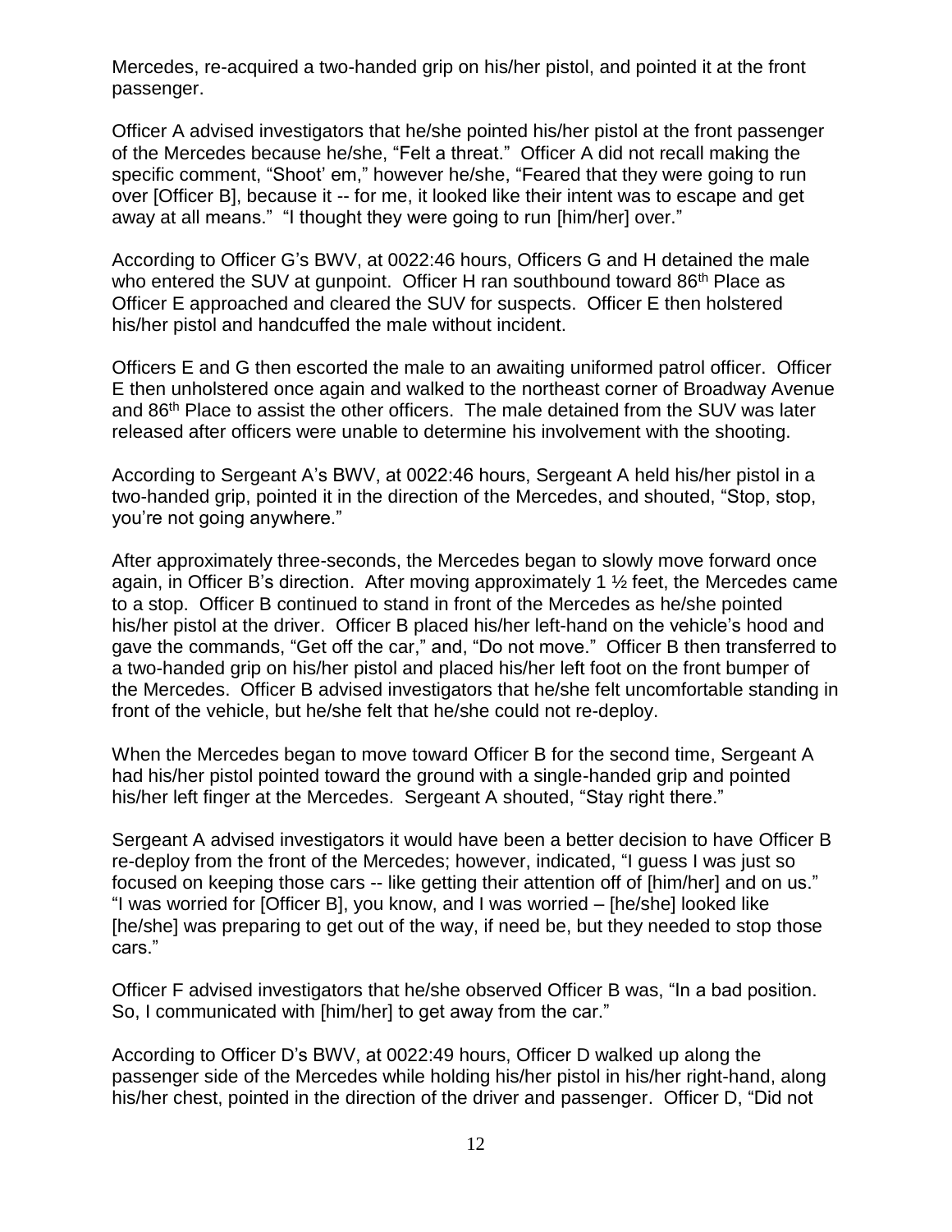Mercedes, re-acquired a two-handed grip on his/her pistol, and pointed it at the front passenger.

Officer A advised investigators that he/she pointed his/her pistol at the front passenger of the Mercedes because he/she, "Felt a threat." Officer A did not recall making the specific comment, "Shoot' em," however he/she, "Feared that they were going to run over [Officer B], because it -- for me, it looked like their intent was to escape and get away at all means." "I thought they were going to run [him/her] over."

According to Officer G's BWV, at 0022:46 hours, Officers G and H detained the male who entered the SUV at gunpoint. Officer H ran southbound toward 86th Place as Officer E approached and cleared the SUV for suspects. Officer E then holstered his/her pistol and handcuffed the male without incident.

Officers E and G then escorted the male to an awaiting uniformed patrol officer. Officer E then unholstered once again and walked to the northeast corner of Broadway Avenue and 86th Place to assist the other officers. The male detained from the SUV was later released after officers were unable to determine his involvement with the shooting.

According to Sergeant A's BWV, at 0022:46 hours, Sergeant A held his/her pistol in a two-handed grip, pointed it in the direction of the Mercedes, and shouted, "Stop, stop, you're not going anywhere."

After approximately three-seconds, the Mercedes began to slowly move forward once again, in Officer B's direction. After moving approximately 1 ½ feet, the Mercedes came to a stop. Officer B continued to stand in front of the Mercedes as he/she pointed his/her pistol at the driver. Officer B placed his/her left-hand on the vehicle's hood and gave the commands, "Get off the car," and, "Do not move." Officer B then transferred to a two-handed grip on his/her pistol and placed his/her left foot on the front bumper of the Mercedes. Officer B advised investigators that he/she felt uncomfortable standing in front of the vehicle, but he/she felt that he/she could not re-deploy.

When the Mercedes began to move toward Officer B for the second time, Sergeant A had his/her pistol pointed toward the ground with a single-handed grip and pointed his/her left finger at the Mercedes. Sergeant A shouted, "Stay right there."

Sergeant A advised investigators it would have been a better decision to have Officer B re-deploy from the front of the Mercedes; however, indicated, "I guess I was just so focused on keeping those cars -- like getting their attention off of [him/her] and on us." "I was worried for [Officer B], you know, and I was worried – [he/she] looked like [he/she] was preparing to get out of the way, if need be, but they needed to stop those cars."

Officer F advised investigators that he/she observed Officer B was, "In a bad position. So, I communicated with [him/her] to get away from the car."

According to Officer D's BWV, at 0022:49 hours, Officer D walked up along the passenger side of the Mercedes while holding his/her pistol in his/her right-hand, along his/her chest, pointed in the direction of the driver and passenger. Officer D, "Did not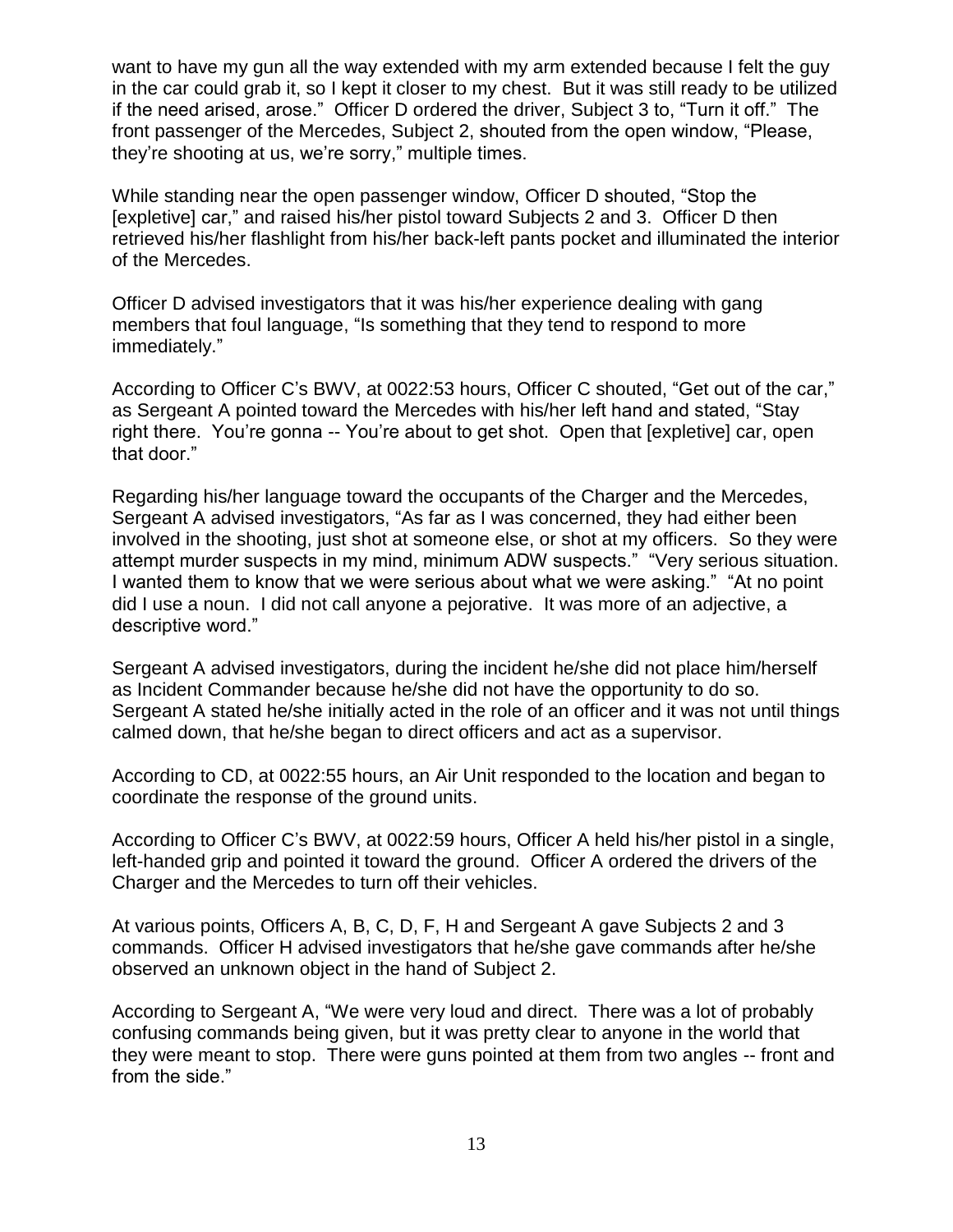want to have my gun all the way extended with my arm extended because I felt the guy in the car could grab it, so I kept it closer to my chest. But it was still ready to be utilized if the need arised, arose." Officer D ordered the driver, Subject 3 to, "Turn it off." The front passenger of the Mercedes, Subject 2, shouted from the open window, "Please, they're shooting at us, we're sorry," multiple times.

While standing near the open passenger window, Officer D shouted, "Stop the [expletive] car," and raised his/her pistol toward Subjects 2 and 3. Officer D then retrieved his/her flashlight from his/her back-left pants pocket and illuminated the interior of the Mercedes.

Officer D advised investigators that it was his/her experience dealing with gang members that foul language, "Is something that they tend to respond to more immediately."

According to Officer C's BWV, at 0022:53 hours, Officer C shouted, "Get out of the car," as Sergeant A pointed toward the Mercedes with his/her left hand and stated, "Stay right there. You're gonna -- You're about to get shot. Open that [expletive] car, open that door."

Regarding his/her language toward the occupants of the Charger and the Mercedes, Sergeant A advised investigators, "As far as I was concerned, they had either been involved in the shooting, just shot at someone else, or shot at my officers. So they were attempt murder suspects in my mind, minimum ADW suspects." "Very serious situation. I wanted them to know that we were serious about what we were asking." "At no point did I use a noun. I did not call anyone a pejorative. It was more of an adjective, a descriptive word."

Sergeant A advised investigators, during the incident he/she did not place him/herself as Incident Commander because he/she did not have the opportunity to do so. Sergeant A stated he/she initially acted in the role of an officer and it was not until things calmed down, that he/she began to direct officers and act as a supervisor.

According to CD, at 0022:55 hours, an Air Unit responded to the location and began to coordinate the response of the ground units.

According to Officer C's BWV, at 0022:59 hours, Officer A held his/her pistol in a single, left-handed grip and pointed it toward the ground. Officer A ordered the drivers of the Charger and the Mercedes to turn off their vehicles.

At various points, Officers A, B, C, D, F, H and Sergeant A gave Subjects 2 and 3 commands. Officer H advised investigators that he/she gave commands after he/she observed an unknown object in the hand of Subject 2.

According to Sergeant A, "We were very loud and direct. There was a lot of probably confusing commands being given, but it was pretty clear to anyone in the world that they were meant to stop. There were guns pointed at them from two angles -- front and from the side."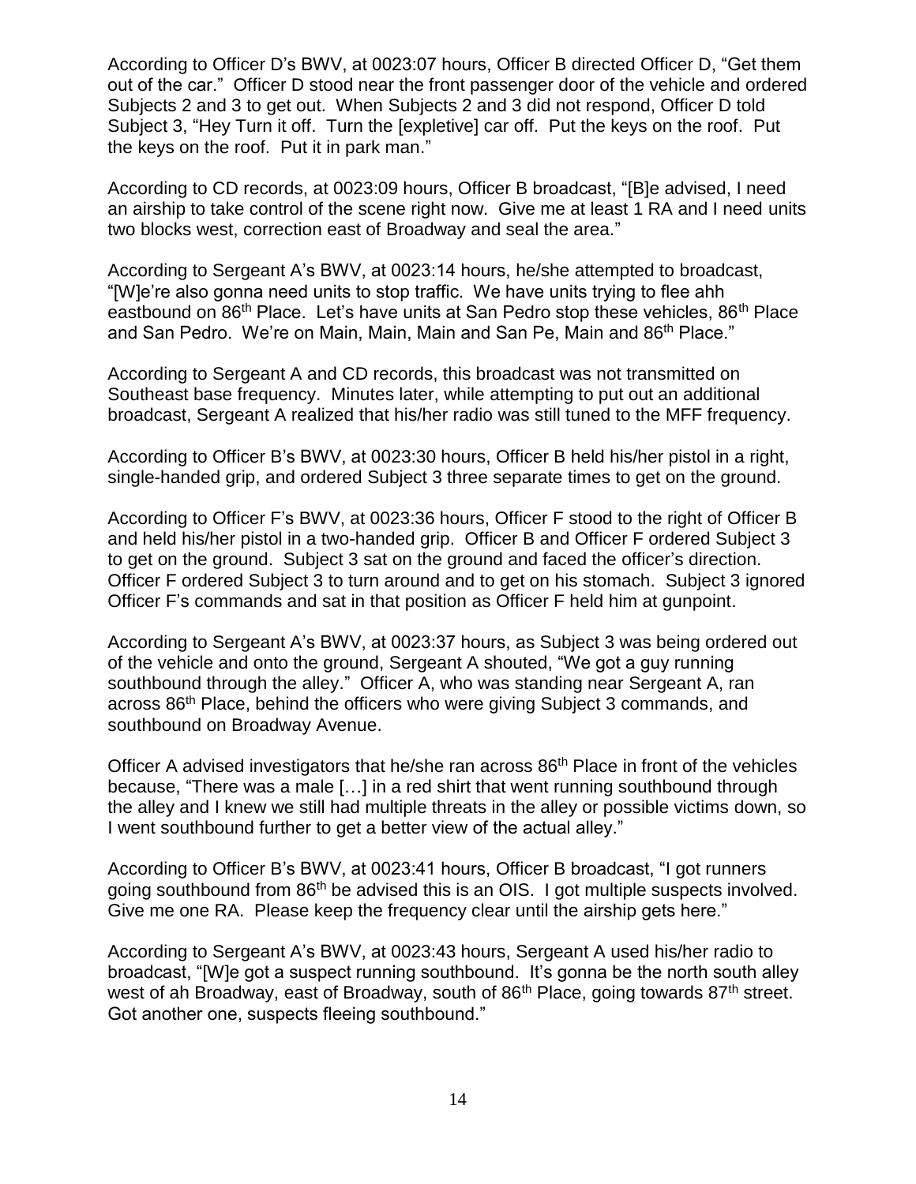According to Officer D's BWV, at 0023:07 hours, Officer B directed Officer D, "Get them out of the car." Officer D stood near the front passenger door of the vehicle and ordered Subjects 2 and 3 to get out. When Subjects 2 and 3 did not respond, Officer D told Subject 3, "Hey Turn it off. Turn the [expletive] car off. Put the keys on the roof. Put the keys on the roof. Put it in park man."

According to CD records, at 0023:09 hours, Officer B broadcast, "[B]e advised, I need an airship to take control of the scene right now. Give me at least 1 RA and I need units two blocks west, correction east of Broadway and seal the area."

According to Sergeant A's BWV, at 0023:14 hours, he/she attempted to broadcast, "[W]e're also gonna need units to stop traffic. We have units trying to flee ahh eastbound on 86th Place. Let's have units at San Pedro stop these vehicles, 86th Place and San Pedro. We're on Main, Main, Main and San Pe, Main and 86th Place."

According to Sergeant A and CD records, this broadcast was not transmitted on Southeast base frequency. Minutes later, while attempting to put out an additional broadcast, Sergeant A realized that his/her radio was still tuned to the MFF frequency.

According to Officer B's BWV, at 0023:30 hours, Officer B held his/her pistol in a right, single-handed grip, and ordered Subject 3 three separate times to get on the ground.

According to Officer F's BWV, at 0023:36 hours, Officer F stood to the right of Officer B and held his/her pistol in a two-handed grip. Officer B and Officer F ordered Subject 3 to get on the ground. Subject 3 sat on the ground and faced the officer's direction. Officer F ordered Subject 3 to turn around and to get on his stomach. Subject 3 ignored Officer F's commands and sat in that position as Officer F held him at gunpoint.

According to Sergeant A's BWV, at 0023:37 hours, as Subject 3 was being ordered out of the vehicle and onto the ground, Sergeant A shouted, "We got a guy running southbound through the alley." Officer A, who was standing near Sergeant A, ran across 86th Place, behind the officers who were giving Subject 3 commands, and southbound on Broadway Avenue.

Officer A advised investigators that he/she ran across 86th Place in front of the vehicles because, "There was a male […] in a red shirt that went running southbound through the alley and I knew we still had multiple threats in the alley or possible victims down, so I went southbound further to get a better view of the actual alley."

According to Officer B's BWV, at 0023:41 hours, Officer B broadcast, "I got runners going southbound from 86th be advised this is an OIS. I got multiple suspects involved. Give me one RA. Please keep the frequency clear until the airship gets here."

According to Sergeant A's BWV, at 0023:43 hours, Sergeant A used his/her radio to broadcast, "[W]e got a suspect running southbound. It's gonna be the north south alley west of ah Broadway, east of Broadway, south of 86th Place, going towards 87th street. Got another one, suspects fleeing southbound."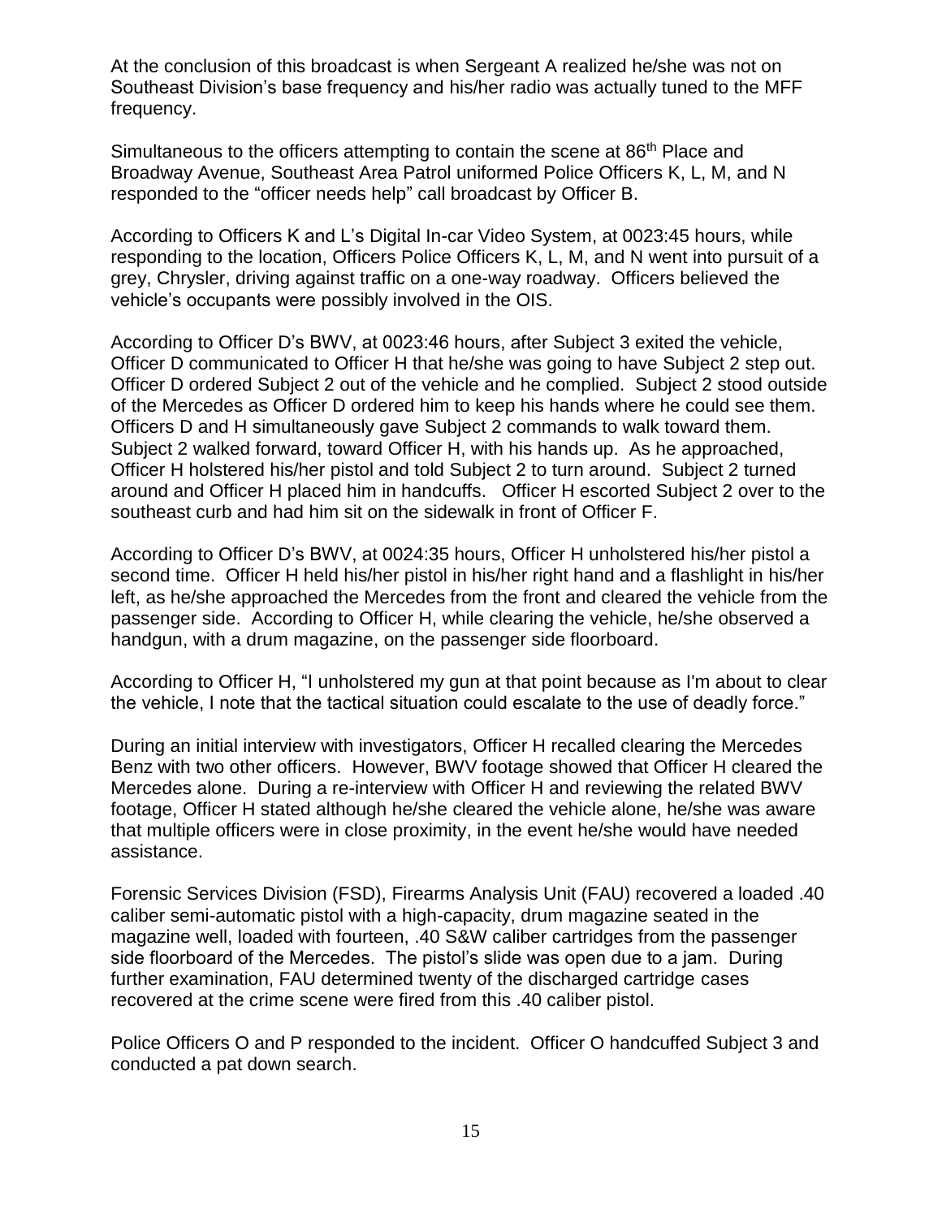At the conclusion of this broadcast is when Sergeant A realized he/she was not on Southeast Division's base frequency and his/her radio was actually tuned to the MFF frequency.

Simultaneous to the officers attempting to contain the scene at 86th Place and Broadway Avenue, Southeast Area Patrol uniformed Police Officers K, L, M, and N responded to the "officer needs help" call broadcast by Officer B.

According to Officers K and L's Digital In-car Video System, at 0023:45 hours, while responding to the location, Officers Police Officers K, L, M, and N went into pursuit of a grey, Chrysler, driving against traffic on a one-way roadway. Officers believed the vehicle's occupants were possibly involved in the OIS.

According to Officer D's BWV, at 0023:46 hours, after Subject 3 exited the vehicle, Officer D communicated to Officer H that he/she was going to have Subject 2 step out. Officer D ordered Subject 2 out of the vehicle and he complied. Subject 2 stood outside of the Mercedes as Officer D ordered him to keep his hands where he could see them. Officers D and H simultaneously gave Subject 2 commands to walk toward them. Subject 2 walked forward, toward Officer H, with his hands up. As he approached, Officer H holstered his/her pistol and told Subject 2 to turn around. Subject 2 turned around and Officer H placed him in handcuffs. Officer H escorted Subject 2 over to the southeast curb and had him sit on the sidewalk in front of Officer F.

According to Officer D's BWV, at 0024:35 hours, Officer H unholstered his/her pistol a second time. Officer H held his/her pistol in his/her right hand and a flashlight in his/her left, as he/she approached the Mercedes from the front and cleared the vehicle from the passenger side. According to Officer H, while clearing the vehicle, he/she observed a handgun, with a drum magazine, on the passenger side floorboard.

According to Officer H, "I unholstered my gun at that point because as I'm about to clear the vehicle, I note that the tactical situation could escalate to the use of deadly force."

During an initial interview with investigators, Officer H recalled clearing the Mercedes Benz with two other officers. However, BWV footage showed that Officer H cleared the Mercedes alone. During a re-interview with Officer H and reviewing the related BWV footage, Officer H stated although he/she cleared the vehicle alone, he/she was aware that multiple officers were in close proximity, in the event he/she would have needed assistance.

Forensic Services Division (FSD), Firearms Analysis Unit (FAU) recovered a loaded .40 caliber semi-automatic pistol with a high-capacity, drum magazine seated in the magazine well, loaded with fourteen, .40 S&W caliber cartridges from the passenger side floorboard of the Mercedes. The pistol's slide was open due to a jam. During further examination, FAU determined twenty of the discharged cartridge cases recovered at the crime scene were fired from this .40 caliber pistol.

Police Officers O and P responded to the incident. Officer O handcuffed Subject 3 and conducted a pat down search.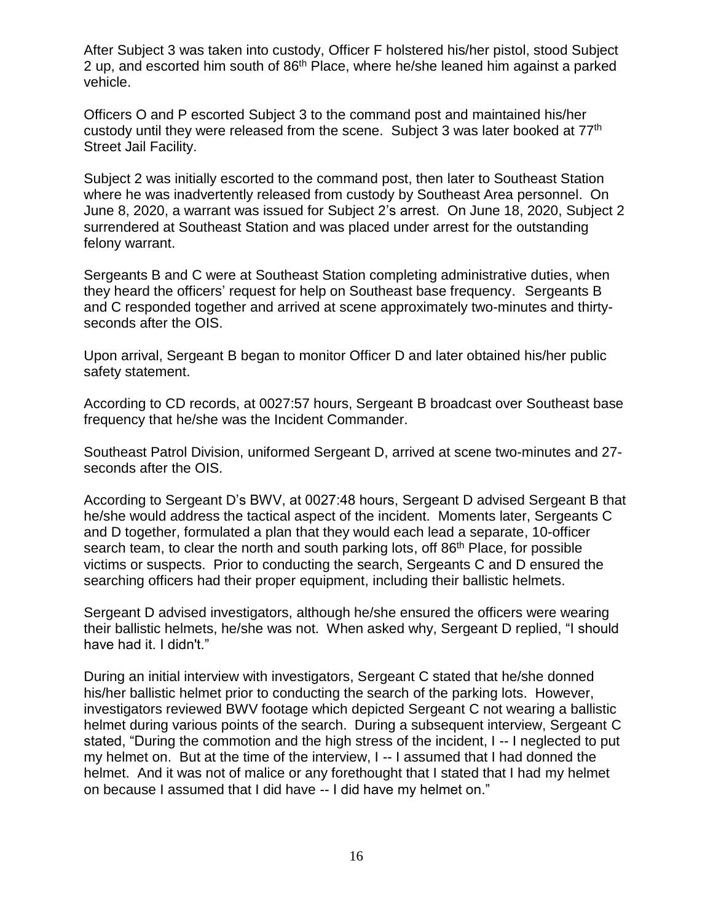After Subject 3 was taken into custody, Officer F holstered his/her pistol, stood Subject 2 up, and escorted him south of 86th Place, where he/she leaned him against a parked vehicle.

Officers O and P escorted Subject 3 to the command post and maintained his/her custody until they were released from the scene. Subject 3 was later booked at 77th Street Jail Facility.

Subject 2 was initially escorted to the command post, then later to Southeast Station where he was inadvertently released from custody by Southeast Area personnel. On June 8, 2020, a warrant was issued for Subject 2's arrest. On June 18, 2020, Subject 2 surrendered at Southeast Station and was placed under arrest for the outstanding felony warrant.

Sergeants B and C were at Southeast Station completing administrative duties, when they heard the officers' request for help on Southeast base frequency. Sergeants B and C responded together and arrived at scene approximately two-minutes and thirty-seconds after the OIS.

Upon arrival, Sergeant B began to monitor Officer D and later obtained his/her public safety statement.

According to CD records, at 0027:57 hours, Sergeant B broadcast over Southeast base frequency that he/she was the Incident Commander.

Southeast Patrol Division, uniformed Sergeant D, arrived at scene two-minutes and 27-seconds after the OIS.

According to Sergeant D's BWV, at 0027:48 hours, Sergeant D advised Sergeant B that he/she would address the tactical aspect of the incident. Moments later, Sergeants C and D together, formulated a plan that they would each lead a separate, 10-officer search team, to clear the north and south parking lots, off 86th Place, for possible victims or suspects. Prior to conducting the search, Sergeants C and D ensured the searching officers had their proper equipment, including their ballistic helmets.

Sergeant D advised investigators, although he/she ensured the officers were wearing their ballistic helmets, he/she was not. When asked why, Sergeant D replied, "I should have had it. I didn't."

During an initial interview with investigators, Sergeant C stated that he/she donned his/her ballistic helmet prior to conducting the search of the parking lots. However, investigators reviewed BWV footage which depicted Sergeant C not wearing a ballistic helmet during various points of the search. During a subsequent interview, Sergeant C stated, "During the commotion and the high stress of the incident, I -- I neglected to put my helmet on. But at the time of the interview, I -- I assumed that I had donned the helmet. And it was not of malice or any forethought that I stated that I had my helmet on because I assumed that I did have -- I did have my helmet on."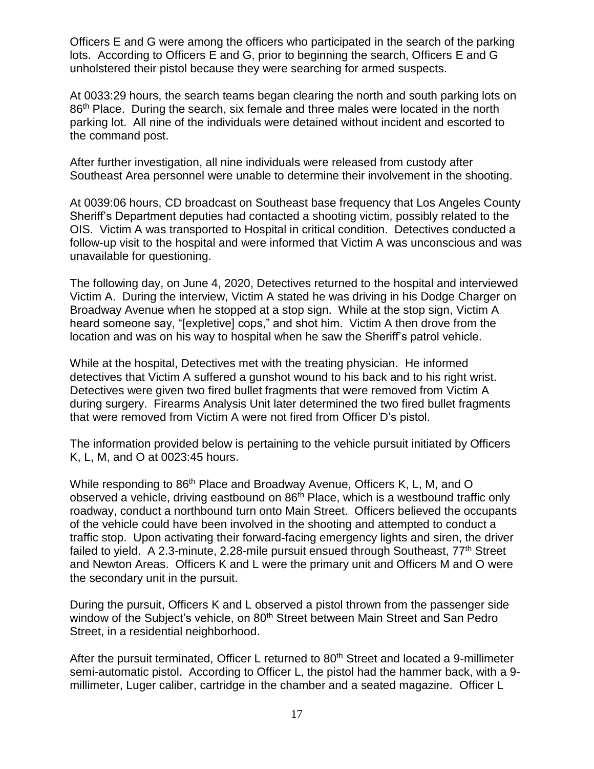Officers E and G were among the officers who participated in the search of the parking lots. According to Officers E and G, prior to beginning the search, Officers E and G unholstered their pistol because they were searching for armed suspects.

At 0033:29 hours, the search teams began clearing the north and south parking lots on 86th Place. During the search, six female and three males were located in the north parking lot. All nine of the individuals were detained without incident and escorted to the command post.

After further investigation, all nine individuals were released from custody after Southeast Area personnel were unable to determine their involvement in the shooting.

At 0039:06 hours, CD broadcast on Southeast base frequency that Los Angeles County Sheriff's Department deputies had contacted a shooting victim, possibly related to the OIS. Victim A was transported to Hospital in critical condition. Detectives conducted a follow-up visit to the hospital and were informed that Victim A was unconscious and was unavailable for questioning.

The following day, on June 4, 2020, Detectives returned to the hospital and interviewed Victim A. During the interview, Victim A stated he was driving in his Dodge Charger on Broadway Avenue when he stopped at a stop sign. While at the stop sign, Victim A heard someone say, "[expletive] cops," and shot him. Victim A then drove from the location and was on his way to hospital when he saw the Sheriff's patrol vehicle.

While at the hospital, Detectives met with the treating physician. He informed detectives that Victim A suffered a gunshot wound to his back and to his right wrist. Detectives were given two fired bullet fragments that were removed from Victim A during surgery. Firearms Analysis Unit later determined the two fired bullet fragments that were removed from Victim A were not fired from Officer D's pistol.

The information provided below is pertaining to the vehicle pursuit initiated by Officers K, L, M, and O at 0023:45 hours.

While responding to 86th Place and Broadway Avenue, Officers K, L, M, and O observed a vehicle, driving eastbound on 86th Place, which is a westbound traffic only roadway, conduct a northbound turn onto Main Street. Officers believed the occupants of the vehicle could have been involved in the shooting and attempted to conduct a traffic stop. Upon activating their forward-facing emergency lights and siren, the driver failed to yield. A 2.3-minute, 2.28-mile pursuit ensued through Southeast, 77th Street and Newton Areas. Officers K and L were the primary unit and Officers M and O were the secondary unit in the pursuit.

During the pursuit, Officers K and L observed a pistol thrown from the passenger side window of the Subject's vehicle, on 80th Street between Main Street and San Pedro Street, in a residential neighborhood.

After the pursuit terminated, Officer L returned to 80th Street and located a 9-millimeter semi-automatic pistol. According to Officer L, the pistol had the hammer back, with a 9-millimeter, Luger caliber, cartridge in the chamber and a seated magazine. Officer L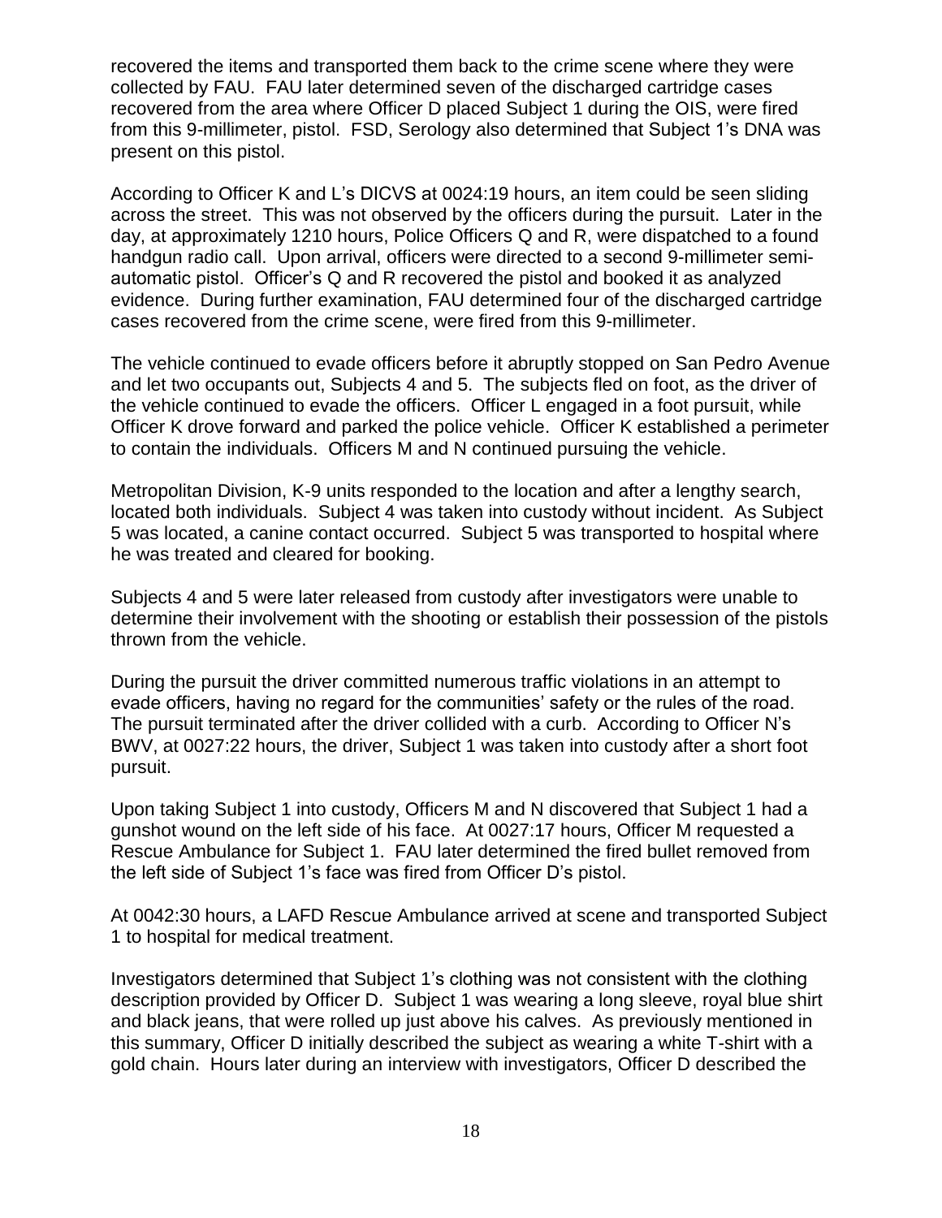recovered the items and transported them back to the crime scene where they were collected by FAU. FAU later determined seven of the discharged cartridge cases recovered from the area where Officer D placed Subject 1 during the OIS, were fired from this 9-millimeter, pistol. FSD, Serology also determined that Subject 1's DNA was present on this pistol.

According to Officer K and L's DICVS at 0024:19 hours, an item could be seen sliding across the street. This was not observed by the officers during the pursuit. Later in the day, at approximately 1210 hours, Police Officers Q and R, were dispatched to a found handgun radio call. Upon arrival, officers were directed to a second 9-millimeter semi-automatic pistol. Officer's Q and R recovered the pistol and booked it as analyzed evidence. During further examination, FAU determined four of the discharged cartridge cases recovered from the crime scene, were fired from this 9-millimeter.

The vehicle continued to evade officers before it abruptly stopped on San Pedro Avenue and let two occupants out, Subjects 4 and 5. The subjects fled on foot, as the driver of the vehicle continued to evade the officers. Officer L engaged in a foot pursuit, while Officer K drove forward and parked the police vehicle. Officer K established a perimeter to contain the individuals. Officers M and N continued pursuing the vehicle.

Metropolitan Division, K-9 units responded to the location and after a lengthy search, located both individuals. Subject 4 was taken into custody without incident. As Subject 5 was located, a canine contact occurred. Subject 5 was transported to hospital where he was treated and cleared for booking.

Subjects 4 and 5 were later released from custody after investigators were unable to determine their involvement with the shooting or establish their possession of the pistols thrown from the vehicle.

During the pursuit the driver committed numerous traffic violations in an attempt to evade officers, having no regard for the communities' safety or the rules of the road. The pursuit terminated after the driver collided with a curb. According to Officer N's BWV, at 0027:22 hours, the driver, Subject 1 was taken into custody after a short foot pursuit.

Upon taking Subject 1 into custody, Officers M and N discovered that Subject 1 had a gunshot wound on the left side of his face. At 0027:17 hours, Officer M requested a Rescue Ambulance for Subject 1. FAU later determined the fired bullet removed from the left side of Subject 1's face was fired from Officer D's pistol.

At 0042:30 hours, a LAFD Rescue Ambulance arrived at scene and transported Subject 1 to hospital for medical treatment.

Investigators determined that Subject 1's clothing was not consistent with the clothing description provided by Officer D. Subject 1 was wearing a long sleeve, royal blue shirt and black jeans, that were rolled up just above his calves. As previously mentioned in this summary, Officer D initially described the subject as wearing a white T-shirt with a gold chain. Hours later during an interview with investigators, Officer D described the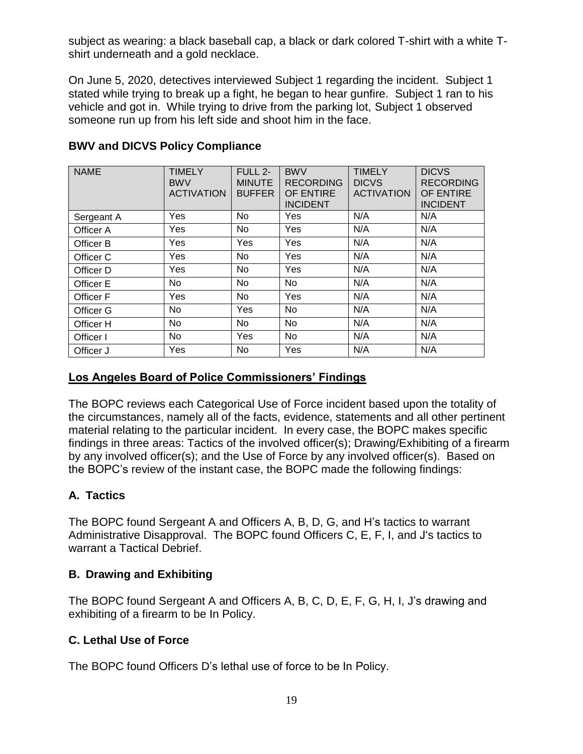subject as wearing: a black baseball cap, a black or dark colored T-shirt with a white T-shirt underneath and a gold necklace.

On June 5, 2020, detectives interviewed Subject 1 regarding the incident. Subject 1 stated while trying to break up a fight, he began to hear gunfire. Subject 1 ran to his vehicle and got in. While trying to drive from the parking lot, Subject 1 observed someone run up from his left side and shoot him in the face.

**BWV and DICVS Policy Compliance**

| NAME | TIMELY BWV ACTIVATION | FULL 2-MINUTE BUFFER | BWV RECORDING OF ENTIRE INCIDENT | TIMELY DICVS ACTIVATION | DICVS RECORDING OF ENTIRE INCIDENT |
|---|---|---|---|---|---|
| Sergeant A | Yes | No | Yes | N/A | N/A |
| Officer A | Yes | No | Yes | N/A | N/A |
| Officer B | Yes | Yes | Yes | N/A | N/A |
| Officer C | Yes | No | Yes | N/A | N/A |
| Officer D | Yes | No | Yes | N/A | N/A |
| Officer E | No | No | No | N/A | N/A |
| Officer F | Yes | No | Yes | N/A | N/A |
| Officer G | No | Yes | No | N/A | N/A |
| Officer H | No | No | No | N/A | N/A |
| Officer I | No | Yes | No | N/A | N/A |
| Officer J | Yes | No | Yes | N/A | N/A |

**Los Angeles Board of Police Commissioners' Findings**

The BOPC reviews each Categorical Use of Force incident based upon the totality of the circumstances, namely all of the facts, evidence, statements and all other pertinent material relating to the particular incident. In every case, the BOPC makes specific findings in three areas: Tactics of the involved officer(s); Drawing/Exhibiting of a firearm by any involved officer(s); and the Use of Force by any involved officer(s). Based on the BOPC's review of the instant case, the BOPC made the following findings:

### A. Tactics

The BOPC found Sergeant A and Officers A, B, D, G, and H's tactics to warrant Administrative Disapproval. The BOPC found Officers C, E, F, I, and J's tactics to warrant a Tactical Debrief.

### B. Drawing and Exhibiting

The BOPC found Sergeant A and Officers A, B, C, D, E, F, G, H, I, J's drawing and exhibiting of a firearm to be In Policy.

### C. Lethal Use of Force

The BOPC found Officers D's lethal use of force to be In Policy.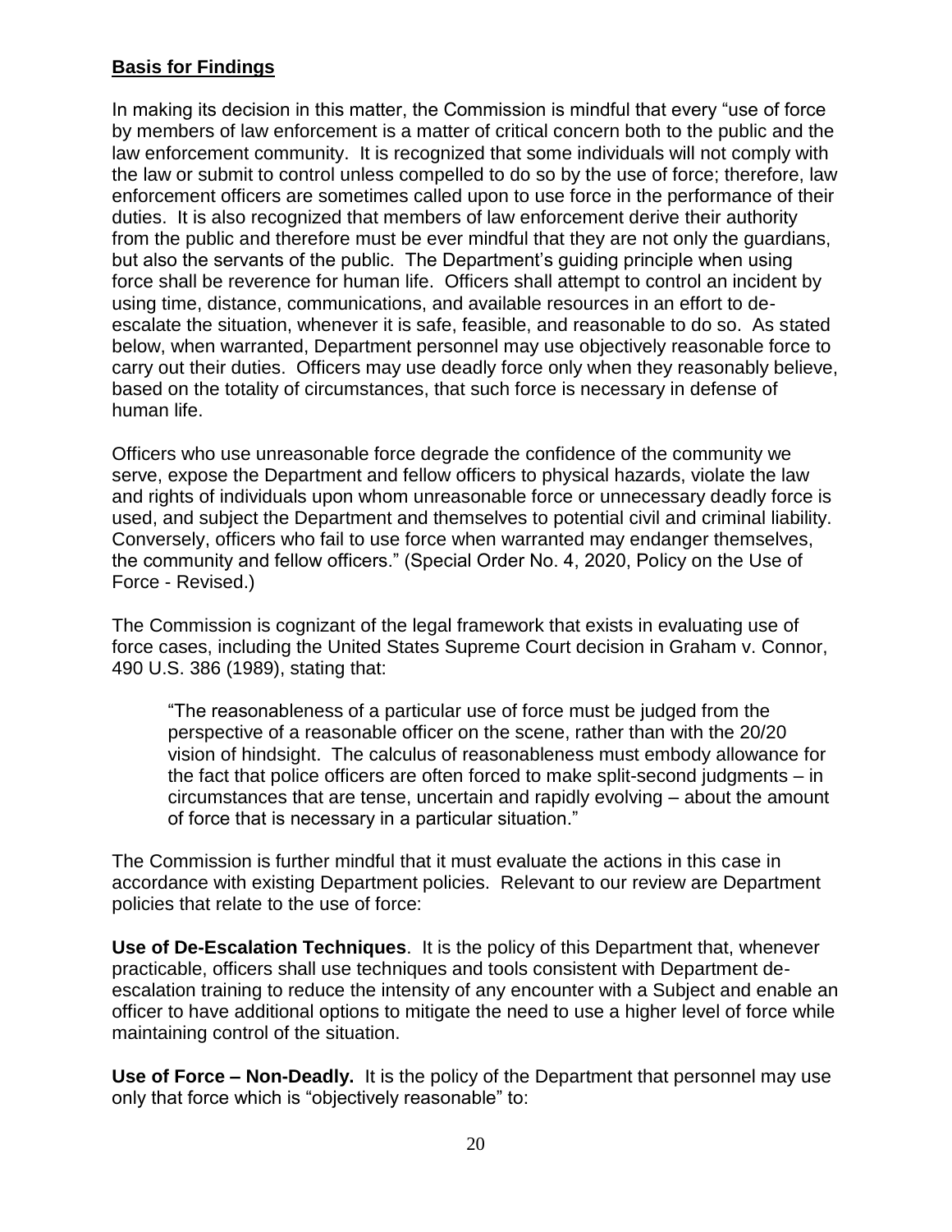**Basis for Findings**

In making its decision in this matter, the Commission is mindful that every "use of force by members of law enforcement is a matter of critical concern both to the public and the law enforcement community. It is recognized that some individuals will not comply with the law or submit to control unless compelled to do so by the use of force; therefore, law enforcement officers are sometimes called upon to use force in the performance of their duties. It is also recognized that members of law enforcement derive their authority from the public and therefore must be ever mindful that they are not only the guardians, but also the servants of the public. The Department's guiding principle when using force shall be reverence for human life. Officers shall attempt to control an incident by using time, distance, communications, and available resources in an effort to de-escalate the situation, whenever it is safe, feasible, and reasonable to do so. As stated below, when warranted, Department personnel may use objectively reasonable force to carry out their duties. Officers may use deadly force only when they reasonably believe, based on the totality of circumstances, that such force is necessary in defense of human life.

Officers who use unreasonable force degrade the confidence of the community we serve, expose the Department and fellow officers to physical hazards, violate the law and rights of individuals upon whom unreasonable force or unnecessary deadly force is used, and subject the Department and themselves to potential civil and criminal liability. Conversely, officers who fail to use force when warranted may endanger themselves, the community and fellow officers." (Special Order No. 4, 2020, Policy on the Use of Force - Revised.)

The Commission is cognizant of the legal framework that exists in evaluating use of force cases, including the United States Supreme Court decision in Graham v. Connor, 490 U.S. 386 (1989), stating that:

> "The reasonableness of a particular use of force must be judged from the perspective of a reasonable officer on the scene, rather than with the 20/20 vision of hindsight. The calculus of reasonableness must embody allowance for the fact that police officers are often forced to make split-second judgments – in circumstances that are tense, uncertain and rapidly evolving – about the amount of force that is necessary in a particular situation."

The Commission is further mindful that it must evaluate the actions in this case in accordance with existing Department policies. Relevant to our review are Department policies that relate to the use of force:

**Use of De-Escalation Techniques**. It is the policy of this Department that, whenever practicable, officers shall use techniques and tools consistent with Department de-escalation training to reduce the intensity of any encounter with a Subject and enable an officer to have additional options to mitigate the need to use a higher level of force while maintaining control of the situation.

**Use of Force – Non-Deadly.** It is the policy of the Department that personnel may use only that force which is "objectively reasonable" to: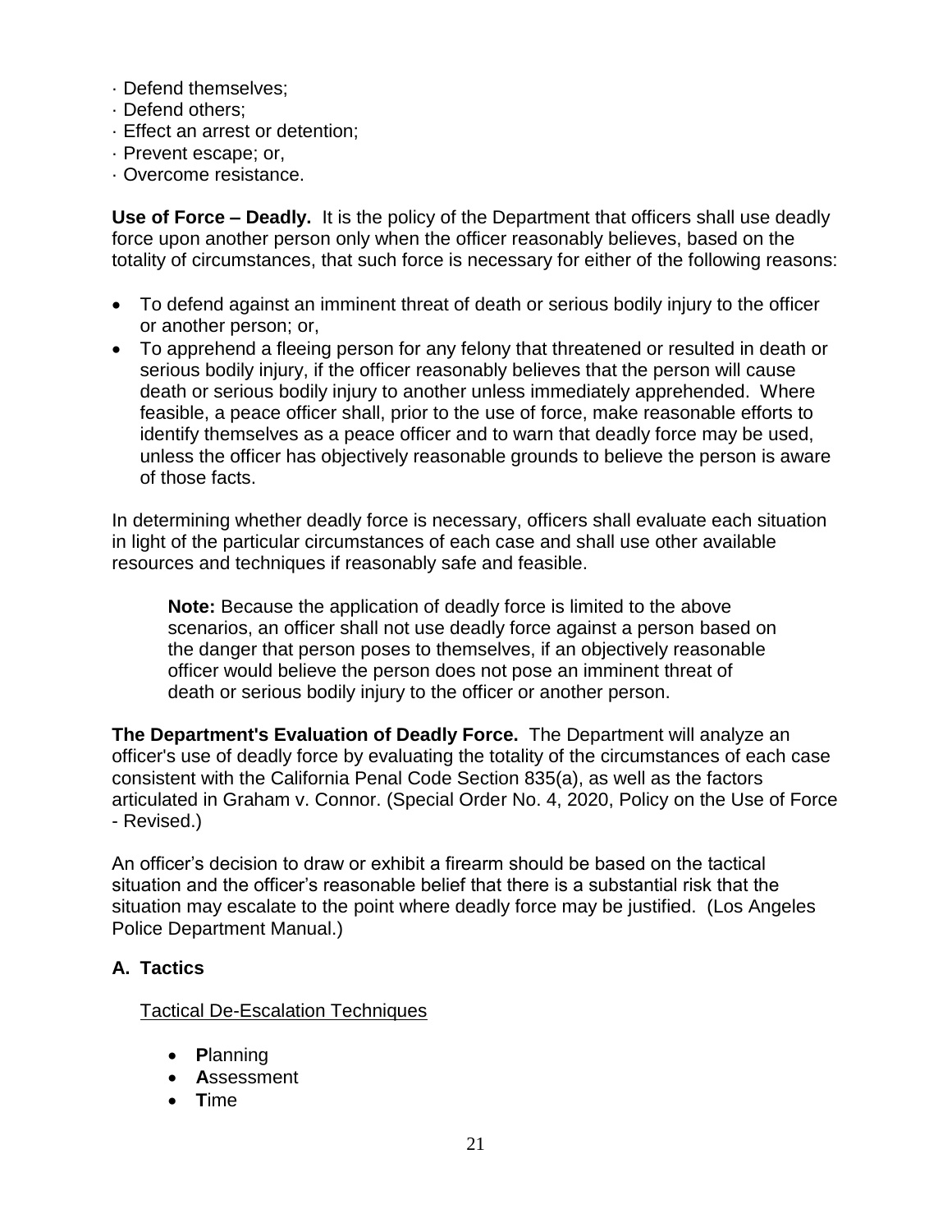· Defend themselves;
· Defend others;
· Effect an arrest or detention;
· Prevent escape; or,
· Overcome resistance.

**Use of Force – Deadly.** It is the policy of the Department that officers shall use deadly force upon another person only when the officer reasonably believes, based on the totality of circumstances, that such force is necessary for either of the following reasons:

- To defend against an imminent threat of death or serious bodily injury to the officer or another person; or,
- To apprehend a fleeing person for any felony that threatened or resulted in death or serious bodily injury, if the officer reasonably believes that the person will cause death or serious bodily injury to another unless immediately apprehended. Where feasible, a peace officer shall, prior to the use of force, make reasonable efforts to identify themselves as a peace officer and to warn that deadly force may be used, unless the officer has objectively reasonable grounds to believe the person is aware of those facts.

In determining whether deadly force is necessary, officers shall evaluate each situation in light of the particular circumstances of each case and shall use other available resources and techniques if reasonably safe and feasible.

> **Note:** Because the application of deadly force is limited to the above scenarios, an officer shall not use deadly force against a person based on the danger that person poses to themselves, if an objectively reasonable officer would believe the person does not pose an imminent threat of death or serious bodily injury to the officer or another person.

**The Department's Evaluation of Deadly Force.** The Department will analyze an officer's use of deadly force by evaluating the totality of the circumstances of each case consistent with the California Penal Code Section 835(a), as well as the factors articulated in Graham v. Connor. (Special Order No. 4, 2020, Policy on the Use of Force - Revised.)

An officer's decision to draw or exhibit a firearm should be based on the tactical situation and the officer's reasonable belief that there is a substantial risk that the situation may escalate to the point where deadly force may be justified. (Los Angeles Police Department Manual.)

## A. Tactics

Tactical De-Escalation Techniques

- **P**lanning
- **A**ssessment
- **T**ime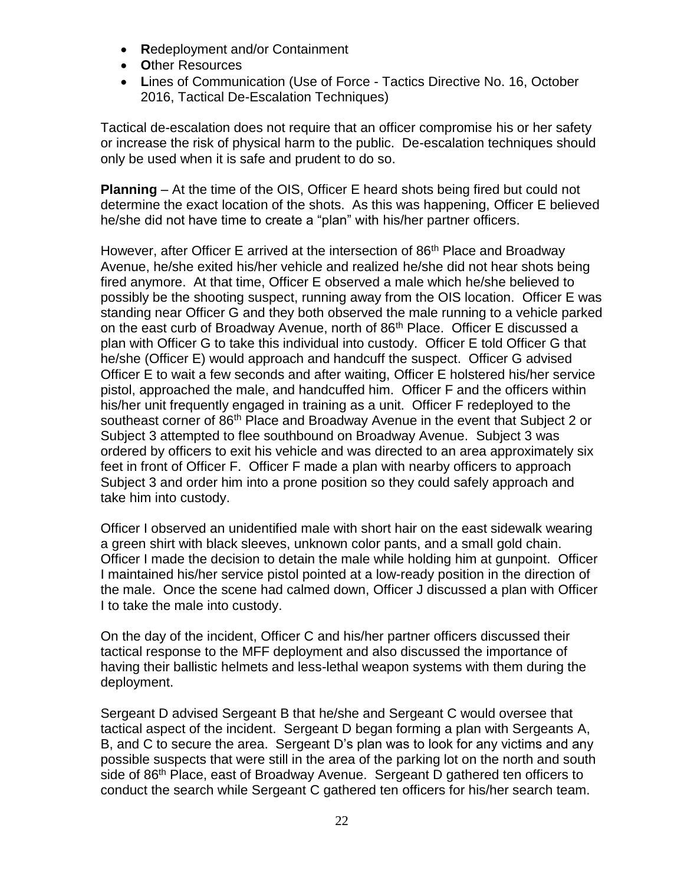- **R**edeployment and/or Containment
- **O**ther Resources
- **L**ines of Communication (Use of Force - Tactics Directive No. 16, October 2016, Tactical De-Escalation Techniques)

Tactical de-escalation does not require that an officer compromise his or her safety or increase the risk of physical harm to the public. De-escalation techniques should only be used when it is safe and prudent to do so.

**Planning** – At the time of the OIS, Officer E heard shots being fired but could not determine the exact location of the shots. As this was happening, Officer E believed he/she did not have time to create a "plan" with his/her partner officers.

However, after Officer E arrived at the intersection of 86th Place and Broadway Avenue, he/she exited his/her vehicle and realized he/she did not hear shots being fired anymore. At that time, Officer E observed a male which he/she believed to possibly be the shooting suspect, running away from the OIS location. Officer E was standing near Officer G and they both observed the male running to a vehicle parked on the east curb of Broadway Avenue, north of 86th Place. Officer E discussed a plan with Officer G to take this individual into custody. Officer E told Officer G that he/she (Officer E) would approach and handcuff the suspect. Officer G advised Officer E to wait a few seconds and after waiting, Officer E holstered his/her service pistol, approached the male, and handcuffed him. Officer F and the officers within his/her unit frequently engaged in training as a unit. Officer F redeployed to the southeast corner of 86th Place and Broadway Avenue in the event that Subject 2 or Subject 3 attempted to flee southbound on Broadway Avenue. Subject 3 was ordered by officers to exit his vehicle and was directed to an area approximately six feet in front of Officer F. Officer F made a plan with nearby officers to approach Subject 3 and order him into a prone position so they could safely approach and take him into custody.

Officer I observed an unidentified male with short hair on the east sidewalk wearing a green shirt with black sleeves, unknown color pants, and a small gold chain. Officer I made the decision to detain the male while holding him at gunpoint. Officer I maintained his/her service pistol pointed at a low-ready position in the direction of the male. Once the scene had calmed down, Officer J discussed a plan with Officer I to take the male into custody.

On the day of the incident, Officer C and his/her partner officers discussed their tactical response to the MFF deployment and also discussed the importance of having their ballistic helmets and less-lethal weapon systems with them during the deployment.

Sergeant D advised Sergeant B that he/she and Sergeant C would oversee that tactical aspect of the incident. Sergeant D began forming a plan with Sergeants A, B, and C to secure the area. Sergeant D's plan was to look for any victims and any possible suspects that were still in the area of the parking lot on the north and south side of 86th Place, east of Broadway Avenue. Sergeant D gathered ten officers to conduct the search while Sergeant C gathered ten officers for his/her search team.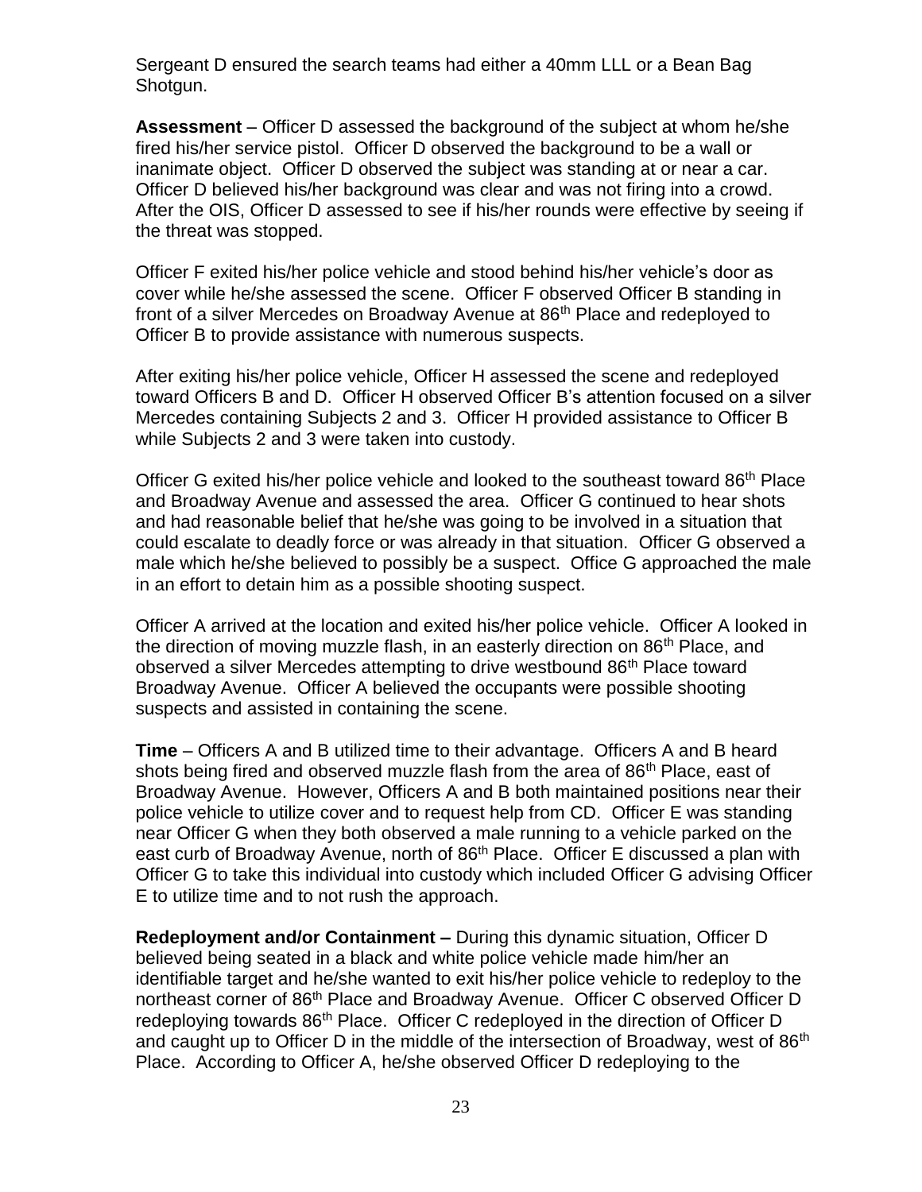Sergeant D ensured the search teams had either a 40mm LLL or a Bean Bag Shotgun.

**Assessment** – Officer D assessed the background of the subject at whom he/she fired his/her service pistol. Officer D observed the background to be a wall or inanimate object. Officer D observed the subject was standing at or near a car. Officer D believed his/her background was clear and was not firing into a crowd. After the OIS, Officer D assessed to see if his/her rounds were effective by seeing if the threat was stopped.

Officer F exited his/her police vehicle and stood behind his/her vehicle's door as cover while he/she assessed the scene. Officer F observed Officer B standing in front of a silver Mercedes on Broadway Avenue at 86th Place and redeployed to Officer B to provide assistance with numerous suspects.

After exiting his/her police vehicle, Officer H assessed the scene and redeployed toward Officers B and D. Officer H observed Officer B's attention focused on a silver Mercedes containing Subjects 2 and 3. Officer H provided assistance to Officer B while Subjects 2 and 3 were taken into custody.

Officer G exited his/her police vehicle and looked to the southeast toward 86th Place and Broadway Avenue and assessed the area. Officer G continued to hear shots and had reasonable belief that he/she was going to be involved in a situation that could escalate to deadly force or was already in that situation. Officer G observed a male which he/she believed to possibly be a suspect. Office G approached the male in an effort to detain him as a possible shooting suspect.

Officer A arrived at the location and exited his/her police vehicle. Officer A looked in the direction of moving muzzle flash, in an easterly direction on 86th Place, and observed a silver Mercedes attempting to drive westbound 86th Place toward Broadway Avenue. Officer A believed the occupants were possible shooting suspects and assisted in containing the scene.

**Time** – Officers A and B utilized time to their advantage. Officers A and B heard shots being fired and observed muzzle flash from the area of 86th Place, east of Broadway Avenue. However, Officers A and B both maintained positions near their police vehicle to utilize cover and to request help from CD. Officer E was standing near Officer G when they both observed a male running to a vehicle parked on the east curb of Broadway Avenue, north of 86th Place. Officer E discussed a plan with Officer G to take this individual into custody which included Officer G advising Officer E to utilize time and to not rush the approach.

**Redeployment and/or Containment –** During this dynamic situation, Officer D believed being seated in a black and white police vehicle made him/her an identifiable target and he/she wanted to exit his/her police vehicle to redeploy to the northeast corner of 86th Place and Broadway Avenue. Officer C observed Officer D redeploying towards 86th Place. Officer C redeployed in the direction of Officer D and caught up to Officer D in the middle of the intersection of Broadway, west of 86th Place. According to Officer A, he/she observed Officer D redeploying to the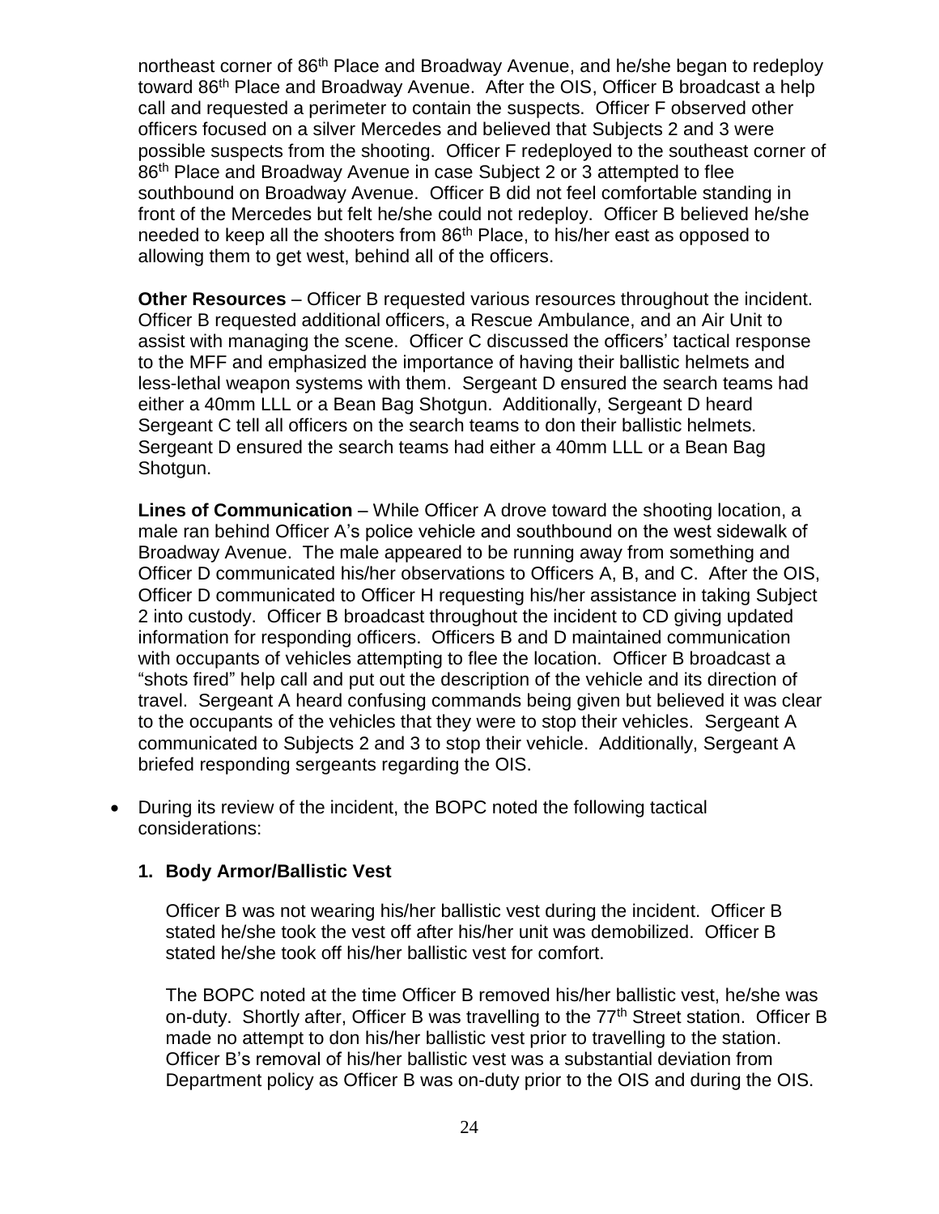northeast corner of 86th Place and Broadway Avenue, and he/she began to redeploy toward 86th Place and Broadway Avenue. After the OIS, Officer B broadcast a help call and requested a perimeter to contain the suspects. Officer F observed other officers focused on a silver Mercedes and believed that Subjects 2 and 3 were possible suspects from the shooting. Officer F redeployed to the southeast corner of 86th Place and Broadway Avenue in case Subject 2 or 3 attempted to flee southbound on Broadway Avenue. Officer B did not feel comfortable standing in front of the Mercedes but felt he/she could not redeploy. Officer B believed he/she needed to keep all the shooters from 86th Place, to his/her east as opposed to allowing them to get west, behind all of the officers.

**Other Resources** – Officer B requested various resources throughout the incident. Officer B requested additional officers, a Rescue Ambulance, and an Air Unit to assist with managing the scene. Officer C discussed the officers' tactical response to the MFF and emphasized the importance of having their ballistic helmets and less-lethal weapon systems with them. Sergeant D ensured the search teams had either a 40mm LLL or a Bean Bag Shotgun. Additionally, Sergeant D heard Sergeant C tell all officers on the search teams to don their ballistic helmets. Sergeant D ensured the search teams had either a 40mm LLL or a Bean Bag Shotgun.

**Lines of Communication** – While Officer A drove toward the shooting location, a male ran behind Officer A's police vehicle and southbound on the west sidewalk of Broadway Avenue. The male appeared to be running away from something and Officer D communicated his/her observations to Officers A, B, and C. After the OIS, Officer D communicated to Officer H requesting his/her assistance in taking Subject 2 into custody. Officer B broadcast throughout the incident to CD giving updated information for responding officers. Officers B and D maintained communication with occupants of vehicles attempting to flee the location. Officer B broadcast a "shots fired" help call and put out the description of the vehicle and its direction of travel. Sergeant A heard confusing commands being given but believed it was clear to the occupants of the vehicles that they were to stop their vehicles. Sergeant A communicated to Subjects 2 and 3 to stop their vehicle. Additionally, Sergeant A briefed responding sergeants regarding the OIS.

- During its review of the incident, the BOPC noted the following tactical considerations:

**1. Body Armor/Ballistic Vest**

Officer B was not wearing his/her ballistic vest during the incident. Officer B stated he/she took the vest off after his/her unit was demobilized. Officer B stated he/she took off his/her ballistic vest for comfort.

The BOPC noted at the time Officer B removed his/her ballistic vest, he/she was on-duty. Shortly after, Officer B was travelling to the 77th Street station. Officer B made no attempt to don his/her ballistic vest prior to travelling to the station. Officer B's removal of his/her ballistic vest was a substantial deviation from Department policy as Officer B was on-duty prior to the OIS and during the OIS.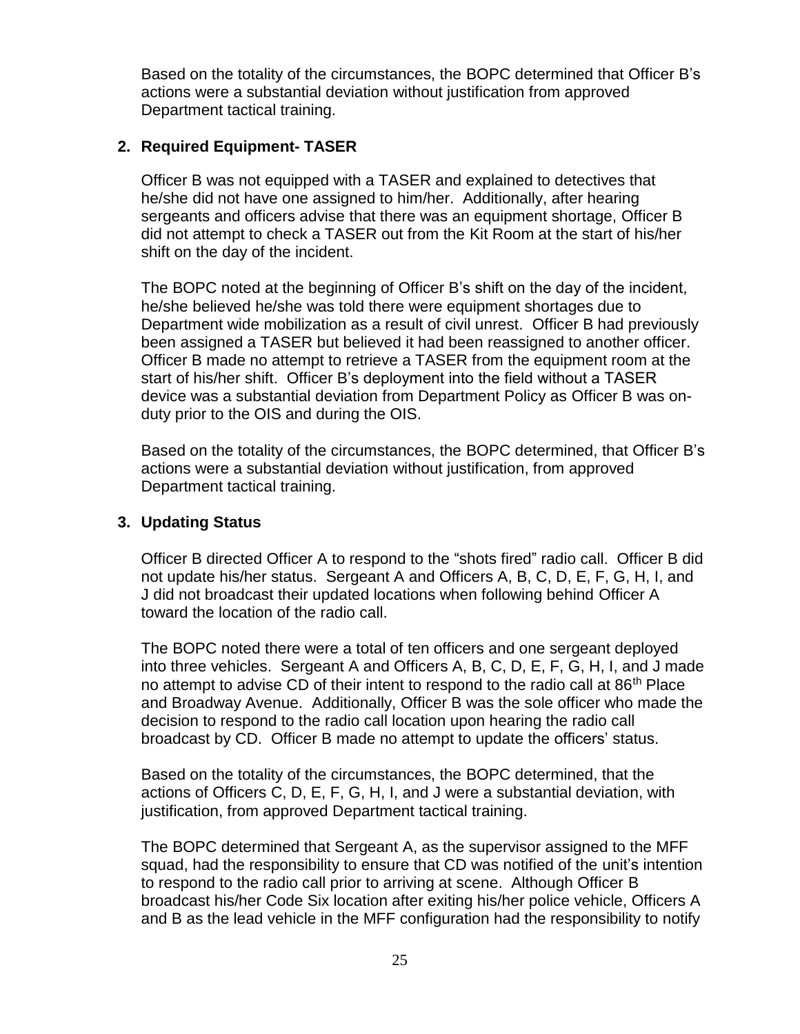Based on the totality of the circumstances, the BOPC determined that Officer B's actions were a substantial deviation without justification from approved Department tactical training.

**2. Required Equipment- TASER**

Officer B was not equipped with a TASER and explained to detectives that he/she did not have one assigned to him/her. Additionally, after hearing sergeants and officers advise that there was an equipment shortage, Officer B did not attempt to check a TASER out from the Kit Room at the start of his/her shift on the day of the incident.

The BOPC noted at the beginning of Officer B's shift on the day of the incident, he/she believed he/she was told there were equipment shortages due to Department wide mobilization as a result of civil unrest. Officer B had previously been assigned a TASER but believed it had been reassigned to another officer. Officer B made no attempt to retrieve a TASER from the equipment room at the start of his/her shift. Officer B's deployment into the field without a TASER device was a substantial deviation from Department Policy as Officer B was on-duty prior to the OIS and during the OIS.

Based on the totality of the circumstances, the BOPC determined, that Officer B's actions were a substantial deviation without justification, from approved Department tactical training.

**3. Updating Status**

Officer B directed Officer A to respond to the "shots fired" radio call. Officer B did not update his/her status. Sergeant A and Officers A, B, C, D, E, F, G, H, I, and J did not broadcast their updated locations when following behind Officer A toward the location of the radio call.

The BOPC noted there were a total of ten officers and one sergeant deployed into three vehicles. Sergeant A and Officers A, B, C, D, E, F, G, H, I, and J made no attempt to advise CD of their intent to respond to the radio call at 86th Place and Broadway Avenue. Additionally, Officer B was the sole officer who made the decision to respond to the radio call location upon hearing the radio call broadcast by CD. Officer B made no attempt to update the officers' status.

Based on the totality of the circumstances, the BOPC determined, that the actions of Officers C, D, E, F, G, H, I, and J were a substantial deviation, with justification, from approved Department tactical training.

The BOPC determined that Sergeant A, as the supervisor assigned to the MFF squad, had the responsibility to ensure that CD was notified of the unit's intention to respond to the radio call prior to arriving at scene. Although Officer B broadcast his/her Code Six location after exiting his/her police vehicle, Officers A and B as the lead vehicle in the MFF configuration had the responsibility to notify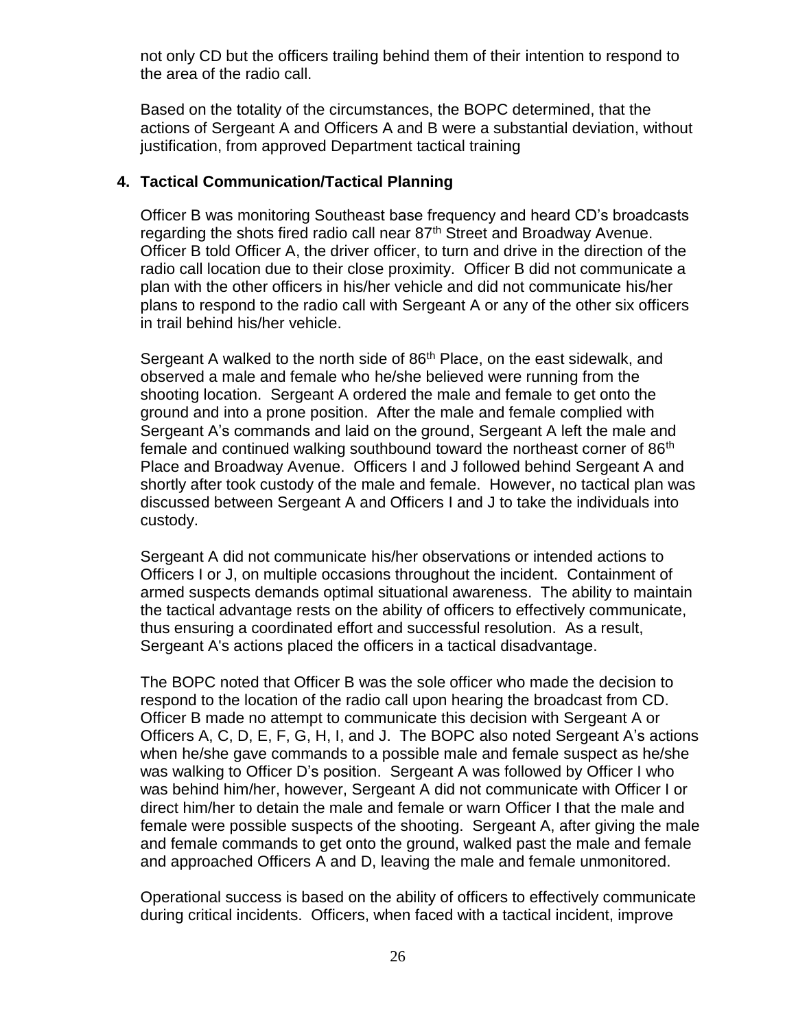not only CD but the officers trailing behind them of their intention to respond to the area of the radio call.

Based on the totality of the circumstances, the BOPC determined, that the actions of Sergeant A and Officers A and B were a substantial deviation, without justification, from approved Department tactical training

**4. Tactical Communication/Tactical Planning**

Officer B was monitoring Southeast base frequency and heard CD's broadcasts regarding the shots fired radio call near 87th Street and Broadway Avenue. Officer B told Officer A, the driver officer, to turn and drive in the direction of the radio call location due to their close proximity. Officer B did not communicate a plan with the other officers in his/her vehicle and did not communicate his/her plans to respond to the radio call with Sergeant A or any of the other six officers in trail behind his/her vehicle.

Sergeant A walked to the north side of 86th Place, on the east sidewalk, and observed a male and female who he/she believed were running from the shooting location. Sergeant A ordered the male and female to get onto the ground and into a prone position. After the male and female complied with Sergeant A's commands and laid on the ground, Sergeant A left the male and female and continued walking southbound toward the northeast corner of 86th Place and Broadway Avenue. Officers I and J followed behind Sergeant A and shortly after took custody of the male and female. However, no tactical plan was discussed between Sergeant A and Officers I and J to take the individuals into custody.

Sergeant A did not communicate his/her observations or intended actions to Officers I or J, on multiple occasions throughout the incident. Containment of armed suspects demands optimal situational awareness. The ability to maintain the tactical advantage rests on the ability of officers to effectively communicate, thus ensuring a coordinated effort and successful resolution. As a result, Sergeant A's actions placed the officers in a tactical disadvantage.

The BOPC noted that Officer B was the sole officer who made the decision to respond to the location of the radio call upon hearing the broadcast from CD. Officer B made no attempt to communicate this decision with Sergeant A or Officers A, C, D, E, F, G, H, I, and J. The BOPC also noted Sergeant A's actions when he/she gave commands to a possible male and female suspect as he/she was walking to Officer D's position. Sergeant A was followed by Officer I who was behind him/her, however, Sergeant A did not communicate with Officer I or direct him/her to detain the male and female or warn Officer I that the male and female were possible suspects of the shooting. Sergeant A, after giving the male and female commands to get onto the ground, walked past the male and female and approached Officers A and D, leaving the male and female unmonitored.

Operational success is based on the ability of officers to effectively communicate during critical incidents. Officers, when faced with a tactical incident, improve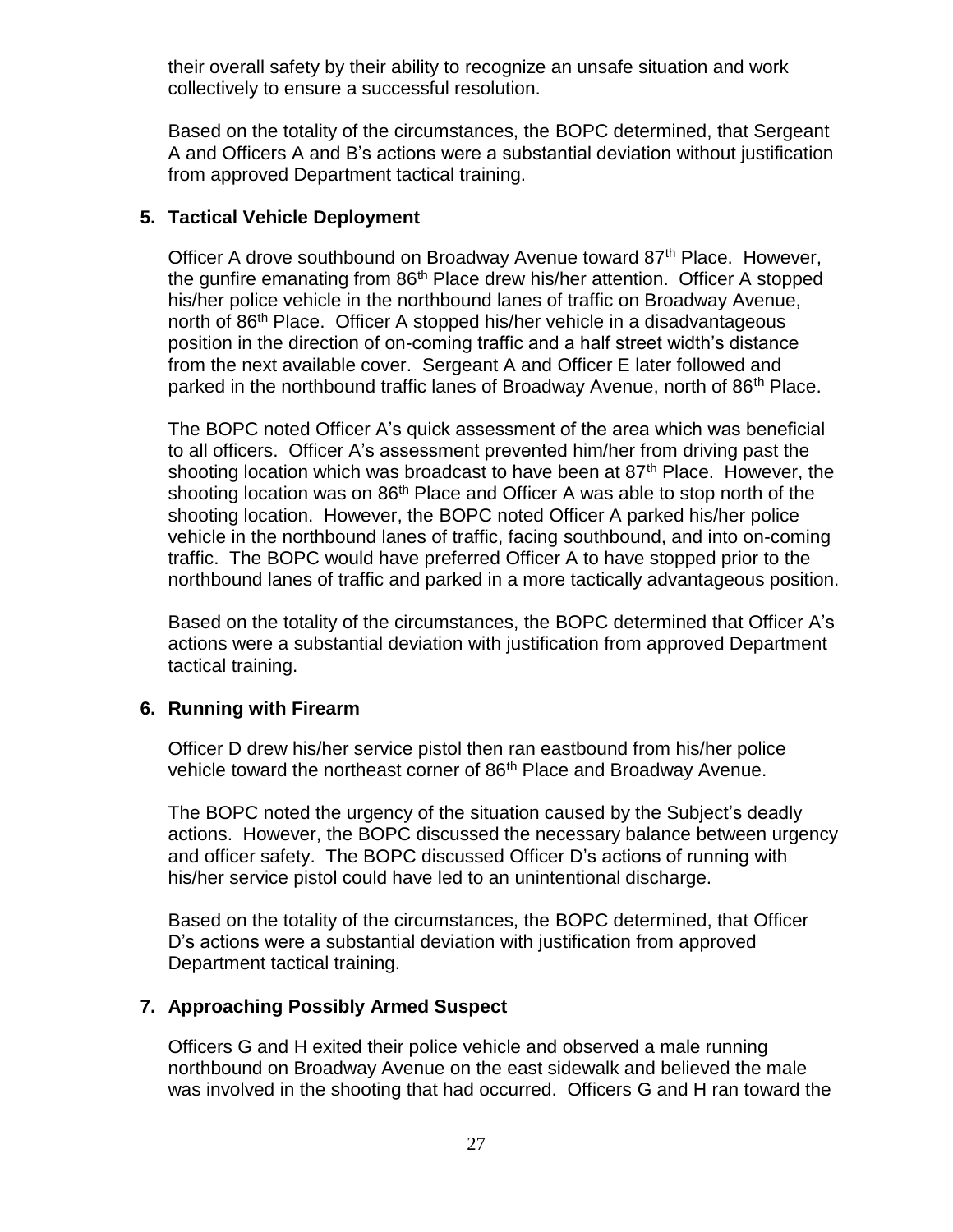their overall safety by their ability to recognize an unsafe situation and work collectively to ensure a successful resolution.

Based on the totality of the circumstances, the BOPC determined, that Sergeant A and Officers A and B's actions were a substantial deviation without justification from approved Department tactical training.

**5. Tactical Vehicle Deployment**

Officer A drove southbound on Broadway Avenue toward 87th Place. However, the gunfire emanating from 86th Place drew his/her attention. Officer A stopped his/her police vehicle in the northbound lanes of traffic on Broadway Avenue, north of 86th Place. Officer A stopped his/her vehicle in a disadvantageous position in the direction of on-coming traffic and a half street width's distance from the next available cover. Sergeant A and Officer E later followed and parked in the northbound traffic lanes of Broadway Avenue, north of 86th Place.

The BOPC noted Officer A's quick assessment of the area which was beneficial to all officers. Officer A's assessment prevented him/her from driving past the shooting location which was broadcast to have been at 87th Place. However, the shooting location was on 86th Place and Officer A was able to stop north of the shooting location. However, the BOPC noted Officer A parked his/her police vehicle in the northbound lanes of traffic, facing southbound, and into on-coming traffic. The BOPC would have preferred Officer A to have stopped prior to the northbound lanes of traffic and parked in a more tactically advantageous position.

Based on the totality of the circumstances, the BOPC determined that Officer A's actions were a substantial deviation with justification from approved Department tactical training.

**6. Running with Firearm**

Officer D drew his/her service pistol then ran eastbound from his/her police vehicle toward the northeast corner of 86th Place and Broadway Avenue.

The BOPC noted the urgency of the situation caused by the Subject's deadly actions. However, the BOPC discussed the necessary balance between urgency and officer safety. The BOPC discussed Officer D's actions of running with his/her service pistol could have led to an unintentional discharge.

Based on the totality of the circumstances, the BOPC determined, that Officer D's actions were a substantial deviation with justification from approved Department tactical training.

**7. Approaching Possibly Armed Suspect**

Officers G and H exited their police vehicle and observed a male running northbound on Broadway Avenue on the east sidewalk and believed the male was involved in the shooting that had occurred. Officers G and H ran toward the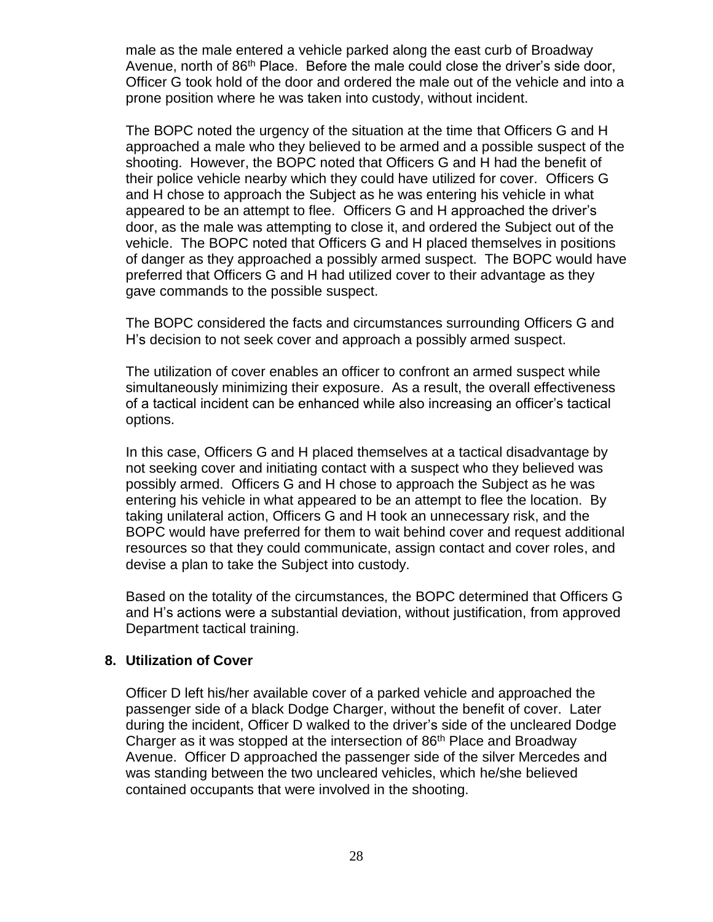male as the male entered a vehicle parked along the east curb of Broadway Avenue, north of 86th Place. Before the male could close the driver's side door, Officer G took hold of the door and ordered the male out of the vehicle and into a prone position where he was taken into custody, without incident.

The BOPC noted the urgency of the situation at the time that Officers G and H approached a male who they believed to be armed and a possible suspect of the shooting. However, the BOPC noted that Officers G and H had the benefit of their police vehicle nearby which they could have utilized for cover. Officers G and H chose to approach the Subject as he was entering his vehicle in what appeared to be an attempt to flee. Officers G and H approached the driver's door, as the male was attempting to close it, and ordered the Subject out of the vehicle. The BOPC noted that Officers G and H placed themselves in positions of danger as they approached a possibly armed suspect. The BOPC would have preferred that Officers G and H had utilized cover to their advantage as they gave commands to the possible suspect.

The BOPC considered the facts and circumstances surrounding Officers G and H's decision to not seek cover and approach a possibly armed suspect.

The utilization of cover enables an officer to confront an armed suspect while simultaneously minimizing their exposure. As a result, the overall effectiveness of a tactical incident can be enhanced while also increasing an officer's tactical options.

In this case, Officers G and H placed themselves at a tactical disadvantage by not seeking cover and initiating contact with a suspect who they believed was possibly armed. Officers G and H chose to approach the Subject as he was entering his vehicle in what appeared to be an attempt to flee the location. By taking unilateral action, Officers G and H took an unnecessary risk, and the BOPC would have preferred for them to wait behind cover and request additional resources so that they could communicate, assign contact and cover roles, and devise a plan to take the Subject into custody.

Based on the totality of the circumstances, the BOPC determined that Officers G and H's actions were a substantial deviation, without justification, from approved Department tactical training.

**8. Utilization of Cover**

Officer D left his/her available cover of a parked vehicle and approached the passenger side of a black Dodge Charger, without the benefit of cover. Later during the incident, Officer D walked to the driver's side of the uncleared Dodge Charger as it was stopped at the intersection of 86th Place and Broadway Avenue. Officer D approached the passenger side of the silver Mercedes and was standing between the two uncleared vehicles, which he/she believed contained occupants that were involved in the shooting.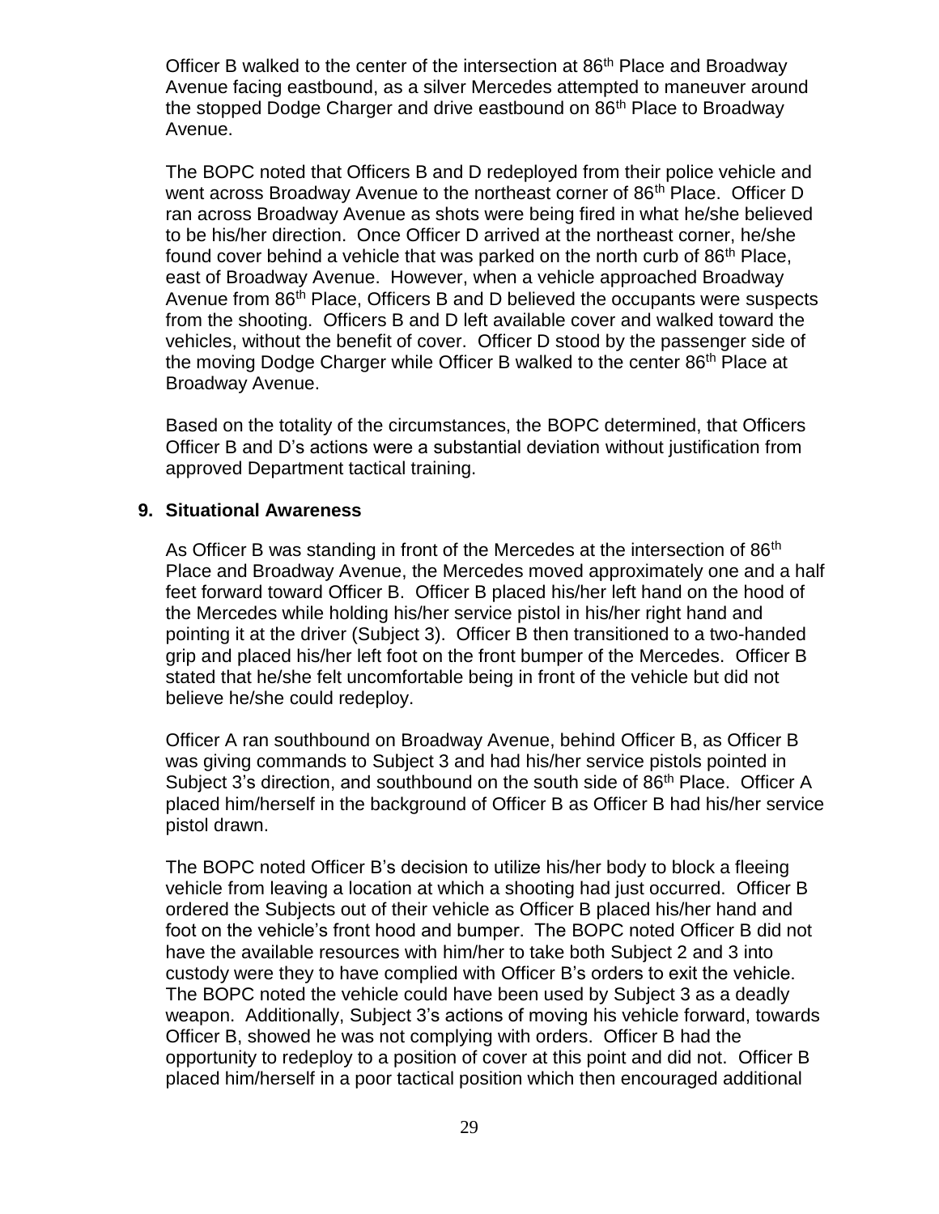Officer B walked to the center of the intersection at 86th Place and Broadway Avenue facing eastbound, as a silver Mercedes attempted to maneuver around the stopped Dodge Charger and drive eastbound on 86th Place to Broadway Avenue.

The BOPC noted that Officers B and D redeployed from their police vehicle and went across Broadway Avenue to the northeast corner of 86th Place. Officer D ran across Broadway Avenue as shots were being fired in what he/she believed to be his/her direction. Once Officer D arrived at the northeast corner, he/she found cover behind a vehicle that was parked on the north curb of 86th Place, east of Broadway Avenue. However, when a vehicle approached Broadway Avenue from 86th Place, Officers B and D believed the occupants were suspects from the shooting. Officers B and D left available cover and walked toward the vehicles, without the benefit of cover. Officer D stood by the passenger side of the moving Dodge Charger while Officer B walked to the center 86th Place at Broadway Avenue.

Based on the totality of the circumstances, the BOPC determined, that Officers Officer B and D's actions were a substantial deviation without justification from approved Department tactical training.

**9. Situational Awareness**

As Officer B was standing in front of the Mercedes at the intersection of 86th Place and Broadway Avenue, the Mercedes moved approximately one and a half feet forward toward Officer B. Officer B placed his/her left hand on the hood of the Mercedes while holding his/her service pistol in his/her right hand and pointing it at the driver (Subject 3). Officer B then transitioned to a two-handed grip and placed his/her left foot on the front bumper of the Mercedes. Officer B stated that he/she felt uncomfortable being in front of the vehicle but did not believe he/she could redeploy.

Officer A ran southbound on Broadway Avenue, behind Officer B, as Officer B was giving commands to Subject 3 and had his/her service pistols pointed in Subject 3's direction, and southbound on the south side of 86th Place. Officer A placed him/herself in the background of Officer B as Officer B had his/her service pistol drawn.

The BOPC noted Officer B's decision to utilize his/her body to block a fleeing vehicle from leaving a location at which a shooting had just occurred. Officer B ordered the Subjects out of their vehicle as Officer B placed his/her hand and foot on the vehicle's front hood and bumper. The BOPC noted Officer B did not have the available resources with him/her to take both Subject 2 and 3 into custody were they to have complied with Officer B's orders to exit the vehicle. The BOPC noted the vehicle could have been used by Subject 3 as a deadly weapon. Additionally, Subject 3's actions of moving his vehicle forward, towards Officer B, showed he was not complying with orders. Officer B had the opportunity to redeploy to a position of cover at this point and did not. Officer B placed him/herself in a poor tactical position which then encouraged additional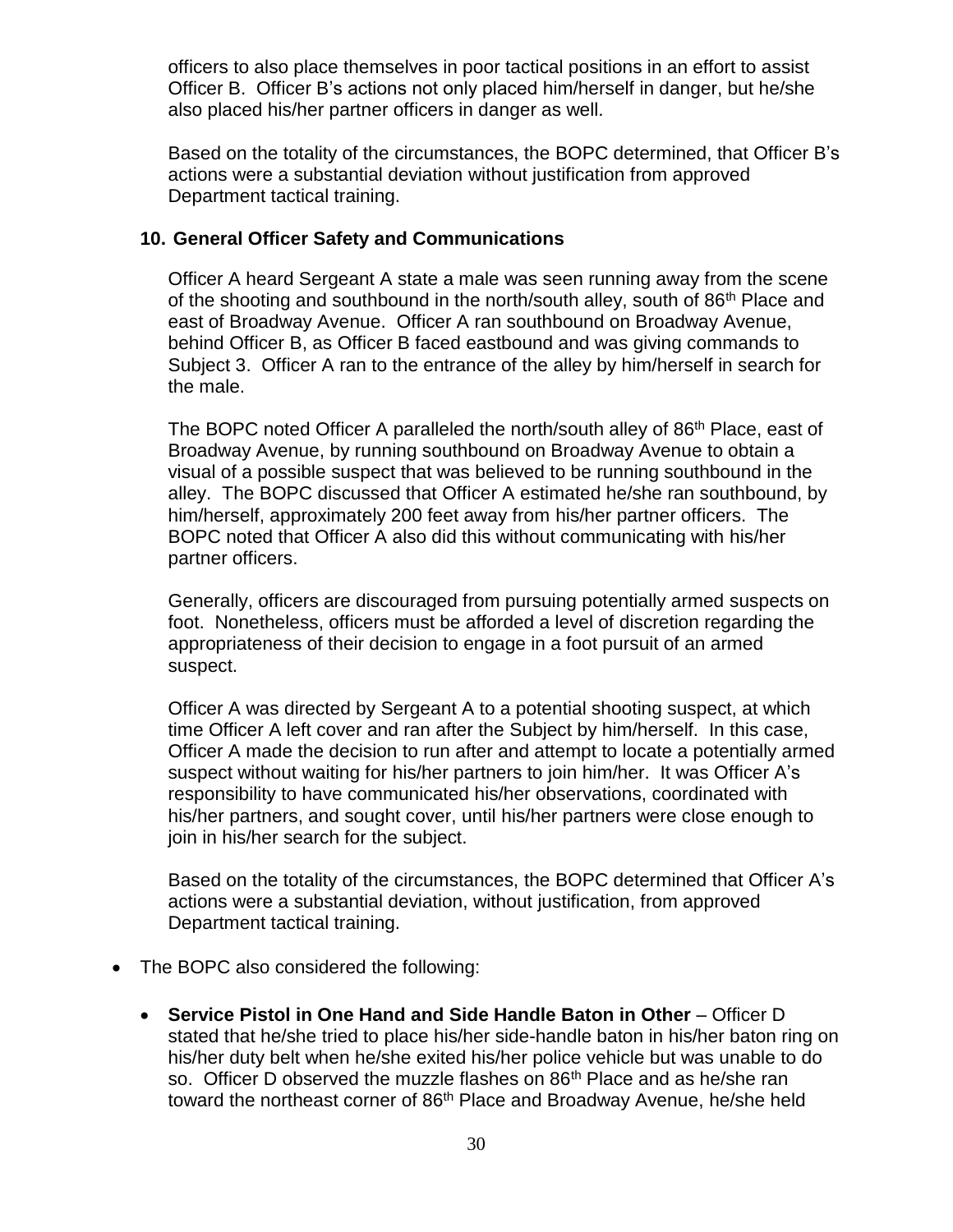officers to also place themselves in poor tactical positions in an effort to assist Officer B. Officer B's actions not only placed him/herself in danger, but he/she also placed his/her partner officers in danger as well.

Based on the totality of the circumstances, the BOPC determined, that Officer B's actions were a substantial deviation without justification from approved Department tactical training.

**10. General Officer Safety and Communications**

Officer A heard Sergeant A state a male was seen running away from the scene of the shooting and southbound in the north/south alley, south of 86th Place and east of Broadway Avenue. Officer A ran southbound on Broadway Avenue, behind Officer B, as Officer B faced eastbound and was giving commands to Subject 3. Officer A ran to the entrance of the alley by him/herself in search for the male.

The BOPC noted Officer A paralleled the north/south alley of 86th Place, east of Broadway Avenue, by running southbound on Broadway Avenue to obtain a visual of a possible suspect that was believed to be running southbound in the alley. The BOPC discussed that Officer A estimated he/she ran southbound, by him/herself, approximately 200 feet away from his/her partner officers. The BOPC noted that Officer A also did this without communicating with his/her partner officers.

Generally, officers are discouraged from pursuing potentially armed suspects on foot. Nonetheless, officers must be afforded a level of discretion regarding the appropriateness of their decision to engage in a foot pursuit of an armed suspect.

Officer A was directed by Sergeant A to a potential shooting suspect, at which time Officer A left cover and ran after the Subject by him/herself. In this case, Officer A made the decision to run after and attempt to locate a potentially armed suspect without waiting for his/her partners to join him/her. It was Officer A's responsibility to have communicated his/her observations, coordinated with his/her partners, and sought cover, until his/her partners were close enough to join in his/her search for the subject.

Based on the totality of the circumstances, the BOPC determined that Officer A's actions were a substantial deviation, without justification, from approved Department tactical training.

- The BOPC also considered the following:

  - **Service Pistol in One Hand and Side Handle Baton in Other** – Officer D stated that he/she tried to place his/her side-handle baton in his/her baton ring on his/her duty belt when he/she exited his/her police vehicle but was unable to do so. Officer D observed the muzzle flashes on 86th Place and as he/she ran toward the northeast corner of 86th Place and Broadway Avenue, he/she held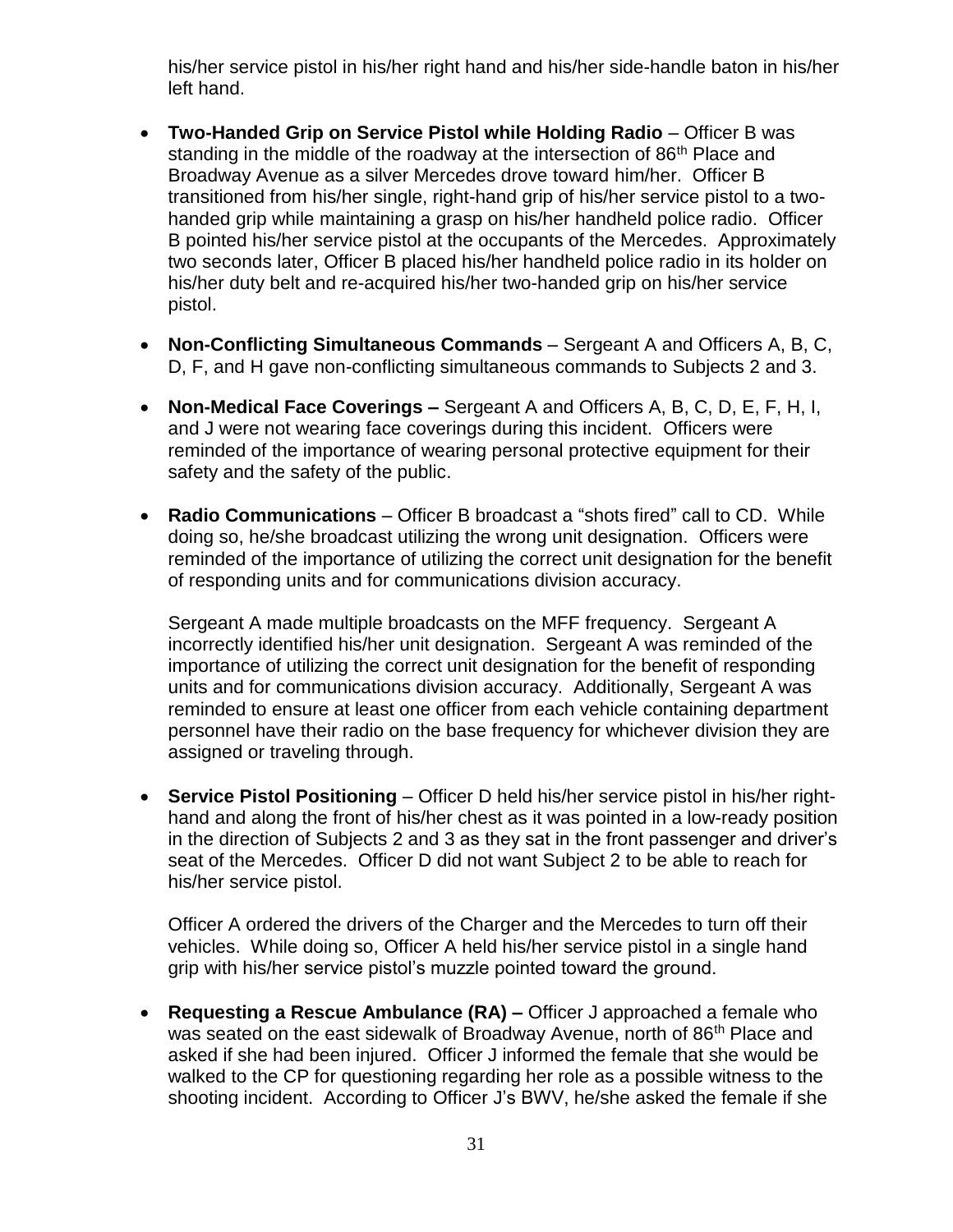his/her service pistol in his/her right hand and his/her side-handle baton in his/her left hand.

- **Two-Handed Grip on Service Pistol while Holding Radio** – Officer B was standing in the middle of the roadway at the intersection of 86th Place and Broadway Avenue as a silver Mercedes drove toward him/her. Officer B transitioned from his/her single, right-hand grip of his/her service pistol to a two-handed grip while maintaining a grasp on his/her handheld police radio. Officer B pointed his/her service pistol at the occupants of the Mercedes. Approximately two seconds later, Officer B placed his/her handheld police radio in its holder on his/her duty belt and re-acquired his/her two-handed grip on his/her service pistol.

- **Non-Conflicting Simultaneous Commands** – Sergeant A and Officers A, B, C, D, F, and H gave non-conflicting simultaneous commands to Subjects 2 and 3.

- **Non-Medical Face Coverings –** Sergeant A and Officers A, B, C, D, E, F, H, I, and J were not wearing face coverings during this incident. Officers were reminded of the importance of wearing personal protective equipment for their safety and the safety of the public.

- **Radio Communications** – Officer B broadcast a "shots fired" call to CD. While doing so, he/she broadcast utilizing the wrong unit designation. Officers were reminded of the importance of utilizing the correct unit designation for the benefit of responding units and for communications division accuracy.

  Sergeant A made multiple broadcasts on the MFF frequency. Sergeant A incorrectly identified his/her unit designation. Sergeant A was reminded of the importance of utilizing the correct unit designation for the benefit of responding units and for communications division accuracy. Additionally, Sergeant A was reminded to ensure at least one officer from each vehicle containing department personnel have their radio on the base frequency for whichever division they are assigned or traveling through.

- **Service Pistol Positioning** – Officer D held his/her service pistol in his/her right-hand and along the front of his/her chest as it was pointed in a low-ready position in the direction of Subjects 2 and 3 as they sat in the front passenger and driver's seat of the Mercedes. Officer D did not want Subject 2 to be able to reach for his/her service pistol.

  Officer A ordered the drivers of the Charger and the Mercedes to turn off their vehicles. While doing so, Officer A held his/her service pistol in a single hand grip with his/her service pistol's muzzle pointed toward the ground.

- **Requesting a Rescue Ambulance (RA) –** Officer J approached a female who was seated on the east sidewalk of Broadway Avenue, north of 86th Place and asked if she had been injured. Officer J informed the female that she would be walked to the CP for questioning regarding her role as a possible witness to the shooting incident. According to Officer J's BWV, he/she asked the female if she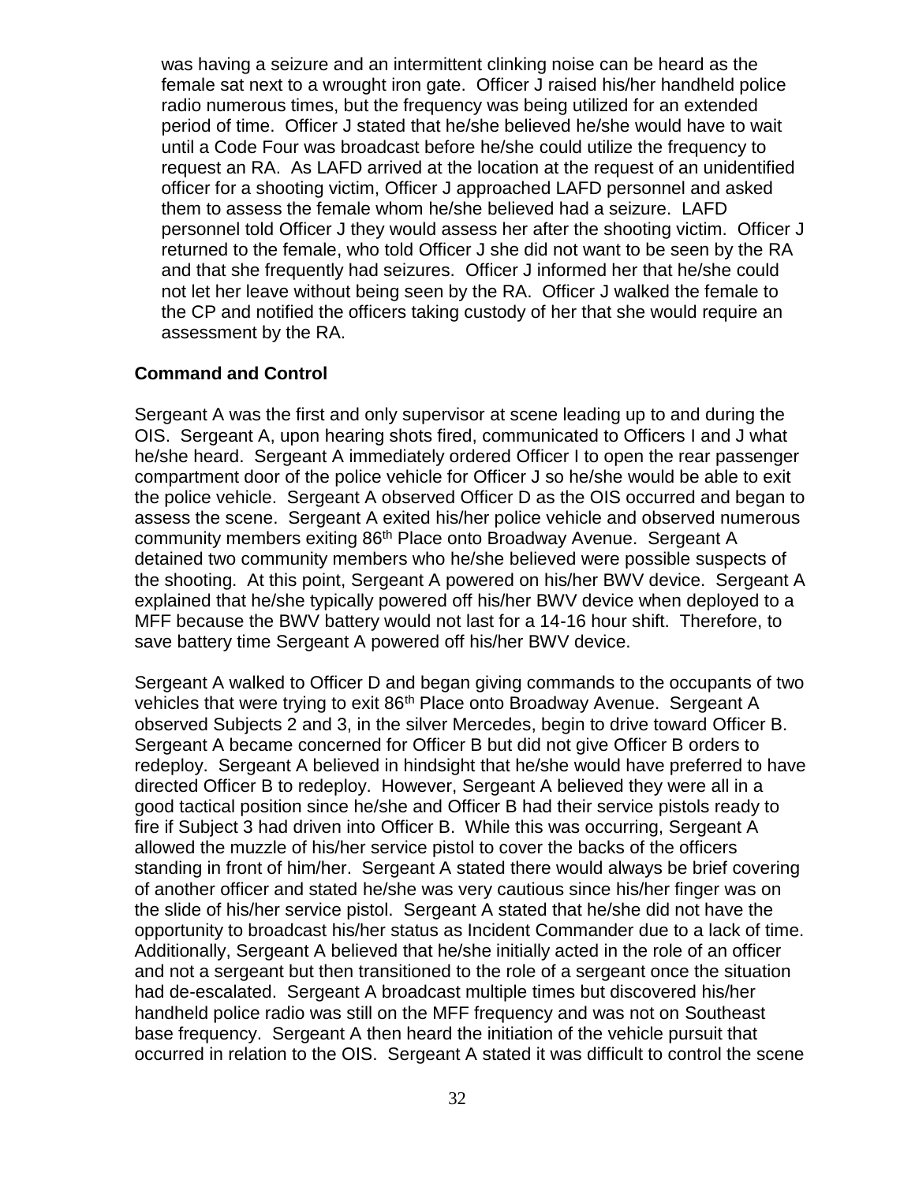was having a seizure and an intermittent clinking noise can be heard as the female sat next to a wrought iron gate. Officer J raised his/her handheld police radio numerous times, but the frequency was being utilized for an extended period of time. Officer J stated that he/she believed he/she would have to wait until a Code Four was broadcast before he/she could utilize the frequency to request an RA. As LAFD arrived at the location at the request of an unidentified officer for a shooting victim, Officer J approached LAFD personnel and asked them to assess the female whom he/she believed had a seizure. LAFD personnel told Officer J they would assess her after the shooting victim. Officer J returned to the female, who told Officer J she did not want to be seen by the RA and that she frequently had seizures. Officer J informed her that he/she could not let her leave without being seen by the RA. Officer J walked the female to the CP and notified the officers taking custody of her that she would require an assessment by the RA.

**Command and Control**

Sergeant A was the first and only supervisor at scene leading up to and during the OIS. Sergeant A, upon hearing shots fired, communicated to Officers I and J what he/she heard. Sergeant A immediately ordered Officer I to open the rear passenger compartment door of the police vehicle for Officer J so he/she would be able to exit the police vehicle. Sergeant A observed Officer D as the OIS occurred and began to assess the scene. Sergeant A exited his/her police vehicle and observed numerous community members exiting 86th Place onto Broadway Avenue. Sergeant A detained two community members who he/she believed were possible suspects of the shooting. At this point, Sergeant A powered on his/her BWV device. Sergeant A explained that he/she typically powered off his/her BWV device when deployed to a MFF because the BWV battery would not last for a 14-16 hour shift. Therefore, to save battery time Sergeant A powered off his/her BWV device.

Sergeant A walked to Officer D and began giving commands to the occupants of two vehicles that were trying to exit 86th Place onto Broadway Avenue. Sergeant A observed Subjects 2 and 3, in the silver Mercedes, begin to drive toward Officer B. Sergeant A became concerned for Officer B but did not give Officer B orders to redeploy. Sergeant A believed in hindsight that he/she would have preferred to have directed Officer B to redeploy. However, Sergeant A believed they were all in a good tactical position since he/she and Officer B had their service pistols ready to fire if Subject 3 had driven into Officer B. While this was occurring, Sergeant A allowed the muzzle of his/her service pistol to cover the backs of the officers standing in front of him/her. Sergeant A stated there would always be brief covering of another officer and stated he/she was very cautious since his/her finger was on the slide of his/her service pistol. Sergeant A stated that he/she did not have the opportunity to broadcast his/her status as Incident Commander due to a lack of time. Additionally, Sergeant A believed that he/she initially acted in the role of an officer and not a sergeant but then transitioned to the role of a sergeant once the situation had de-escalated. Sergeant A broadcast multiple times but discovered his/her handheld police radio was still on the MFF frequency and was not on Southeast base frequency. Sergeant A then heard the initiation of the vehicle pursuit that occurred in relation to the OIS. Sergeant A stated it was difficult to control the scene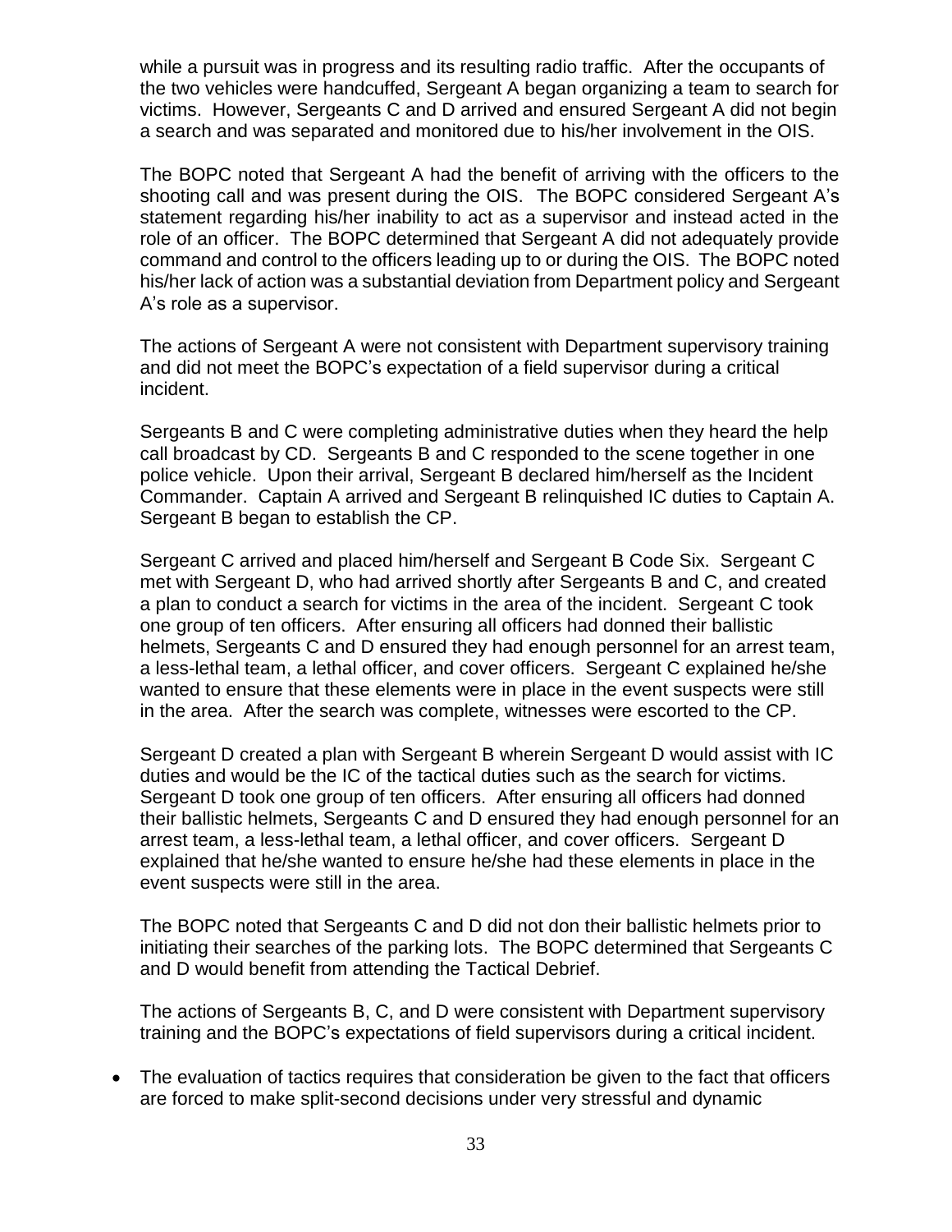while a pursuit was in progress and its resulting radio traffic. After the occupants of the two vehicles were handcuffed, Sergeant A began organizing a team to search for victims. However, Sergeants C and D arrived and ensured Sergeant A did not begin a search and was separated and monitored due to his/her involvement in the OIS.

The BOPC noted that Sergeant A had the benefit of arriving with the officers to the shooting call and was present during the OIS. The BOPC considered Sergeant A's statement regarding his/her inability to act as a supervisor and instead acted in the role of an officer. The BOPC determined that Sergeant A did not adequately provide command and control to the officers leading up to or during the OIS. The BOPC noted his/her lack of action was a substantial deviation from Department policy and Sergeant A's role as a supervisor.

The actions of Sergeant A were not consistent with Department supervisory training and did not meet the BOPC's expectation of a field supervisor during a critical incident.

Sergeants B and C were completing administrative duties when they heard the help call broadcast by CD. Sergeants B and C responded to the scene together in one police vehicle. Upon their arrival, Sergeant B declared him/herself as the Incident Commander. Captain A arrived and Sergeant B relinquished IC duties to Captain A. Sergeant B began to establish the CP.

Sergeant C arrived and placed him/herself and Sergeant B Code Six. Sergeant C met with Sergeant D, who had arrived shortly after Sergeants B and C, and created a plan to conduct a search for victims in the area of the incident. Sergeant C took one group of ten officers. After ensuring all officers had donned their ballistic helmets, Sergeants C and D ensured they had enough personnel for an arrest team, a less-lethal team, a lethal officer, and cover officers. Sergeant C explained he/she wanted to ensure that these elements were in place in the event suspects were still in the area. After the search was complete, witnesses were escorted to the CP.

Sergeant D created a plan with Sergeant B wherein Sergeant D would assist with IC duties and would be the IC of the tactical duties such as the search for victims. Sergeant D took one group of ten officers. After ensuring all officers had donned their ballistic helmets, Sergeants C and D ensured they had enough personnel for an arrest team, a less-lethal team, a lethal officer, and cover officers. Sergeant D explained that he/she wanted to ensure he/she had these elements in place in the event suspects were still in the area.

The BOPC noted that Sergeants C and D did not don their ballistic helmets prior to initiating their searches of the parking lots. The BOPC determined that Sergeants C and D would benefit from attending the Tactical Debrief.

The actions of Sergeants B, C, and D were consistent with Department supervisory training and the BOPC's expectations of field supervisors during a critical incident.

- The evaluation of tactics requires that consideration be given to the fact that officers are forced to make split-second decisions under very stressful and dynamic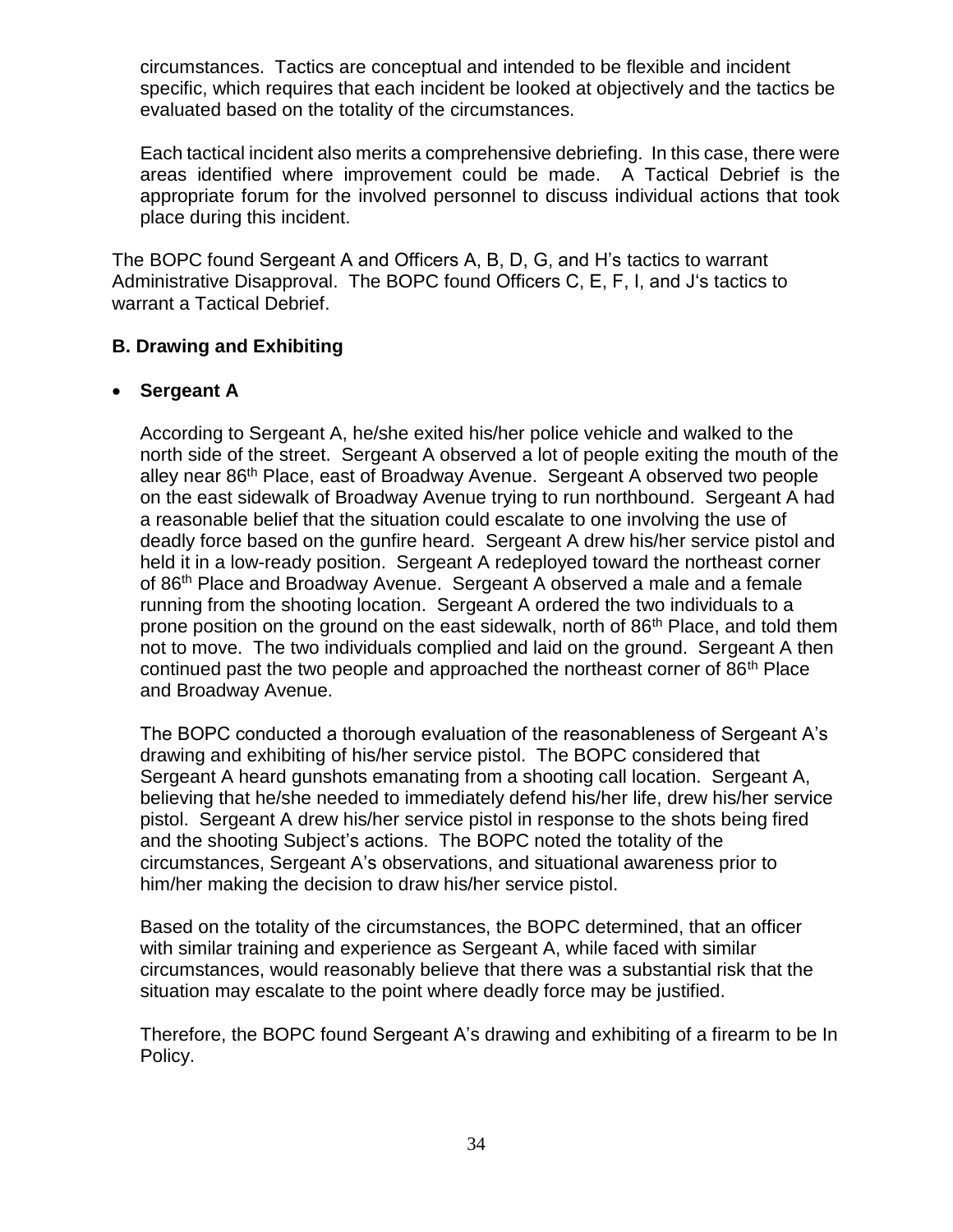circumstances. Tactics are conceptual and intended to be flexible and incident specific, which requires that each incident be looked at objectively and the tactics be evaluated based on the totality of the circumstances.

Each tactical incident also merits a comprehensive debriefing. In this case, there were areas identified where improvement could be made. A Tactical Debrief is the appropriate forum for the involved personnel to discuss individual actions that took place during this incident.

The BOPC found Sergeant A and Officers A, B, D, G, and H's tactics to warrant Administrative Disapproval. The BOPC found Officers C, E, F, I, and J's tactics to warrant a Tactical Debrief.

### B. Drawing and Exhibiting

- **Sergeant A**

According to Sergeant A, he/she exited his/her police vehicle and walked to the north side of the street. Sergeant A observed a lot of people exiting the mouth of the alley near 86th Place, east of Broadway Avenue. Sergeant A observed two people on the east sidewalk of Broadway Avenue trying to run northbound. Sergeant A had a reasonable belief that the situation could escalate to one involving the use of deadly force based on the gunfire heard. Sergeant A drew his/her service pistol and held it in a low-ready position. Sergeant A redeployed toward the northeast corner of 86th Place and Broadway Avenue. Sergeant A observed a male and a female running from the shooting location. Sergeant A ordered the two individuals to a prone position on the ground on the east sidewalk, north of 86th Place, and told them not to move. The two individuals complied and laid on the ground. Sergeant A then continued past the two people and approached the northeast corner of 86th Place and Broadway Avenue.

The BOPC conducted a thorough evaluation of the reasonableness of Sergeant A's drawing and exhibiting of his/her service pistol. The BOPC considered that Sergeant A heard gunshots emanating from a shooting call location. Sergeant A, believing that he/she needed to immediately defend his/her life, drew his/her service pistol. Sergeant A drew his/her service pistol in response to the shots being fired and the shooting Subject's actions. The BOPC noted the totality of the circumstances, Sergeant A's observations, and situational awareness prior to him/her making the decision to draw his/her service pistol.

Based on the totality of the circumstances, the BOPC determined, that an officer with similar training and experience as Sergeant A, while faced with similar circumstances, would reasonably believe that there was a substantial risk that the situation may escalate to the point where deadly force may be justified.

Therefore, the BOPC found Sergeant A's drawing and exhibiting of a firearm to be In Policy.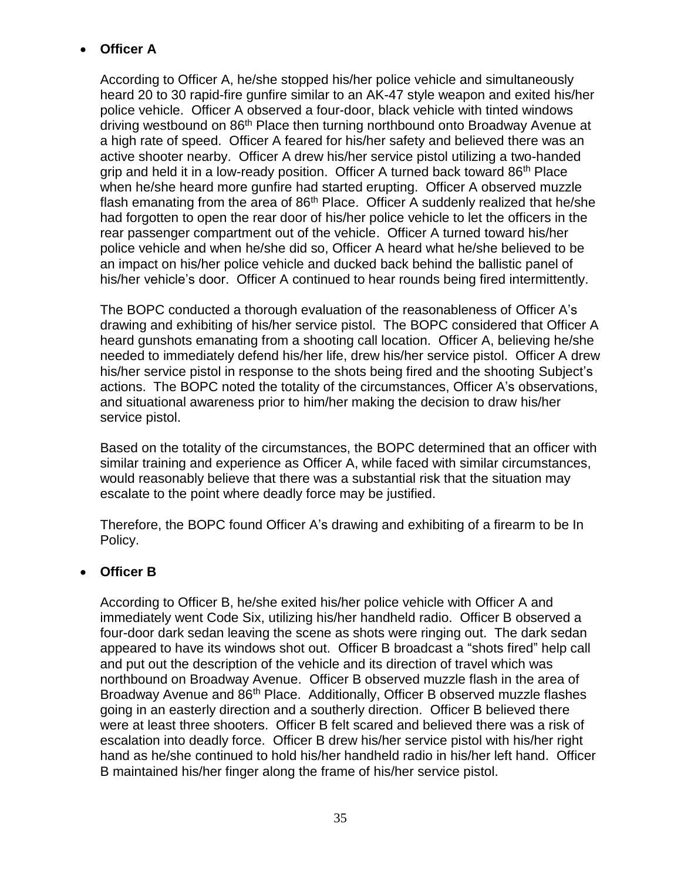- **Officer A**

  According to Officer A, he/she stopped his/her police vehicle and simultaneously heard 20 to 30 rapid-fire gunfire similar to an AK-47 style weapon and exited his/her police vehicle. Officer A observed a four-door, black vehicle with tinted windows driving westbound on 86th Place then turning northbound onto Broadway Avenue at a high rate of speed. Officer A feared for his/her safety and believed there was an active shooter nearby. Officer A drew his/her service pistol utilizing a two-handed grip and held it in a low-ready position. Officer A turned back toward 86th Place when he/she heard more gunfire had started erupting. Officer A observed muzzle flash emanating from the area of 86th Place. Officer A suddenly realized that he/she had forgotten to open the rear door of his/her police vehicle to let the officers in the rear passenger compartment out of the vehicle. Officer A turned toward his/her police vehicle and when he/she did so, Officer A heard what he/she believed to be an impact on his/her police vehicle and ducked back behind the ballistic panel of his/her vehicle's door. Officer A continued to hear rounds being fired intermittently.

  The BOPC conducted a thorough evaluation of the reasonableness of Officer A's drawing and exhibiting of his/her service pistol. The BOPC considered that Officer A heard gunshots emanating from a shooting call location. Officer A, believing he/she needed to immediately defend his/her life, drew his/her service pistol. Officer A drew his/her service pistol in response to the shots being fired and the shooting Subject's actions. The BOPC noted the totality of the circumstances, Officer A's observations, and situational awareness prior to him/her making the decision to draw his/her service pistol.

  Based on the totality of the circumstances, the BOPC determined that an officer with similar training and experience as Officer A, while faced with similar circumstances, would reasonably believe that there was a substantial risk that the situation may escalate to the point where deadly force may be justified.

  Therefore, the BOPC found Officer A's drawing and exhibiting of a firearm to be In Policy.

- **Officer B**

  According to Officer B, he/she exited his/her police vehicle with Officer A and immediately went Code Six, utilizing his/her handheld radio. Officer B observed a four-door dark sedan leaving the scene as shots were ringing out. The dark sedan appeared to have its windows shot out. Officer B broadcast a "shots fired" help call and put out the description of the vehicle and its direction of travel which was northbound on Broadway Avenue. Officer B observed muzzle flash in the area of Broadway Avenue and 86th Place. Additionally, Officer B observed muzzle flashes going in an easterly direction and a southerly direction. Officer B believed there were at least three shooters. Officer B felt scared and believed there was a risk of escalation into deadly force. Officer B drew his/her service pistol with his/her right hand as he/she continued to hold his/her handheld radio in his/her left hand. Officer B maintained his/her finger along the frame of his/her service pistol.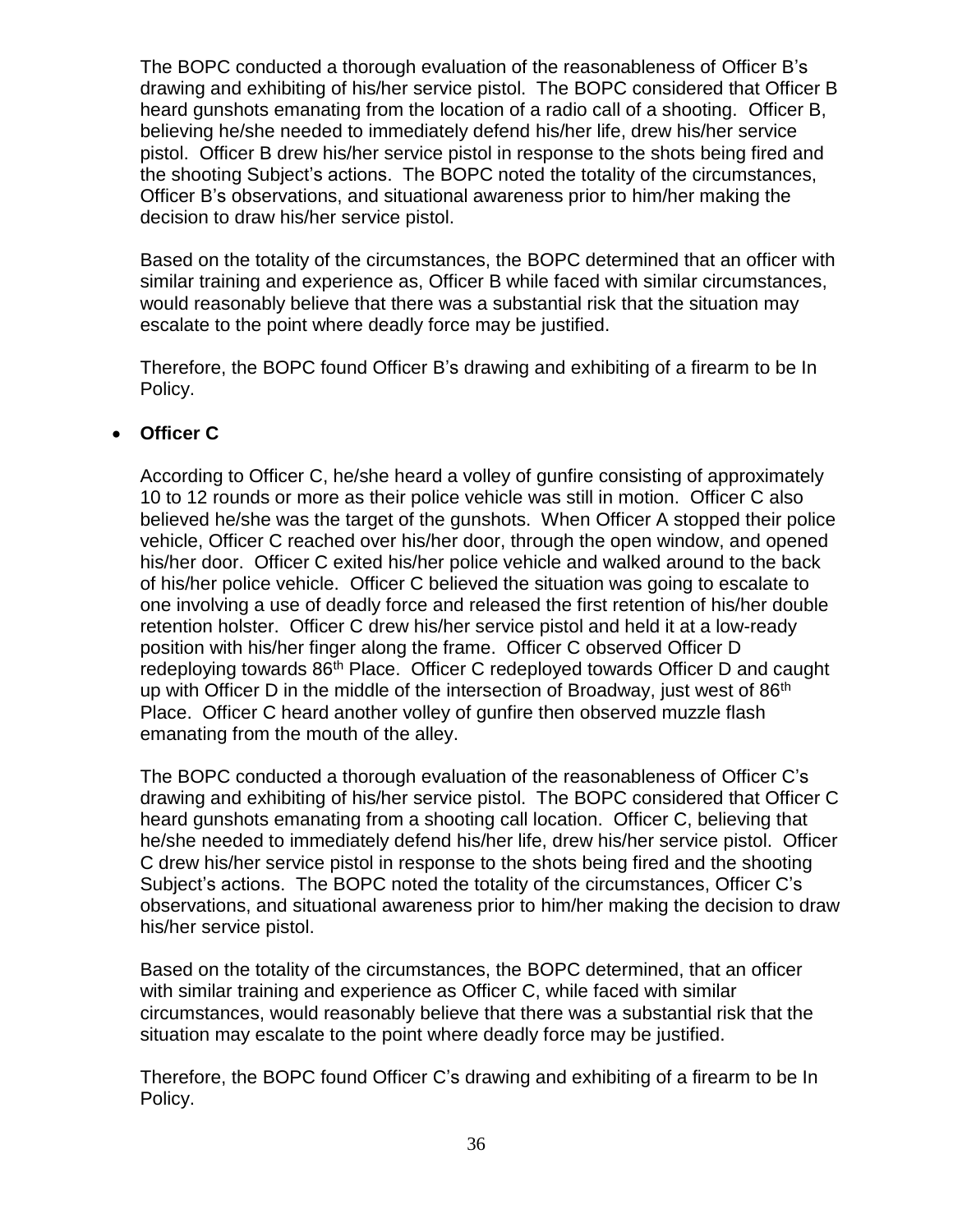The BOPC conducted a thorough evaluation of the reasonableness of Officer B's drawing and exhibiting of his/her service pistol. The BOPC considered that Officer B heard gunshots emanating from the location of a radio call of a shooting. Officer B, believing he/she needed to immediately defend his/her life, drew his/her service pistol. Officer B drew his/her service pistol in response to the shots being fired and the shooting Subject's actions. The BOPC noted the totality of the circumstances, Officer B's observations, and situational awareness prior to him/her making the decision to draw his/her service pistol.

Based on the totality of the circumstances, the BOPC determined that an officer with similar training and experience as, Officer B while faced with similar circumstances, would reasonably believe that there was a substantial risk that the situation may escalate to the point where deadly force may be justified.

Therefore, the BOPC found Officer B's drawing and exhibiting of a firearm to be In Policy.

- **Officer C**

According to Officer C, he/she heard a volley of gunfire consisting of approximately 10 to 12 rounds or more as their police vehicle was still in motion. Officer C also believed he/she was the target of the gunshots. When Officer A stopped their police vehicle, Officer C reached over his/her door, through the open window, and opened his/her door. Officer C exited his/her police vehicle and walked around to the back of his/her police vehicle. Officer C believed the situation was going to escalate to one involving a use of deadly force and released the first retention of his/her double retention holster. Officer C drew his/her service pistol and held it at a low-ready position with his/her finger along the frame. Officer C observed Officer D redeploying towards 86th Place. Officer C redeployed towards Officer D and caught up with Officer D in the middle of the intersection of Broadway, just west of 86th Place. Officer C heard another volley of gunfire then observed muzzle flash emanating from the mouth of the alley.

The BOPC conducted a thorough evaluation of the reasonableness of Officer C's drawing and exhibiting of his/her service pistol. The BOPC considered that Officer C heard gunshots emanating from a shooting call location. Officer C, believing that he/she needed to immediately defend his/her life, drew his/her service pistol. Officer C drew his/her service pistol in response to the shots being fired and the shooting Subject's actions. The BOPC noted the totality of the circumstances, Officer C's observations, and situational awareness prior to him/her making the decision to draw his/her service pistol.

Based on the totality of the circumstances, the BOPC determined, that an officer with similar training and experience as Officer C, while faced with similar circumstances, would reasonably believe that there was a substantial risk that the situation may escalate to the point where deadly force may be justified.

Therefore, the BOPC found Officer C's drawing and exhibiting of a firearm to be In Policy.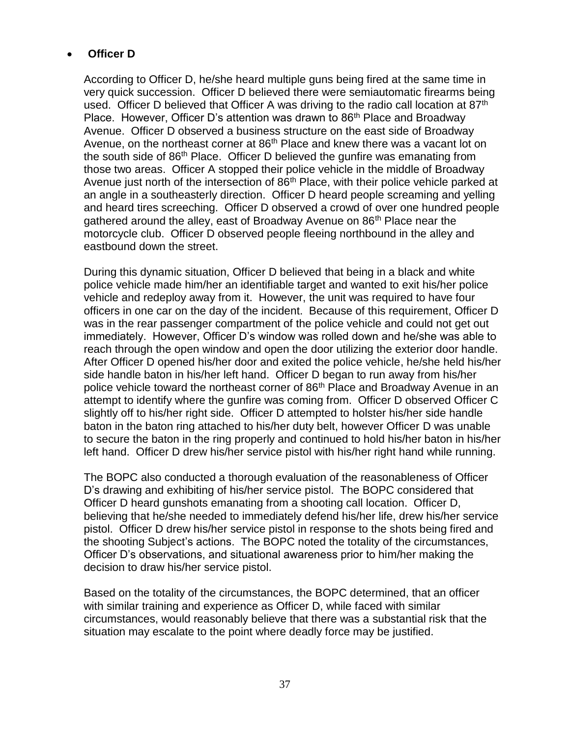- **Officer D**

According to Officer D, he/she heard multiple guns being fired at the same time in very quick succession. Officer D believed there were semiautomatic firearms being used. Officer D believed that Officer A was driving to the radio call location at 87th Place. However, Officer D's attention was drawn to 86th Place and Broadway Avenue. Officer D observed a business structure on the east side of Broadway Avenue, on the northeast corner at 86th Place and knew there was a vacant lot on the south side of 86th Place. Officer D believed the gunfire was emanating from those two areas. Officer A stopped their police vehicle in the middle of Broadway Avenue just north of the intersection of 86th Place, with their police vehicle parked at an angle in a southeasterly direction. Officer D heard people screaming and yelling and heard tires screeching. Officer D observed a crowd of over one hundred people gathered around the alley, east of Broadway Avenue on 86th Place near the motorcycle club. Officer D observed people fleeing northbound in the alley and eastbound down the street.

During this dynamic situation, Officer D believed that being in a black and white police vehicle made him/her an identifiable target and wanted to exit his/her police vehicle and redeploy away from it. However, the unit was required to have four officers in one car on the day of the incident. Because of this requirement, Officer D was in the rear passenger compartment of the police vehicle and could not get out immediately. However, Officer D's window was rolled down and he/she was able to reach through the open window and open the door utilizing the exterior door handle. After Officer D opened his/her door and exited the police vehicle, he/she held his/her side handle baton in his/her left hand. Officer D began to run away from his/her police vehicle toward the northeast corner of 86th Place and Broadway Avenue in an attempt to identify where the gunfire was coming from. Officer D observed Officer C slightly off to his/her right side. Officer D attempted to holster his/her side handle baton in the baton ring attached to his/her duty belt, however Officer D was unable to secure the baton in the ring properly and continued to hold his/her baton in his/her left hand. Officer D drew his/her service pistol with his/her right hand while running.

The BOPC also conducted a thorough evaluation of the reasonableness of Officer D's drawing and exhibiting of his/her service pistol. The BOPC considered that Officer D heard gunshots emanating from a shooting call location. Officer D, believing that he/she needed to immediately defend his/her life, drew his/her service pistol. Officer D drew his/her service pistol in response to the shots being fired and the shooting Subject's actions. The BOPC noted the totality of the circumstances, Officer D's observations, and situational awareness prior to him/her making the decision to draw his/her service pistol.

Based on the totality of the circumstances, the BOPC determined, that an officer with similar training and experience as Officer D, while faced with similar circumstances, would reasonably believe that there was a substantial risk that the situation may escalate to the point where deadly force may be justified.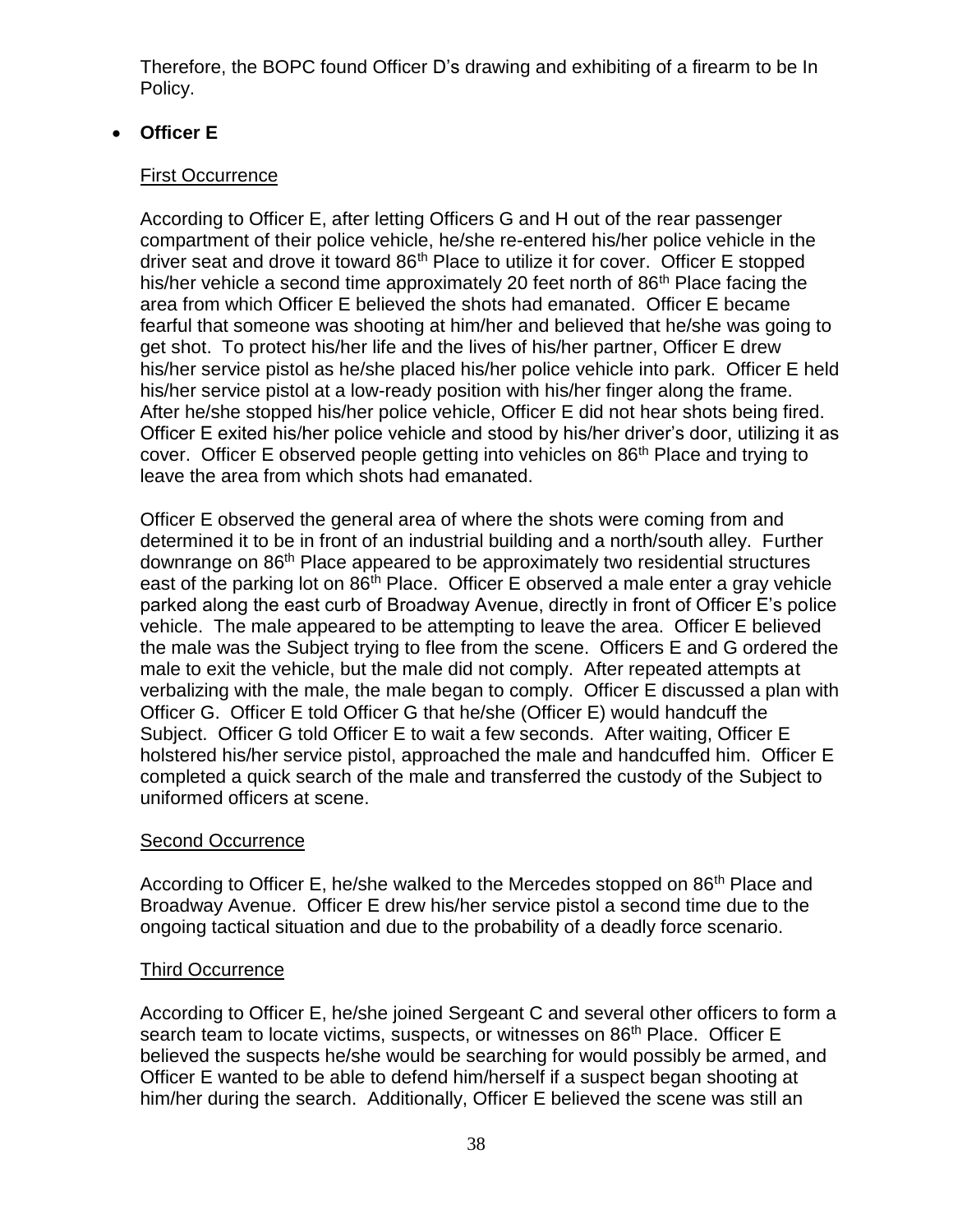Therefore, the BOPC found Officer D's drawing and exhibiting of a firearm to be In Policy.

- **Officer E**

First Occurrence

According to Officer E, after letting Officers G and H out of the rear passenger compartment of their police vehicle, he/she re-entered his/her police vehicle in the driver seat and drove it toward 86th Place to utilize it for cover. Officer E stopped his/her vehicle a second time approximately 20 feet north of 86th Place facing the area from which Officer E believed the shots had emanated. Officer E became fearful that someone was shooting at him/her and believed that he/she was going to get shot. To protect his/her life and the lives of his/her partner, Officer E drew his/her service pistol as he/she placed his/her police vehicle into park. Officer E held his/her service pistol at a low-ready position with his/her finger along the frame. After he/she stopped his/her police vehicle, Officer E did not hear shots being fired. Officer E exited his/her police vehicle and stood by his/her driver's door, utilizing it as cover. Officer E observed people getting into vehicles on 86th Place and trying to leave the area from which shots had emanated.

Officer E observed the general area of where the shots were coming from and determined it to be in front of an industrial building and a north/south alley. Further downrange on 86th Place appeared to be approximately two residential structures east of the parking lot on 86th Place. Officer E observed a male enter a gray vehicle parked along the east curb of Broadway Avenue, directly in front of Officer E's police vehicle. The male appeared to be attempting to leave the area. Officer E believed the male was the Subject trying to flee from the scene. Officers E and G ordered the male to exit the vehicle, but the male did not comply. After repeated attempts at verbalizing with the male, the male began to comply. Officer E discussed a plan with Officer G. Officer E told Officer G that he/she (Officer E) would handcuff the Subject. Officer G told Officer E to wait a few seconds. After waiting, Officer E holstered his/her service pistol, approached the male and handcuffed him. Officer E completed a quick search of the male and transferred the custody of the Subject to uniformed officers at scene.

Second Occurrence

According to Officer E, he/she walked to the Mercedes stopped on 86th Place and Broadway Avenue. Officer E drew his/her service pistol a second time due to the ongoing tactical situation and due to the probability of a deadly force scenario.

Third Occurrence

According to Officer E, he/she joined Sergeant C and several other officers to form a search team to locate victims, suspects, or witnesses on 86th Place. Officer E believed the suspects he/she would be searching for would possibly be armed, and Officer E wanted to be able to defend him/herself if a suspect began shooting at him/her during the search. Additionally, Officer E believed the scene was still an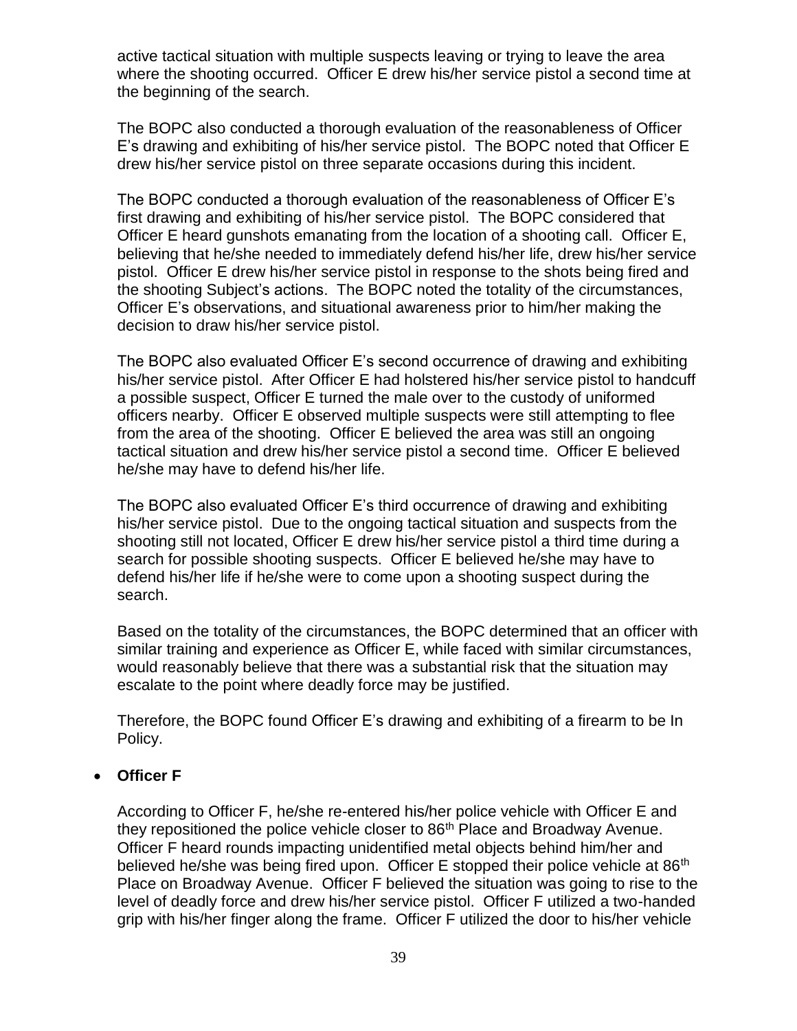active tactical situation with multiple suspects leaving or trying to leave the area where the shooting occurred. Officer E drew his/her service pistol a second time at the beginning of the search.

The BOPC also conducted a thorough evaluation of the reasonableness of Officer E's drawing and exhibiting of his/her service pistol. The BOPC noted that Officer E drew his/her service pistol on three separate occasions during this incident.

The BOPC conducted a thorough evaluation of the reasonableness of Officer E's first drawing and exhibiting of his/her service pistol. The BOPC considered that Officer E heard gunshots emanating from the location of a shooting call. Officer E, believing that he/she needed to immediately defend his/her life, drew his/her service pistol. Officer E drew his/her service pistol in response to the shots being fired and the shooting Subject's actions. The BOPC noted the totality of the circumstances, Officer E's observations, and situational awareness prior to him/her making the decision to draw his/her service pistol.

The BOPC also evaluated Officer E's second occurrence of drawing and exhibiting his/her service pistol. After Officer E had holstered his/her service pistol to handcuff a possible suspect, Officer E turned the male over to the custody of uniformed officers nearby. Officer E observed multiple suspects were still attempting to flee from the area of the shooting. Officer E believed the area was still an ongoing tactical situation and drew his/her service pistol a second time. Officer E believed he/she may have to defend his/her life.

The BOPC also evaluated Officer E's third occurrence of drawing and exhibiting his/her service pistol. Due to the ongoing tactical situation and suspects from the shooting still not located, Officer E drew his/her service pistol a third time during a search for possible shooting suspects. Officer E believed he/she may have to defend his/her life if he/she were to come upon a shooting suspect during the search.

Based on the totality of the circumstances, the BOPC determined that an officer with similar training and experience as Officer E, while faced with similar circumstances, would reasonably believe that there was a substantial risk that the situation may escalate to the point where deadly force may be justified.

Therefore, the BOPC found Officer E's drawing and exhibiting of a firearm to be In Policy.

- **Officer F**

According to Officer F, he/she re-entered his/her police vehicle with Officer E and they repositioned the police vehicle closer to 86th Place and Broadway Avenue. Officer F heard rounds impacting unidentified metal objects behind him/her and believed he/she was being fired upon. Officer E stopped their police vehicle at 86th Place on Broadway Avenue. Officer F believed the situation was going to rise to the level of deadly force and drew his/her service pistol. Officer F utilized a two-handed grip with his/her finger along the frame. Officer F utilized the door to his/her vehicle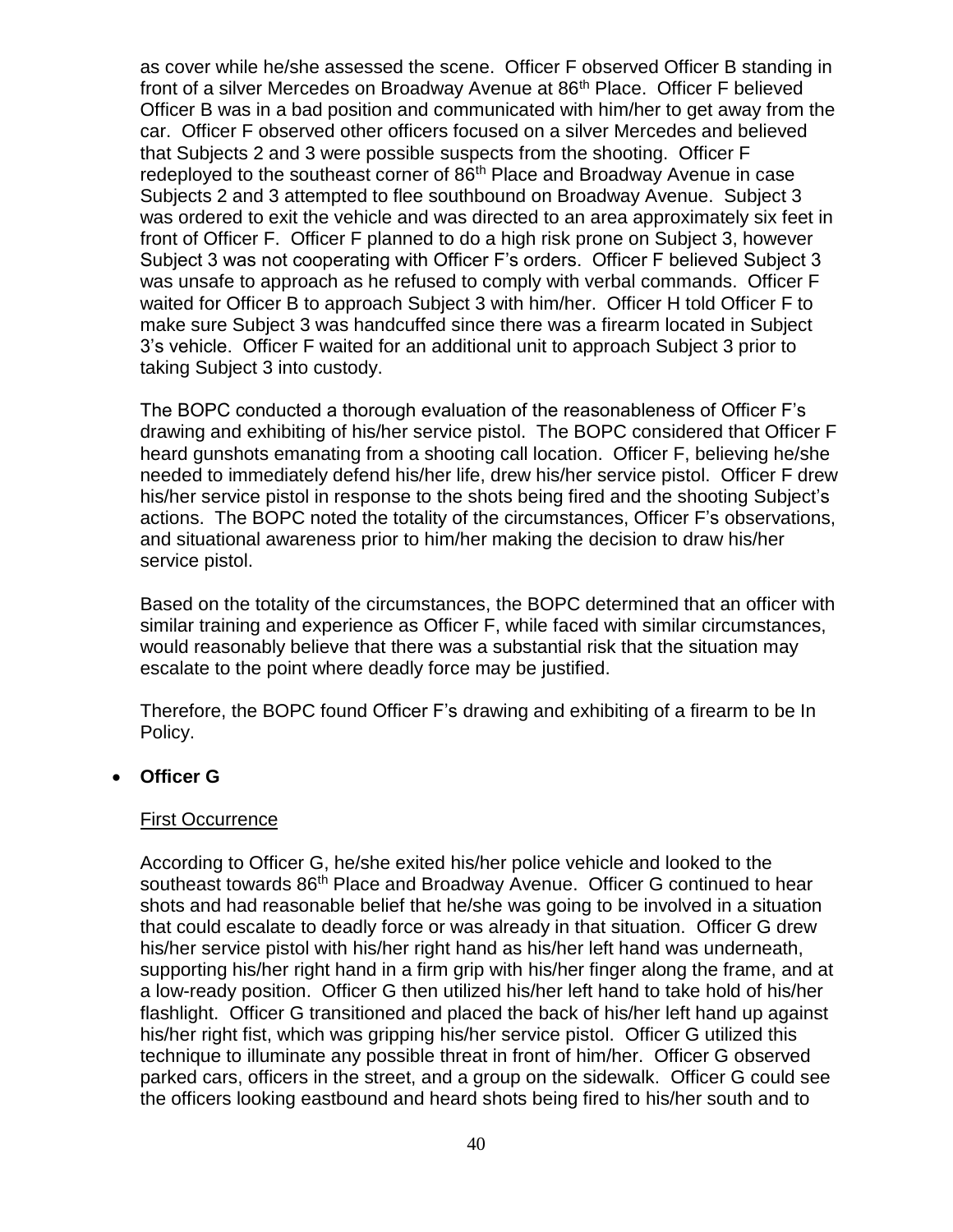as cover while he/she assessed the scene. Officer F observed Officer B standing in front of a silver Mercedes on Broadway Avenue at 86th Place. Officer F believed Officer B was in a bad position and communicated with him/her to get away from the car. Officer F observed other officers focused on a silver Mercedes and believed that Subjects 2 and 3 were possible suspects from the shooting. Officer F redeployed to the southeast corner of 86th Place and Broadway Avenue in case Subjects 2 and 3 attempted to flee southbound on Broadway Avenue. Subject 3 was ordered to exit the vehicle and was directed to an area approximately six feet in front of Officer F. Officer F planned to do a high risk prone on Subject 3, however Subject 3 was not cooperating with Officer F's orders. Officer F believed Subject 3 was unsafe to approach as he refused to comply with verbal commands. Officer F waited for Officer B to approach Subject 3 with him/her. Officer H told Officer F to make sure Subject 3 was handcuffed since there was a firearm located in Subject 3's vehicle. Officer F waited for an additional unit to approach Subject 3 prior to taking Subject 3 into custody.

The BOPC conducted a thorough evaluation of the reasonableness of Officer F's drawing and exhibiting of his/her service pistol. The BOPC considered that Officer F heard gunshots emanating from a shooting call location. Officer F, believing he/she needed to immediately defend his/her life, drew his/her service pistol. Officer F drew his/her service pistol in response to the shots being fired and the shooting Subject's actions. The BOPC noted the totality of the circumstances, Officer F's observations, and situational awareness prior to him/her making the decision to draw his/her service pistol.

Based on the totality of the circumstances, the BOPC determined that an officer with similar training and experience as Officer F, while faced with similar circumstances, would reasonably believe that there was a substantial risk that the situation may escalate to the point where deadly force may be justified.

Therefore, the BOPC found Officer F's drawing and exhibiting of a firearm to be In Policy.

- **Officer G**

First Occurrence

According to Officer G, he/she exited his/her police vehicle and looked to the southeast towards 86th Place and Broadway Avenue. Officer G continued to hear shots and had reasonable belief that he/she was going to be involved in a situation that could escalate to deadly force or was already in that situation. Officer G drew his/her service pistol with his/her right hand as his/her left hand was underneath, supporting his/her right hand in a firm grip with his/her finger along the frame, and at a low-ready position. Officer G then utilized his/her left hand to take hold of his/her flashlight. Officer G transitioned and placed the back of his/her left hand up against his/her right fist, which was gripping his/her service pistol. Officer G utilized this technique to illuminate any possible threat in front of him/her. Officer G observed parked cars, officers in the street, and a group on the sidewalk. Officer G could see the officers looking eastbound and heard shots being fired to his/her south and to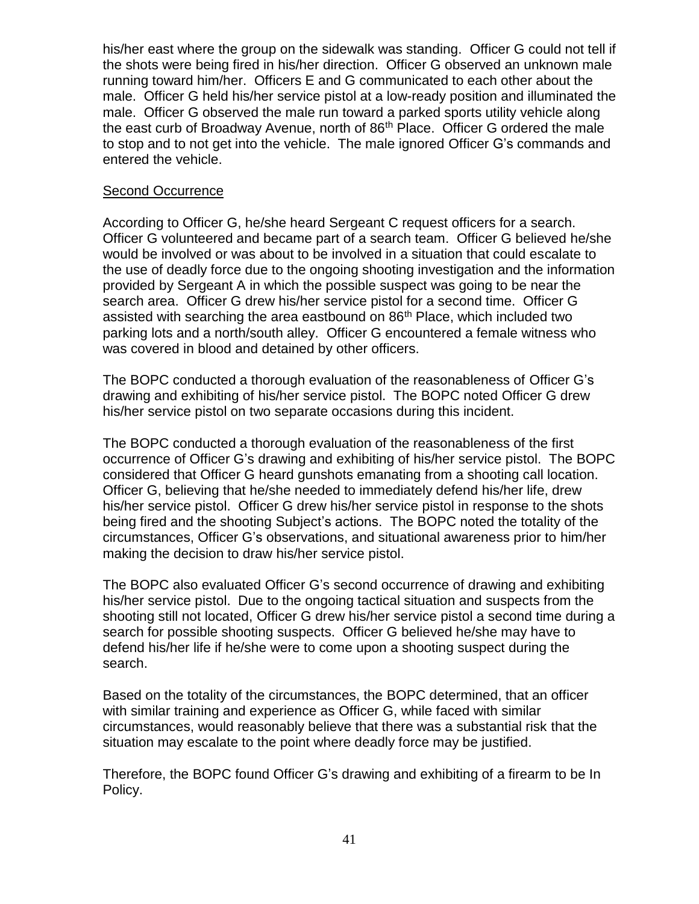his/her east where the group on the sidewalk was standing. Officer G could not tell if the shots were being fired in his/her direction. Officer G observed an unknown male running toward him/her. Officers E and G communicated to each other about the male. Officer G held his/her service pistol at a low-ready position and illuminated the male. Officer G observed the male run toward a parked sports utility vehicle along the east curb of Broadway Avenue, north of 86th Place. Officer G ordered the male to stop and to not get into the vehicle. The male ignored Officer G's commands and entered the vehicle.

Second Occurrence

According to Officer G, he/she heard Sergeant C request officers for a search. Officer G volunteered and became part of a search team. Officer G believed he/she would be involved or was about to be involved in a situation that could escalate to the use of deadly force due to the ongoing shooting investigation and the information provided by Sergeant A in which the possible suspect was going to be near the search area. Officer G drew his/her service pistol for a second time. Officer G assisted with searching the area eastbound on 86th Place, which included two parking lots and a north/south alley. Officer G encountered a female witness who was covered in blood and detained by other officers.

The BOPC conducted a thorough evaluation of the reasonableness of Officer G's drawing and exhibiting of his/her service pistol. The BOPC noted Officer G drew his/her service pistol on two separate occasions during this incident.

The BOPC conducted a thorough evaluation of the reasonableness of the first occurrence of Officer G's drawing and exhibiting of his/her service pistol. The BOPC considered that Officer G heard gunshots emanating from a shooting call location. Officer G, believing that he/she needed to immediately defend his/her life, drew his/her service pistol. Officer G drew his/her service pistol in response to the shots being fired and the shooting Subject's actions. The BOPC noted the totality of the circumstances, Officer G's observations, and situational awareness prior to him/her making the decision to draw his/her service pistol.

The BOPC also evaluated Officer G's second occurrence of drawing and exhibiting his/her service pistol. Due to the ongoing tactical situation and suspects from the shooting still not located, Officer G drew his/her service pistol a second time during a search for possible shooting suspects. Officer G believed he/she may have to defend his/her life if he/she were to come upon a shooting suspect during the search.

Based on the totality of the circumstances, the BOPC determined, that an officer with similar training and experience as Officer G, while faced with similar circumstances, would reasonably believe that there was a substantial risk that the situation may escalate to the point where deadly force may be justified.

Therefore, the BOPC found Officer G's drawing and exhibiting of a firearm to be In Policy.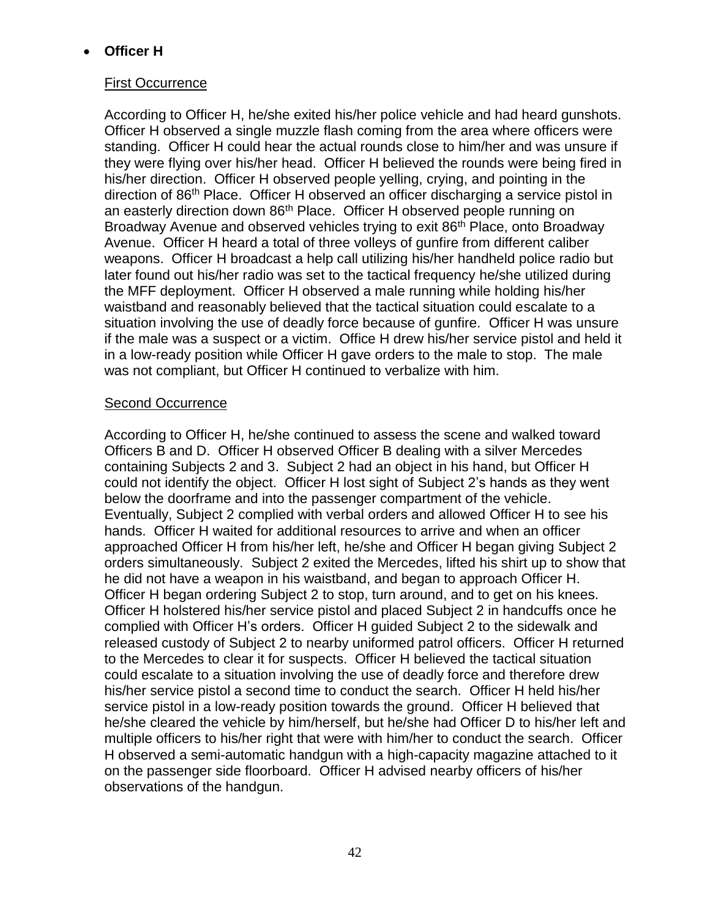- **Officer H**

First Occurrence

According to Officer H, he/she exited his/her police vehicle and had heard gunshots. Officer H observed a single muzzle flash coming from the area where officers were standing. Officer H could hear the actual rounds close to him/her and was unsure if they were flying over his/her head. Officer H believed the rounds were being fired in his/her direction. Officer H observed people yelling, crying, and pointing in the direction of 86th Place. Officer H observed an officer discharging a service pistol in an easterly direction down 86th Place. Officer H observed people running on Broadway Avenue and observed vehicles trying to exit 86th Place, onto Broadway Avenue. Officer H heard a total of three volleys of gunfire from different caliber weapons. Officer H broadcast a help call utilizing his/her handheld police radio but later found out his/her radio was set to the tactical frequency he/she utilized during the MFF deployment. Officer H observed a male running while holding his/her waistband and reasonably believed that the tactical situation could escalate to a situation involving the use of deadly force because of gunfire. Officer H was unsure if the male was a suspect or a victim. Office H drew his/her service pistol and held it in a low-ready position while Officer H gave orders to the male to stop. The male was not compliant, but Officer H continued to verbalize with him.

Second Occurrence

According to Officer H, he/she continued to assess the scene and walked toward Officers B and D. Officer H observed Officer B dealing with a silver Mercedes containing Subjects 2 and 3. Subject 2 had an object in his hand, but Officer H could not identify the object. Officer H lost sight of Subject 2's hands as they went below the doorframe and into the passenger compartment of the vehicle. Eventually, Subject 2 complied with verbal orders and allowed Officer H to see his hands. Officer H waited for additional resources to arrive and when an officer approached Officer H from his/her left, he/she and Officer H began giving Subject 2 orders simultaneously. Subject 2 exited the Mercedes, lifted his shirt up to show that he did not have a weapon in his waistband, and began to approach Officer H. Officer H began ordering Subject 2 to stop, turn around, and to get on his knees. Officer H holstered his/her service pistol and placed Subject 2 in handcuffs once he complied with Officer H's orders. Officer H guided Subject 2 to the sidewalk and released custody of Subject 2 to nearby uniformed patrol officers. Officer H returned to the Mercedes to clear it for suspects. Officer H believed the tactical situation could escalate to a situation involving the use of deadly force and therefore drew his/her service pistol a second time to conduct the search. Officer H held his/her service pistol in a low-ready position towards the ground. Officer H believed that he/she cleared the vehicle by him/herself, but he/she had Officer D to his/her left and multiple officers to his/her right that were with him/her to conduct the search. Officer H observed a semi-automatic handgun with a high-capacity magazine attached to it on the passenger side floorboard. Officer H advised nearby officers of his/her observations of the handgun.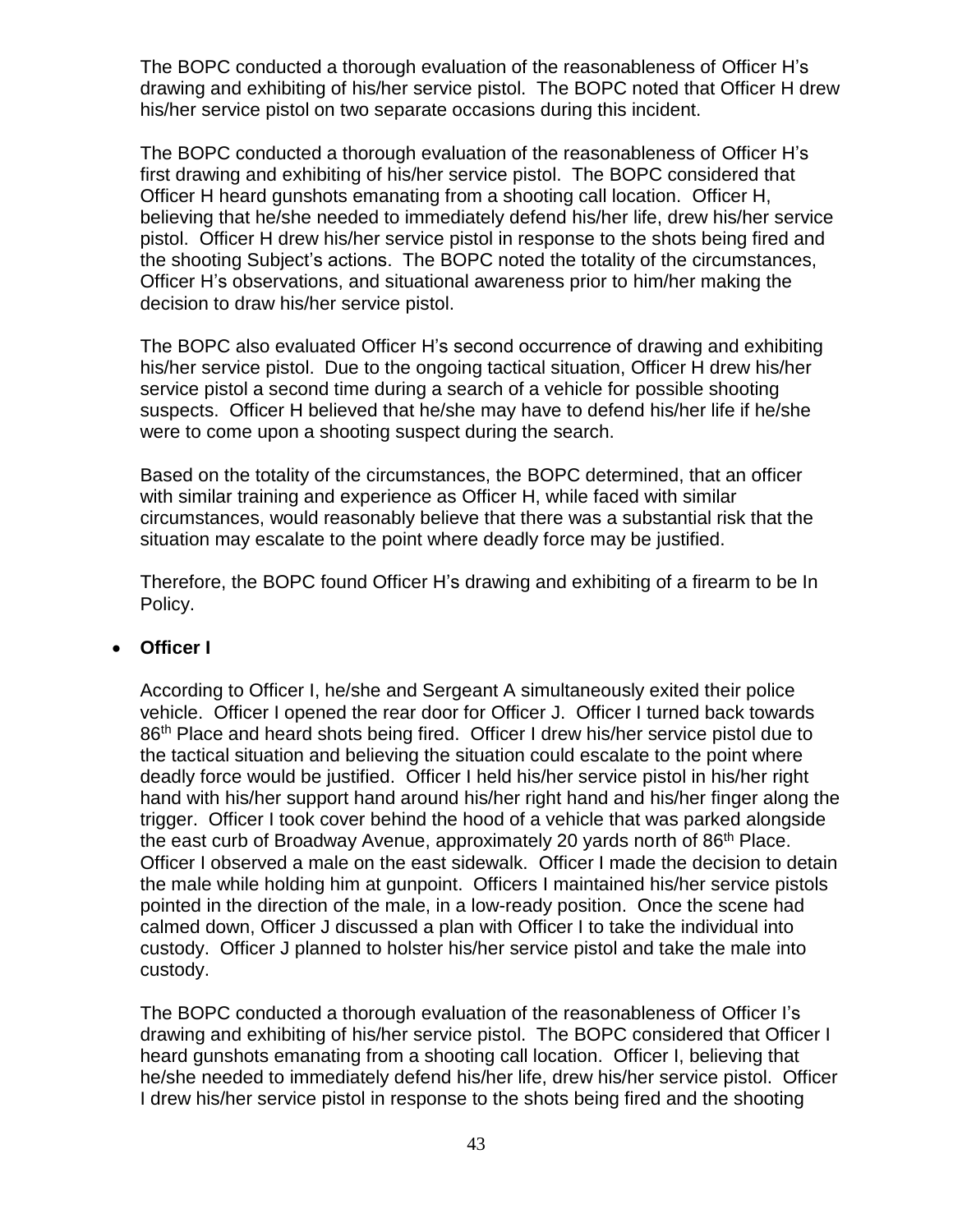The BOPC conducted a thorough evaluation of the reasonableness of Officer H's drawing and exhibiting of his/her service pistol. The BOPC noted that Officer H drew his/her service pistol on two separate occasions during this incident.

The BOPC conducted a thorough evaluation of the reasonableness of Officer H's first drawing and exhibiting of his/her service pistol. The BOPC considered that Officer H heard gunshots emanating from a shooting call location. Officer H, believing that he/she needed to immediately defend his/her life, drew his/her service pistol. Officer H drew his/her service pistol in response to the shots being fired and the shooting Subject's actions. The BOPC noted the totality of the circumstances, Officer H's observations, and situational awareness prior to him/her making the decision to draw his/her service pistol.

The BOPC also evaluated Officer H's second occurrence of drawing and exhibiting his/her service pistol. Due to the ongoing tactical situation, Officer H drew his/her service pistol a second time during a search of a vehicle for possible shooting suspects. Officer H believed that he/she may have to defend his/her life if he/she were to come upon a shooting suspect during the search.

Based on the totality of the circumstances, the BOPC determined, that an officer with similar training and experience as Officer H, while faced with similar circumstances, would reasonably believe that there was a substantial risk that the situation may escalate to the point where deadly force may be justified.

Therefore, the BOPC found Officer H's drawing and exhibiting of a firearm to be In Policy.

- **Officer I**

According to Officer I, he/she and Sergeant A simultaneously exited their police vehicle. Officer I opened the rear door for Officer J. Officer I turned back towards 86th Place and heard shots being fired. Officer I drew his/her service pistol due to the tactical situation and believing the situation could escalate to the point where deadly force would be justified. Officer I held his/her service pistol in his/her right hand with his/her support hand around his/her right hand and his/her finger along the trigger. Officer I took cover behind the hood of a vehicle that was parked alongside the east curb of Broadway Avenue, approximately 20 yards north of 86th Place. Officer I observed a male on the east sidewalk. Officer I made the decision to detain the male while holding him at gunpoint. Officers I maintained his/her service pistols pointed in the direction of the male, in a low-ready position. Once the scene had calmed down, Officer J discussed a plan with Officer I to take the individual into custody. Officer J planned to holster his/her service pistol and take the male into custody.

The BOPC conducted a thorough evaluation of the reasonableness of Officer I's drawing and exhibiting of his/her service pistol. The BOPC considered that Officer I heard gunshots emanating from a shooting call location. Officer I, believing that he/she needed to immediately defend his/her life, drew his/her service pistol. Officer I drew his/her service pistol in response to the shots being fired and the shooting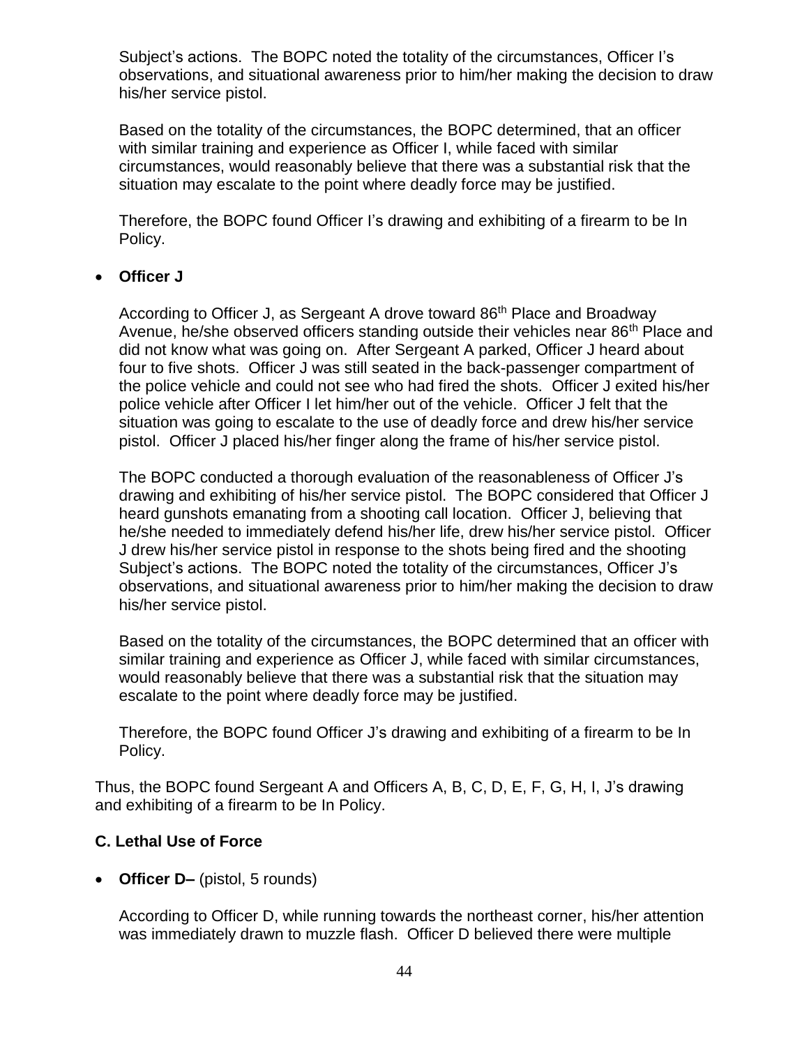Subject's actions. The BOPC noted the totality of the circumstances, Officer I's observations, and situational awareness prior to him/her making the decision to draw his/her service pistol.

Based on the totality of the circumstances, the BOPC determined, that an officer with similar training and experience as Officer I, while faced with similar circumstances, would reasonably believe that there was a substantial risk that the situation may escalate to the point where deadly force may be justified.

Therefore, the BOPC found Officer I's drawing and exhibiting of a firearm to be In Policy.

- **Officer J**

  According to Officer J, as Sergeant A drove toward 86th Place and Broadway Avenue, he/she observed officers standing outside their vehicles near 86th Place and did not know what was going on. After Sergeant A parked, Officer J heard about four to five shots. Officer J was still seated in the back-passenger compartment of the police vehicle and could not see who had fired the shots. Officer J exited his/her police vehicle after Officer I let him/her out of the vehicle. Officer J felt that the situation was going to escalate to the use of deadly force and drew his/her service pistol. Officer J placed his/her finger along the frame of his/her service pistol.

  The BOPC conducted a thorough evaluation of the reasonableness of Officer J's drawing and exhibiting of his/her service pistol. The BOPC considered that Officer J heard gunshots emanating from a shooting call location. Officer J, believing that he/she needed to immediately defend his/her life, drew his/her service pistol. Officer J drew his/her service pistol in response to the shots being fired and the shooting Subject's actions. The BOPC noted the totality of the circumstances, Officer J's observations, and situational awareness prior to him/her making the decision to draw his/her service pistol.

  Based on the totality of the circumstances, the BOPC determined that an officer with similar training and experience as Officer J, while faced with similar circumstances, would reasonably believe that there was a substantial risk that the situation may escalate to the point where deadly force may be justified.

  Therefore, the BOPC found Officer J's drawing and exhibiting of a firearm to be In Policy.

Thus, the BOPC found Sergeant A and Officers A, B, C, D, E, F, G, H, I, J's drawing and exhibiting of a firearm to be In Policy.

**C. Lethal Use of Force**

- **Officer D–** (pistol, 5 rounds)

  According to Officer D, while running towards the northeast corner, his/her attention was immediately drawn to muzzle flash. Officer D believed there were multiple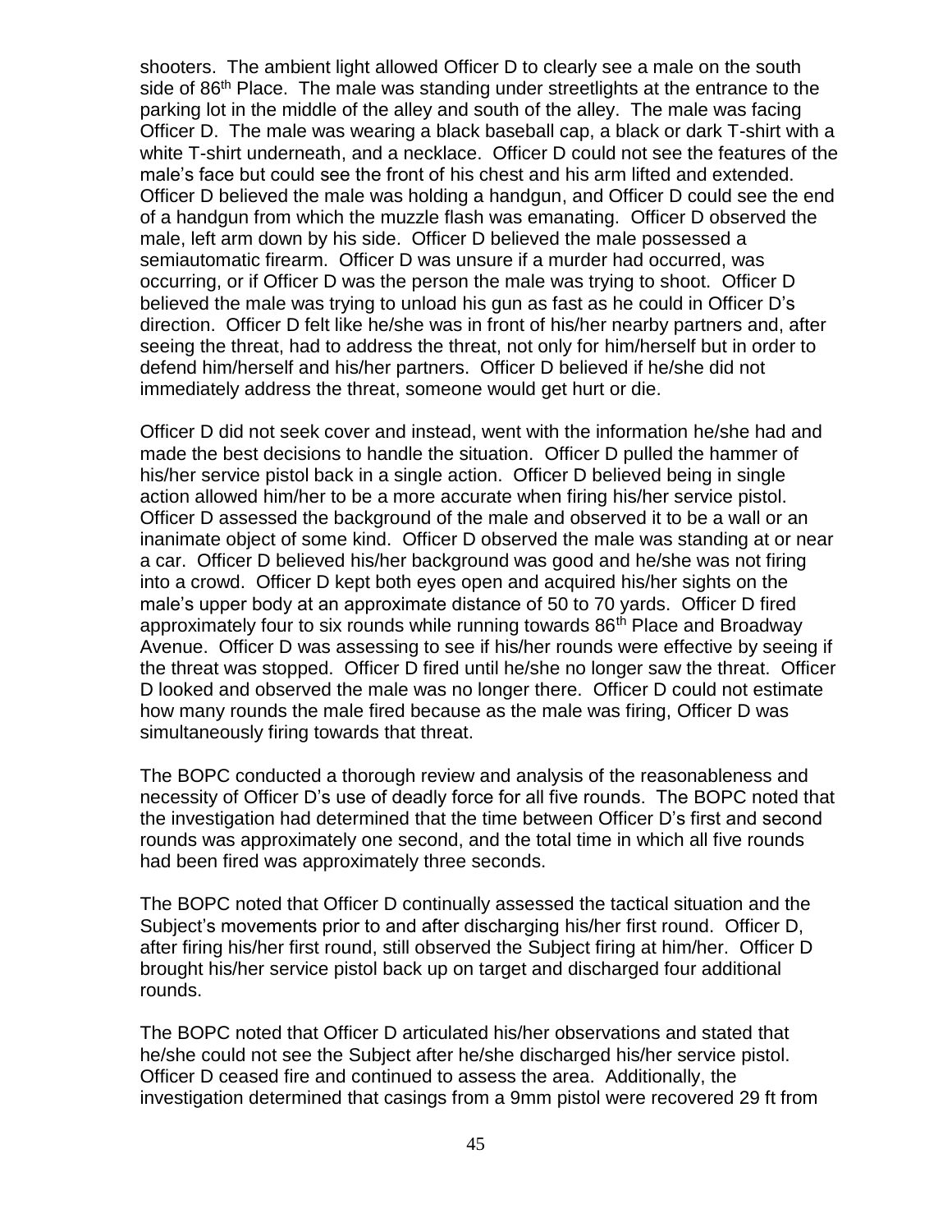shooters. The ambient light allowed Officer D to clearly see a male on the south side of 86th Place. The male was standing under streetlights at the entrance to the parking lot in the middle of the alley and south of the alley. The male was facing Officer D. The male was wearing a black baseball cap, a black or dark T-shirt with a white T-shirt underneath, and a necklace. Officer D could not see the features of the male's face but could see the front of his chest and his arm lifted and extended. Officer D believed the male was holding a handgun, and Officer D could see the end of a handgun from which the muzzle flash was emanating. Officer D observed the male, left arm down by his side. Officer D believed the male possessed a semiautomatic firearm. Officer D was unsure if a murder had occurred, was occurring, or if Officer D was the person the male was trying to shoot. Officer D believed the male was trying to unload his gun as fast as he could in Officer D's direction. Officer D felt like he/she was in front of his/her nearby partners and, after seeing the threat, had to address the threat, not only for him/herself but in order to defend him/herself and his/her partners. Officer D believed if he/she did not immediately address the threat, someone would get hurt or die.

Officer D did not seek cover and instead, went with the information he/she had and made the best decisions to handle the situation. Officer D pulled the hammer of his/her service pistol back in a single action. Officer D believed being in single action allowed him/her to be a more accurate when firing his/her service pistol. Officer D assessed the background of the male and observed it to be a wall or an inanimate object of some kind. Officer D observed the male was standing at or near a car. Officer D believed his/her background was good and he/she was not firing into a crowd. Officer D kept both eyes open and acquired his/her sights on the male's upper body at an approximate distance of 50 to 70 yards. Officer D fired approximately four to six rounds while running towards 86th Place and Broadway Avenue. Officer D was assessing to see if his/her rounds were effective by seeing if the threat was stopped. Officer D fired until he/she no longer saw the threat. Officer D looked and observed the male was no longer there. Officer D could not estimate how many rounds the male fired because as the male was firing, Officer D was simultaneously firing towards that threat.

The BOPC conducted a thorough review and analysis of the reasonableness and necessity of Officer D's use of deadly force for all five rounds. The BOPC noted that the investigation had determined that the time between Officer D's first and second rounds was approximately one second, and the total time in which all five rounds had been fired was approximately three seconds.

The BOPC noted that Officer D continually assessed the tactical situation and the Subject's movements prior to and after discharging his/her first round. Officer D, after firing his/her first round, still observed the Subject firing at him/her. Officer D brought his/her service pistol back up on target and discharged four additional rounds.

The BOPC noted that Officer D articulated his/her observations and stated that he/she could not see the Subject after he/she discharged his/her service pistol. Officer D ceased fire and continued to assess the area. Additionally, the investigation determined that casings from a 9mm pistol were recovered 29 ft from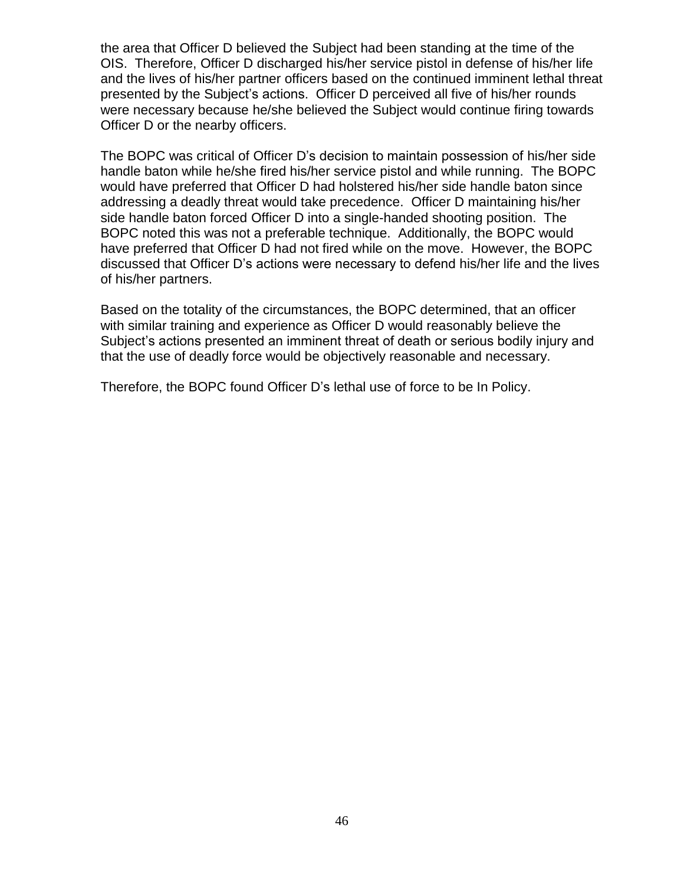the area that Officer D believed the Subject had been standing at the time of the OIS. Therefore, Officer D discharged his/her service pistol in defense of his/her life and the lives of his/her partner officers based on the continued imminent lethal threat presented by the Subject's actions. Officer D perceived all five of his/her rounds were necessary because he/she believed the Subject would continue firing towards Officer D or the nearby officers.

The BOPC was critical of Officer D's decision to maintain possession of his/her side handle baton while he/she fired his/her service pistol and while running. The BOPC would have preferred that Officer D had holstered his/her side handle baton since addressing a deadly threat would take precedence. Officer D maintaining his/her side handle baton forced Officer D into a single-handed shooting position. The BOPC noted this was not a preferable technique. Additionally, the BOPC would have preferred that Officer D had not fired while on the move. However, the BOPC discussed that Officer D's actions were necessary to defend his/her life and the lives of his/her partners.

Based on the totality of the circumstances, the BOPC determined, that an officer with similar training and experience as Officer D would reasonably believe the Subject's actions presented an imminent threat of death or serious bodily injury and that the use of deadly force would be objectively reasonable and necessary.

Therefore, the BOPC found Officer D's lethal use of force to be In Policy.